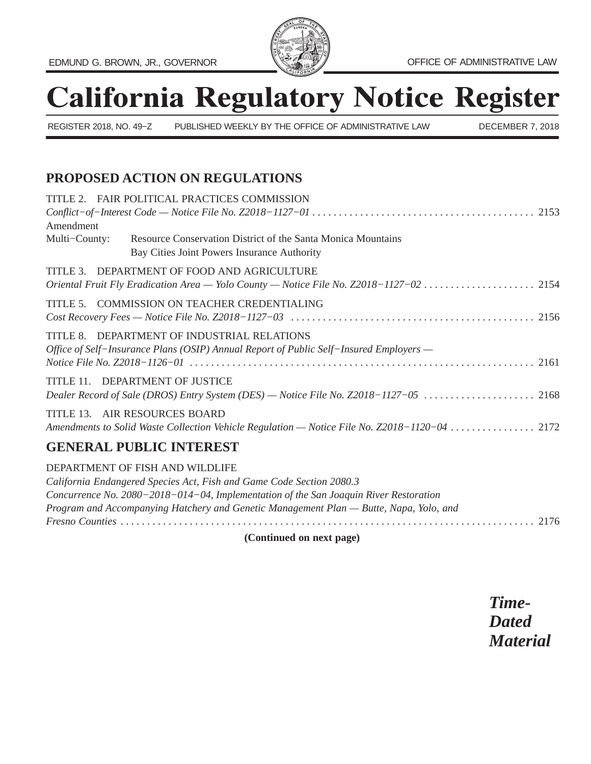EDMUND G. BROWN, JR., GOVERNOR

OFFICE OF ADMINISTRATIVE LAW

# California Regulatory Notice Register

REGISTER 2018, NO. 49−Z PUBLISHED WEEKLY BY THE OFFICE OF ADMINISTRATIVE LAW DECEMBER 7, 2018

## PROPOSED ACTION ON REGULATIONS

TITLE 2. FAIR POLITICAL PRACTICES COMMISSION
*Conflict−of−Interest Code — Notice File No. Z2018−1127−01* . . . . . . . . . . 2153
Amendment
Multi−County: Resource Conservation District of the Santa Monica Mountains
Bay Cities Joint Powers Insurance Authority

TITLE 3. DEPARTMENT OF FOOD AND AGRICULTURE
*Oriental Fruit Fly Eradication Area — Yolo County — Notice File No. Z2018−1127−02* . . . . . . . . . . 2154

TITLE 5. COMMISSION ON TEACHER CREDENTIALING
*Cost Recovery Fees — Notice File No. Z2018−1127−03* . . . . . . . . . . 2156

TITLE 8. DEPARTMENT OF INDUSTRIAL RELATIONS
*Office of Self−Insurance Plans (OSIP) Annual Report of Public Self−Insured Employers — Notice File No. Z2018−1126−01* . . . . . . . . . . 2161

TITLE 11. DEPARTMENT OF JUSTICE
*Dealer Record of Sale (DROS) Entry System (DES) — Notice File No. Z2018−1127−05* . . . . . . . . . . 2168

TITLE 13. AIR RESOURCES BOARD
*Amendments to Solid Waste Collection Vehicle Regulation — Notice File No. Z2018−1120−04* . . . . . . . . . . 2172

## GENERAL PUBLIC INTEREST

DEPARTMENT OF FISH AND WILDLIFE
*California Endangered Species Act, Fish and Game Code Section 2080.3*
*Concurrence No. 2080−2018−014−04, Implementation of the San Joaquin River Restoration Program and Accompanying Hatchery and Genetic Management Plan — Butte, Napa, Yolo, and Fresno Counties* . . . . . . . . . . 2176

**(Continued on next page)**

***Time-Dated Material***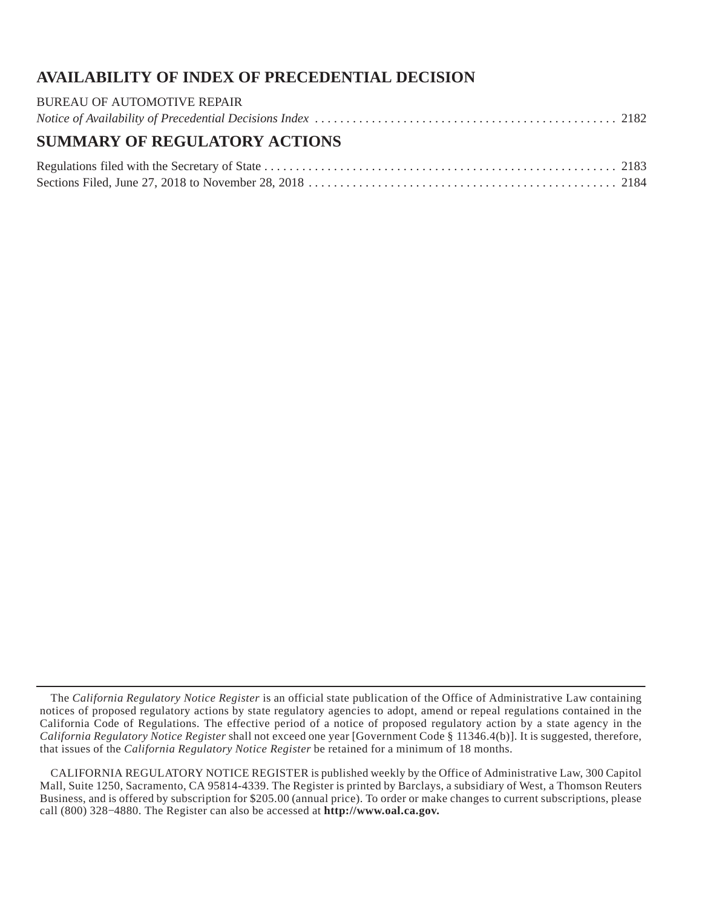## AVAILABILITY OF INDEX OF PRECEDENTIAL DECISION

BUREAU OF AUTOMOTIVE REPAIR

*Notice of Availability of Precedential Decisions Index* . . . . . . . . . . . . . . . . . . . . . . . . . . . . . . . . . . . . . . . . . . . . . . . 2182

## SUMMARY OF REGULATORY ACTIONS

Regulations filed with the Secretary of State . . . . . . . . . . . . . . . . . . . . . . . . . . . . . . . . . . . . . . . . . . . . . . . . . . . . . . 2183

Sections Filed, June 27, 2018 to November 28, 2018 . . . . . . . . . . . . . . . . . . . . . . . . . . . . . . . . . . . . . . . . . . . . . . . . 2184

---

The *California Regulatory Notice Register* is an official state publication of the Office of Administrative Law containing notices of proposed regulatory actions by state regulatory agencies to adopt, amend or repeal regulations contained in the California Code of Regulations. The effective period of a notice of proposed regulatory action by a state agency in the *California Regulatory Notice Register* shall not exceed one year [Government Code § 11346.4(b)]. It is suggested, therefore, that issues of the *California Regulatory Notice Register* be retained for a minimum of 18 months.

CALIFORNIA REGULATORY NOTICE REGISTER is published weekly by the Office of Administrative Law, 300 Capitol Mall, Suite 1250, Sacramento, CA 95814-4339. The Register is printed by Barclays, a subsidiary of West, a Thomson Reuters Business, and is offered by subscription for $205.00 (annual price). To order or make changes to current subscriptions, please call (800) 328−4880. The Register can also be accessed at **http://www.oal.ca.gov.**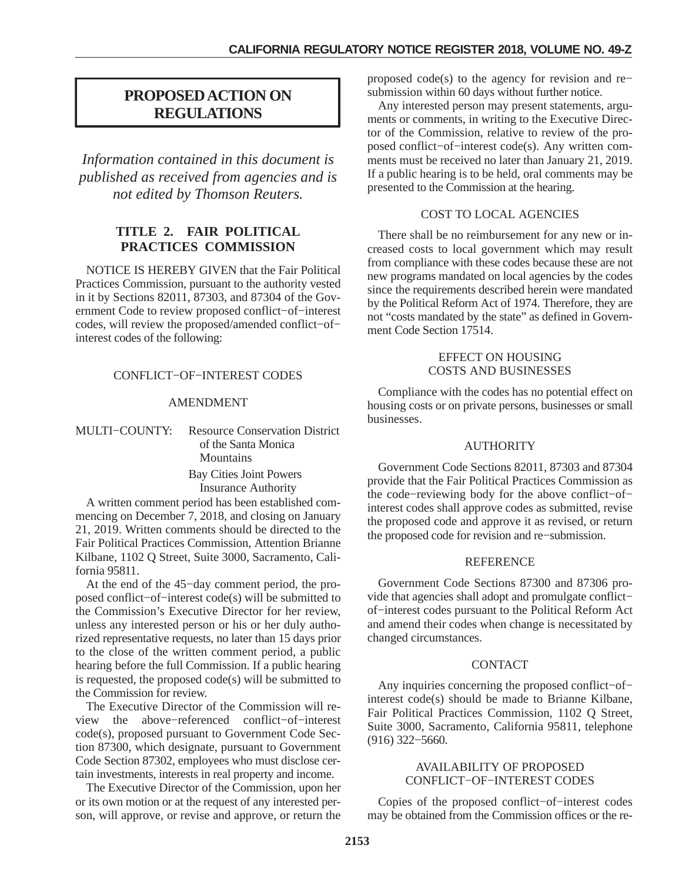# PROPOSED ACTION ON REGULATIONS

*Information contained in this document is published as received from agencies and is not edited by Thomson Reuters.*

## TITLE 2. FAIR POLITICAL PRACTICES COMMISSION

NOTICE IS HEREBY GIVEN that the Fair Political Practices Commission, pursuant to the authority vested in it by Sections 82011, 87303, and 87304 of the Government Code to review proposed conflict−of−interest codes, will review the proposed/amended conflict−of−interest codes of the following:

CONFLICT−OF−INTEREST CODES

AMENDMENT

MULTI−COUNTY: Resource Conservation District of the Santa Monica Mountains
Bay Cities Joint Powers Insurance Authority

A written comment period has been established commencing on December 7, 2018, and closing on January 21, 2019. Written comments should be directed to the Fair Political Practices Commission, Attention Brianne Kilbane, 1102 Q Street, Suite 3000, Sacramento, California 95811.

At the end of the 45−day comment period, the proposed conflict−of−interest code(s) will be submitted to the Commission's Executive Director for her review, unless any interested person or his or her duly authorized representative requests, no later than 15 days prior to the close of the written comment period, a public hearing before the full Commission. If a public hearing is requested, the proposed code(s) will be submitted to the Commission for review.

The Executive Director of the Commission will review the above−referenced conflict−of−interest code(s), proposed pursuant to Government Code Section 87300, which designate, pursuant to Government Code Section 87302, employees who must disclose certain investments, interests in real property and income.

The Executive Director of the Commission, upon her or its own motion or at the request of any interested person, will approve, or revise and approve, or return the proposed code(s) to the agency for revision and re−submission within 60 days without further notice.

Any interested person may present statements, arguments or comments, in writing to the Executive Director of the Commission, relative to review of the proposed conflict−of−interest code(s). Any written comments must be received no later than January 21, 2019. If a public hearing is to be held, oral comments may be presented to the Commission at the hearing.

### COST TO LOCAL AGENCIES

There shall be no reimbursement for any new or increased costs to local government which may result from compliance with these codes because these are not new programs mandated on local agencies by the codes since the requirements described herein were mandated by the Political Reform Act of 1974. Therefore, they are not "costs mandated by the state" as defined in Government Code Section 17514.

### EFFECT ON HOUSING COSTS AND BUSINESSES

Compliance with the codes has no potential effect on housing costs or on private persons, businesses or small businesses.

### AUTHORITY

Government Code Sections 82011, 87303 and 87304 provide that the Fair Political Practices Commission as the code−reviewing body for the above conflict−of−interest codes shall approve codes as submitted, revise the proposed code and approve it as revised, or return the proposed code for revision and re−submission.

### REFERENCE

Government Code Sections 87300 and 87306 provide that agencies shall adopt and promulgate conflict−of−interest codes pursuant to the Political Reform Act and amend their codes when change is necessitated by changed circumstances.

### CONTACT

Any inquiries concerning the proposed conflict−of−interest code(s) should be made to Brianne Kilbane, Fair Political Practices Commission, 1102 Q Street, Suite 3000, Sacramento, California 95811, telephone (916) 322−5660.

### AVAILABILITY OF PROPOSED CONFLICT−OF−INTEREST CODES

Copies of the proposed conflict−of−interest codes may be obtained from the Commission offices or the re-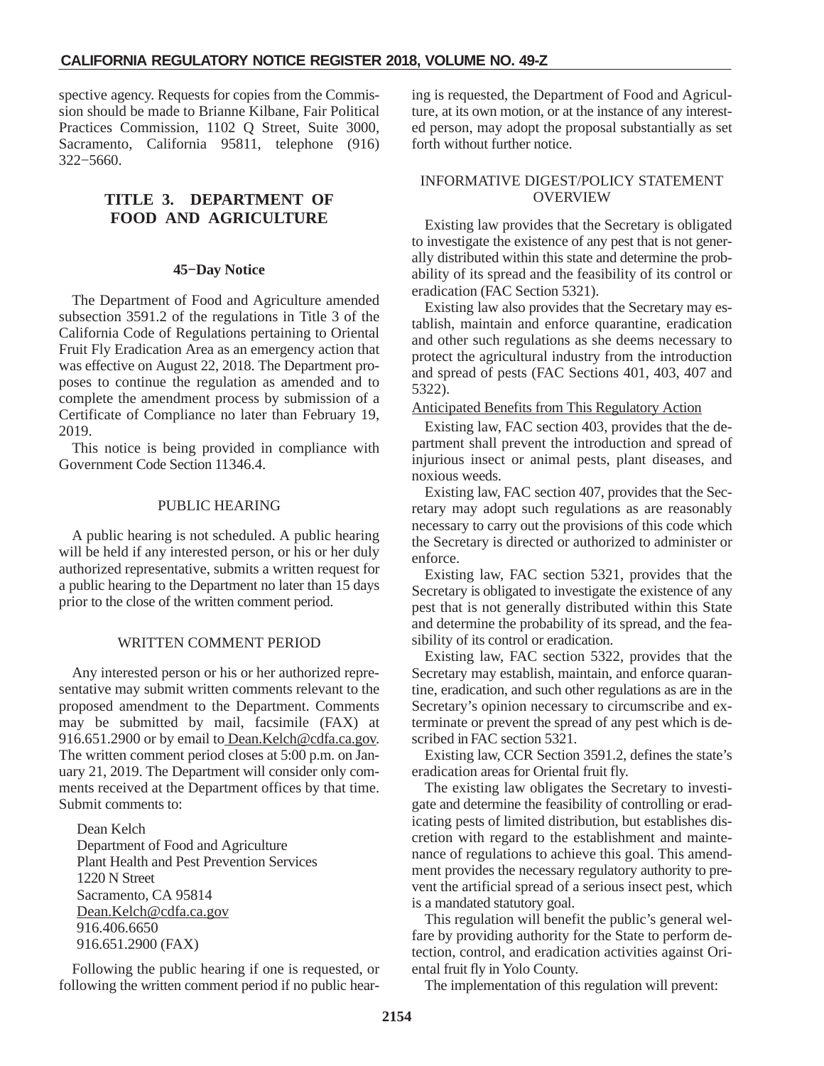spective agency. Requests for copies from the Commission should be made to Brianne Kilbane, Fair Political Practices Commission, 1102 Q Street, Suite 3000, Sacramento, California 95811, telephone (916) 322−5660.

## TITLE 3. DEPARTMENT OF FOOD AND AGRICULTURE

### 45−Day Notice

The Department of Food and Agriculture amended subsection 3591.2 of the regulations in Title 3 of the California Code of Regulations pertaining to Oriental Fruit Fly Eradication Area as an emergency action that was effective on August 22, 2018. The Department proposes to continue the regulation as amended and to complete the amendment process by submission of a Certificate of Compliance no later than February 19, 2019.

This notice is being provided in compliance with Government Code Section 11346.4.

### PUBLIC HEARING

A public hearing is not scheduled. A public hearing will be held if any interested person, or his or her duly authorized representative, submits a written request for a public hearing to the Department no later than 15 days prior to the close of the written comment period.

### WRITTEN COMMENT PERIOD

Any interested person or his or her authorized representative may submit written comments relevant to the proposed amendment to the Department. Comments may be submitted by mail, facsimile (FAX) at 916.651.2900 or by email to Dean.Kelch@cdfa.ca.gov. The written comment period closes at 5:00 p.m. on January 21, 2019. The Department will consider only comments received at the Department offices by that time. Submit comments to:

Dean Kelch
Department of Food and Agriculture
Plant Health and Pest Prevention Services
1220 N Street
Sacramento, CA 95814
Dean.Kelch@cdfa.ca.gov
916.406.6650
916.651.2900 (FAX)

Following the public hearing if one is requested, or following the written comment period if no public hearing is requested, the Department of Food and Agriculture, at its own motion, or at the instance of any interested person, may adopt the proposal substantially as set forth without further notice.

### INFORMATIVE DIGEST/POLICY STATEMENT OVERVIEW

Existing law provides that the Secretary is obligated to investigate the existence of any pest that is not generally distributed within this state and determine the probability of its spread and the feasibility of its control or eradication (FAC Section 5321).

Existing law also provides that the Secretary may establish, maintain and enforce quarantine, eradication and other such regulations as she deems necessary to protect the agricultural industry from the introduction and spread of pests (FAC Sections 401, 403, 407 and 5322).

Anticipated Benefits from This Regulatory Action

Existing law, FAC section 403, provides that the department shall prevent the introduction and spread of injurious insect or animal pests, plant diseases, and noxious weeds.

Existing law, FAC section 407, provides that the Secretary may adopt such regulations as are reasonably necessary to carry out the provisions of this code which the Secretary is directed or authorized to administer or enforce.

Existing law, FAC section 5321, provides that the Secretary is obligated to investigate the existence of any pest that is not generally distributed within this State and determine the probability of its spread, and the feasibility of its control or eradication.

Existing law, FAC section 5322, provides that the Secretary may establish, maintain, and enforce quarantine, eradication, and such other regulations as are in the Secretary's opinion necessary to circumscribe and exterminate or prevent the spread of any pest which is described in FAC section 5321.

Existing law, CCR Section 3591.2, defines the state's eradication areas for Oriental fruit fly.

The existing law obligates the Secretary to investigate and determine the feasibility of controlling or eradicating pests of limited distribution, but establishes discretion with regard to the establishment and maintenance of regulations to achieve this goal. This amendment provides the necessary regulatory authority to prevent the artificial spread of a serious insect pest, which is a mandated statutory goal.

This regulation will benefit the public's general welfare by providing authority for the State to perform detection, control, and eradication activities against Oriental fruit fly in Yolo County.

The implementation of this regulation will prevent: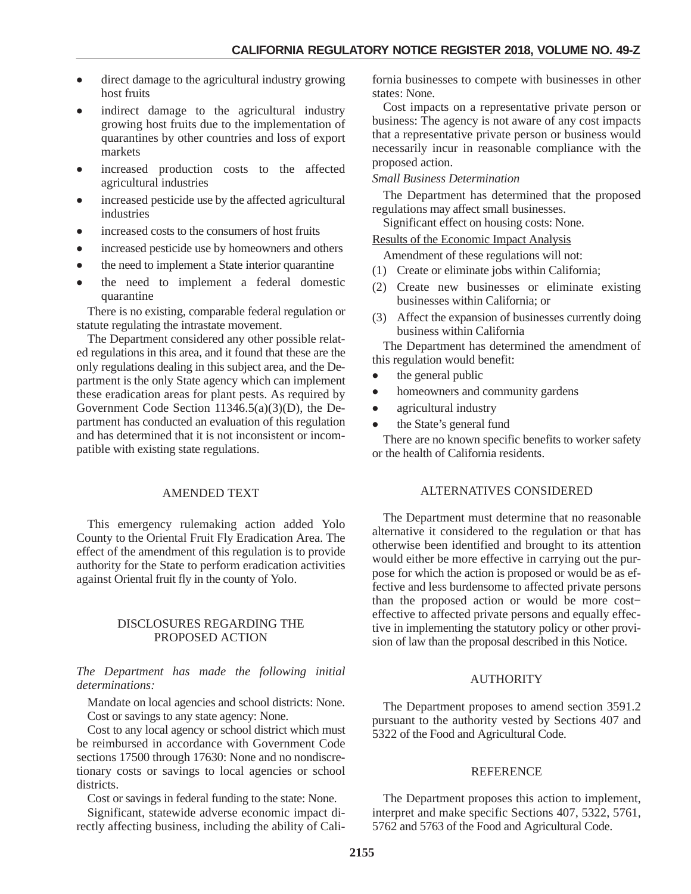- direct damage to the agricultural industry growing host fruits
- indirect damage to the agricultural industry growing host fruits due to the implementation of quarantines by other countries and loss of export markets
- increased production costs to the affected agricultural industries
- increased pesticide use by the affected agricultural industries
- increased costs to the consumers of host fruits
- increased pesticide use by homeowners and others
- the need to implement a State interior quarantine
- the need to implement a federal domestic quarantine

There is no existing, comparable federal regulation or statute regulating the intrastate movement.

The Department considered any other possible related regulations in this area, and it found that these are the only regulations dealing in this subject area, and the Department is the only State agency which can implement these eradication areas for plant pests. As required by Government Code Section 11346.5(a)(3)(D), the Department has conducted an evaluation of this regulation and has determined that it is not inconsistent or incompatible with existing state regulations.

## AMENDED TEXT

This emergency rulemaking action added Yolo County to the Oriental Fruit Fly Eradication Area. The effect of the amendment of this regulation is to provide authority for the State to perform eradication activities against Oriental fruit fly in the county of Yolo.

## DISCLOSURES REGARDING THE PROPOSED ACTION

*The Department has made the following initial determinations:*

Mandate on local agencies and school districts: None.

Cost or savings to any state agency: None.

Cost to any local agency or school district which must be reimbursed in accordance with Government Code sections 17500 through 17630: None and no nondiscretionary costs or savings to local agencies or school districts.

Cost or savings in federal funding to the state: None.

Significant, statewide adverse economic impact directly affecting business, including the ability of California businesses to compete with businesses in other states: None.

Cost impacts on a representative private person or business: The agency is not aware of any cost impacts that a representative private person or business would necessarily incur in reasonable compliance with the proposed action.

*Small Business Determination*

The Department has determined that the proposed regulations may affect small businesses.

Significant effect on housing costs: None.

Results of the Economic Impact Analysis

Amendment of these regulations will not:

(1) Create or eliminate jobs within California;
(2) Create new businesses or eliminate existing businesses within California; or
(3) Affect the expansion of businesses currently doing business within California

The Department has determined the amendment of this regulation would benefit:

- the general public
- homeowners and community gardens
- agricultural industry
- the State's general fund

There are no known specific benefits to worker safety or the health of California residents.

## ALTERNATIVES CONSIDERED

The Department must determine that no reasonable alternative it considered to the regulation or that has otherwise been identified and brought to its attention would either be more effective in carrying out the purpose for which the action is proposed or would be as effective and less burdensome to affected private persons than the proposed action or would be more cost−effective to affected private persons and equally effective in implementing the statutory policy or other provision of law than the proposal described in this Notice.

## AUTHORITY

The Department proposes to amend section 3591.2 pursuant to the authority vested by Sections 407 and 5322 of the Food and Agricultural Code.

## REFERENCE

The Department proposes this action to implement, interpret and make specific Sections 407, 5322, 5761, 5762 and 5763 of the Food and Agricultural Code.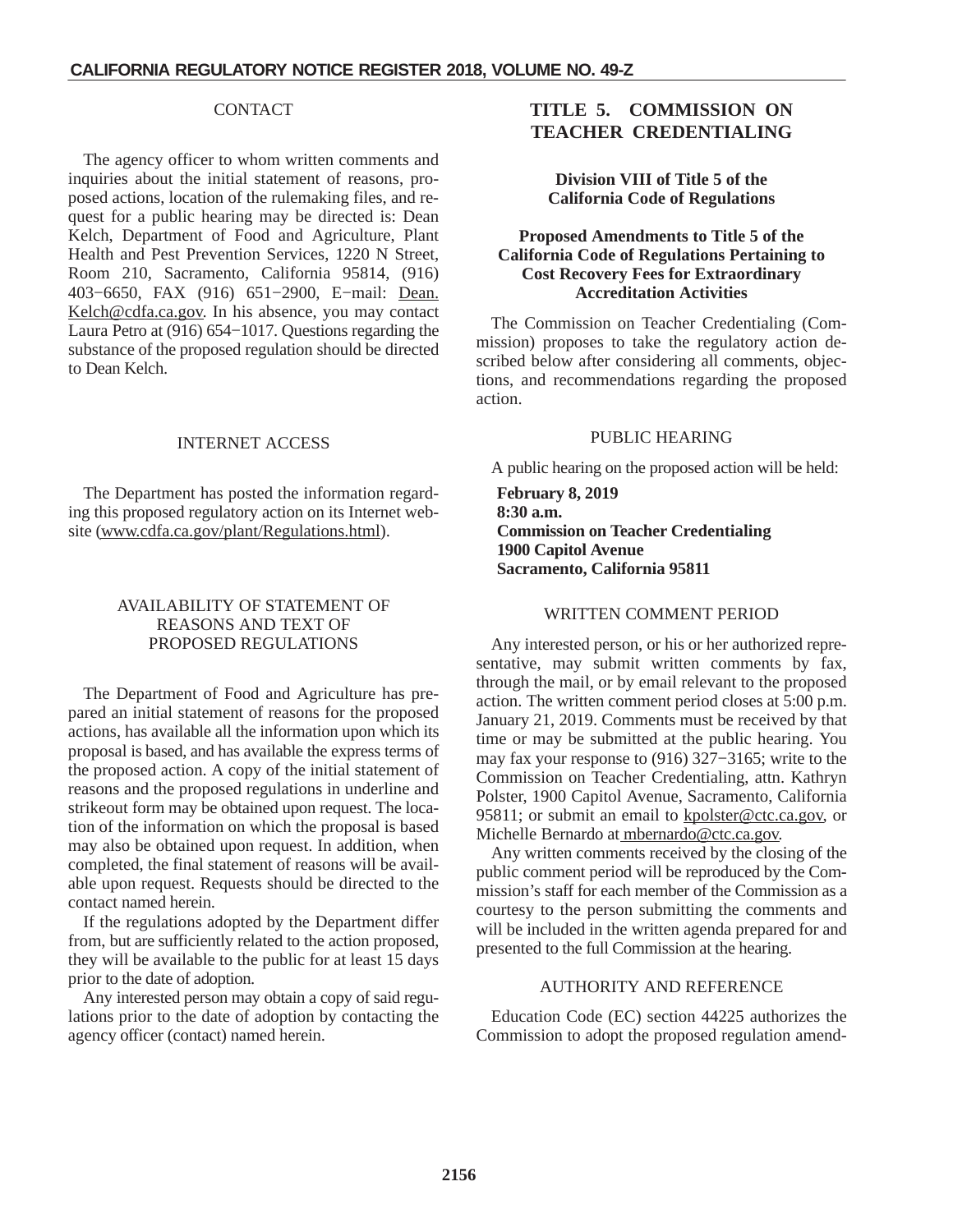CONTACT

The agency officer to whom written comments and inquiries about the initial statement of reasons, proposed actions, location of the rulemaking files, and request for a public hearing may be directed is: Dean Kelch, Department of Food and Agriculture, Plant Health and Pest Prevention Services, 1220 N Street, Room 210, Sacramento, California 95814, (916) 403−6650, FAX (916) 651−2900, E−mail: Dean.Kelch@cdfa.ca.gov. In his absence, you may contact Laura Petro at (916) 654−1017. Questions regarding the substance of the proposed regulation should be directed to Dean Kelch.

INTERNET ACCESS

The Department has posted the information regarding this proposed regulatory action on its Internet website (www.cdfa.ca.gov/plant/Regulations.html).

AVAILABILITY OF STATEMENT OF REASONS AND TEXT OF PROPOSED REGULATIONS

The Department of Food and Agriculture has prepared an initial statement of reasons for the proposed actions, has available all the information upon which its proposal is based, and has available the express terms of the proposed action. A copy of the initial statement of reasons and the proposed regulations in underline and strikeout form may be obtained upon request. The location of the information on which the proposal is based may also be obtained upon request. In addition, when completed, the final statement of reasons will be available upon request. Requests should be directed to the contact named herein.

If the regulations adopted by the Department differ from, but are sufficiently related to the action proposed, they will be available to the public for at least 15 days prior to the date of adoption.

Any interested person may obtain a copy of said regulations prior to the date of adoption by contacting the agency officer (contact) named herein.

# TITLE 5. COMMISSION ON TEACHER CREDENTIALING

**Division VIII of Title 5 of the California Code of Regulations**

**Proposed Amendments to Title 5 of the California Code of Regulations Pertaining to Cost Recovery Fees for Extraordinary Accreditation Activities**

The Commission on Teacher Credentialing (Commission) proposes to take the regulatory action described below after considering all comments, objections, and recommendations regarding the proposed action.

PUBLIC HEARING

A public hearing on the proposed action will be held:

**February 8, 2019**
**8:30 a.m.**
**Commission on Teacher Credentialing**
**1900 Capitol Avenue**
**Sacramento, California 95811**

WRITTEN COMMENT PERIOD

Any interested person, or his or her authorized representative, may submit written comments by fax, through the mail, or by email relevant to the proposed action. The written comment period closes at 5:00 p.m. January 21, 2019. Comments must be received by that time or may be submitted at the public hearing. You may fax your response to (916) 327−3165; write to the Commission on Teacher Credentialing, attn. Kathryn Polster, 1900 Capitol Avenue, Sacramento, California 95811; or submit an email to kpolster@ctc.ca.gov, or Michelle Bernardo at mbernardo@ctc.ca.gov.

Any written comments received by the closing of the public comment period will be reproduced by the Commission's staff for each member of the Commission as a courtesy to the person submitting the comments and will be included in the written agenda prepared for and presented to the full Commission at the hearing.

AUTHORITY AND REFERENCE

Education Code (EC) section 44225 authorizes the Commission to adopt the proposed regulation amend-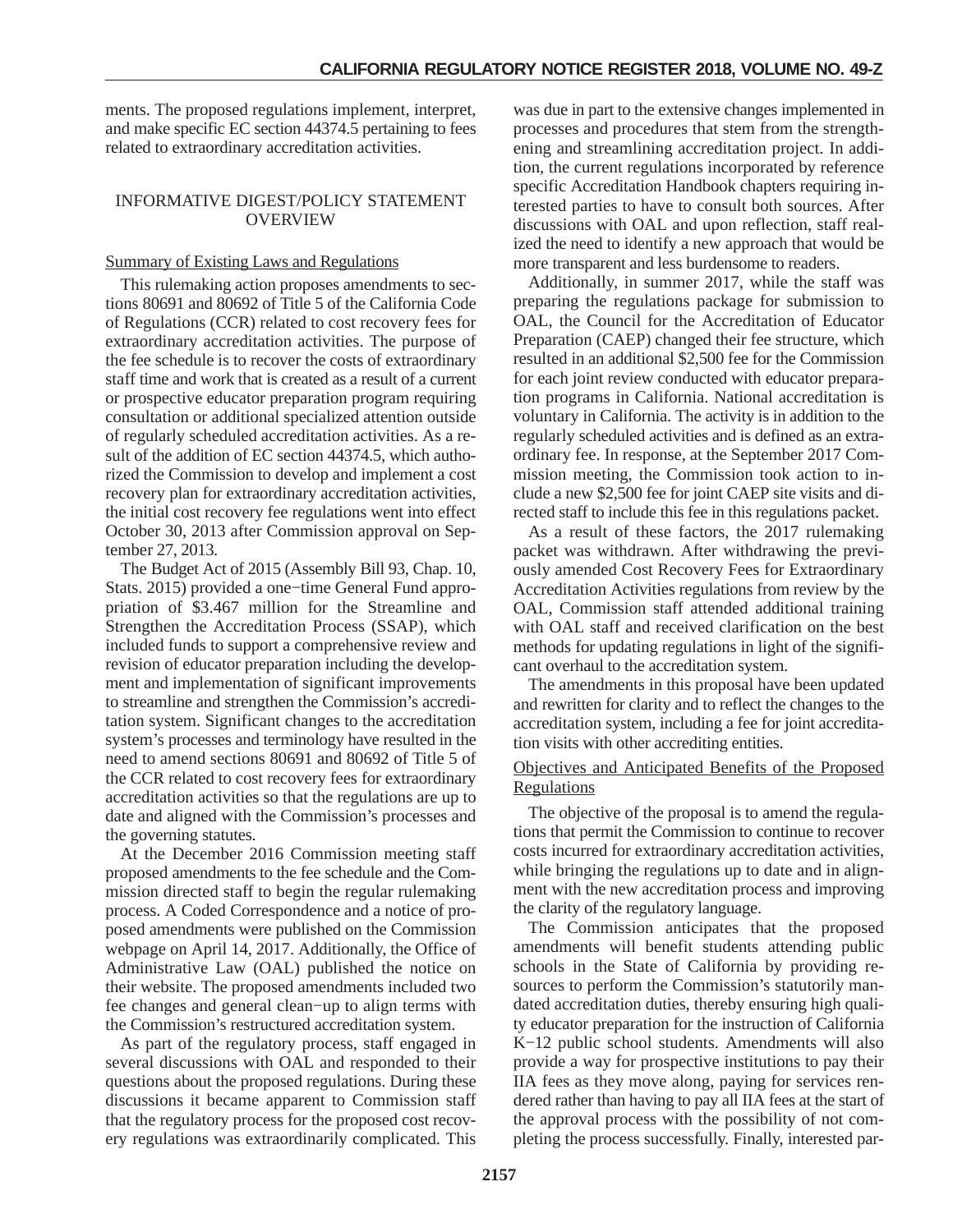ments. The proposed regulations implement, interpret, and make specific EC section 44374.5 pertaining to fees related to extraordinary accreditation activities.

## INFORMATIVE DIGEST/POLICY STATEMENT OVERVIEW

### Summary of Existing Laws and Regulations

This rulemaking action proposes amendments to sections 80691 and 80692 of Title 5 of the California Code of Regulations (CCR) related to cost recovery fees for extraordinary accreditation activities. The purpose of the fee schedule is to recover the costs of extraordinary staff time and work that is created as a result of a current or prospective educator preparation program requiring consultation or additional specialized attention outside of regularly scheduled accreditation activities. As a result of the addition of EC section 44374.5, which authorized the Commission to develop and implement a cost recovery plan for extraordinary accreditation activities, the initial cost recovery fee regulations went into effect October 30, 2013 after Commission approval on September 27, 2013.

The Budget Act of 2015 (Assembly Bill 93, Chap. 10, Stats. 2015) provided a one−time General Fund appropriation of $3.467 million for the Streamline and Strengthen the Accreditation Process (SSAP), which included funds to support a comprehensive review and revision of educator preparation including the development and implementation of significant improvements to streamline and strengthen the Commission's accreditation system. Significant changes to the accreditation system's processes and terminology have resulted in the need to amend sections 80691 and 80692 of Title 5 of the CCR related to cost recovery fees for extraordinary accreditation activities so that the regulations are up to date and aligned with the Commission's processes and the governing statutes.

At the December 2016 Commission meeting staff proposed amendments to the fee schedule and the Commission directed staff to begin the regular rulemaking process. A Coded Correspondence and a notice of proposed amendments were published on the Commission webpage on April 14, 2017. Additionally, the Office of Administrative Law (OAL) published the notice on their website. The proposed amendments included two fee changes and general clean−up to align terms with the Commission's restructured accreditation system.

As part of the regulatory process, staff engaged in several discussions with OAL and responded to their questions about the proposed regulations. During these discussions it became apparent to Commission staff that the regulatory process for the proposed cost recovery regulations was extraordinarily complicated. This was due in part to the extensive changes implemented in processes and procedures that stem from the strengthening and streamlining accreditation project. In addition, the current regulations incorporated by reference specific Accreditation Handbook chapters requiring interested parties to have to consult both sources. After discussions with OAL and upon reflection, staff realized the need to identify a new approach that would be more transparent and less burdensome to readers.

Additionally, in summer 2017, while the staff was preparing the regulations package for submission to OAL, the Council for the Accreditation of Educator Preparation (CAEP) changed their fee structure, which resulted in an additional $2,500 fee for the Commission for each joint review conducted with educator preparation programs in California. National accreditation is voluntary in California. The activity is in addition to the regularly scheduled activities and is defined as an extraordinary fee. In response, at the September 2017 Commission meeting, the Commission took action to include a new $2,500 fee for joint CAEP site visits and directed staff to include this fee in this regulations packet.

As a result of these factors, the 2017 rulemaking packet was withdrawn. After withdrawing the previously amended Cost Recovery Fees for Extraordinary Accreditation Activities regulations from review by the OAL, Commission staff attended additional training with OAL staff and received clarification on the best methods for updating regulations in light of the significant overhaul to the accreditation system.

The amendments in this proposal have been updated and rewritten for clarity and to reflect the changes to the accreditation system, including a fee for joint accreditation visits with other accrediting entities.

### Objectives and Anticipated Benefits of the Proposed Regulations

The objective of the proposal is to amend the regulations that permit the Commission to continue to recover costs incurred for extraordinary accreditation activities, while bringing the regulations up to date and in alignment with the new accreditation process and improving the clarity of the regulatory language.

The Commission anticipates that the proposed amendments will benefit students attending public schools in the State of California by providing resources to perform the Commission's statutorily mandated accreditation duties, thereby ensuring high quality educator preparation for the instruction of California K−12 public school students. Amendments will also provide a way for prospective institutions to pay their IIA fees as they move along, paying for services rendered rather than having to pay all IIA fees at the start of the approval process with the possibility of not completing the process successfully. Finally, interested par-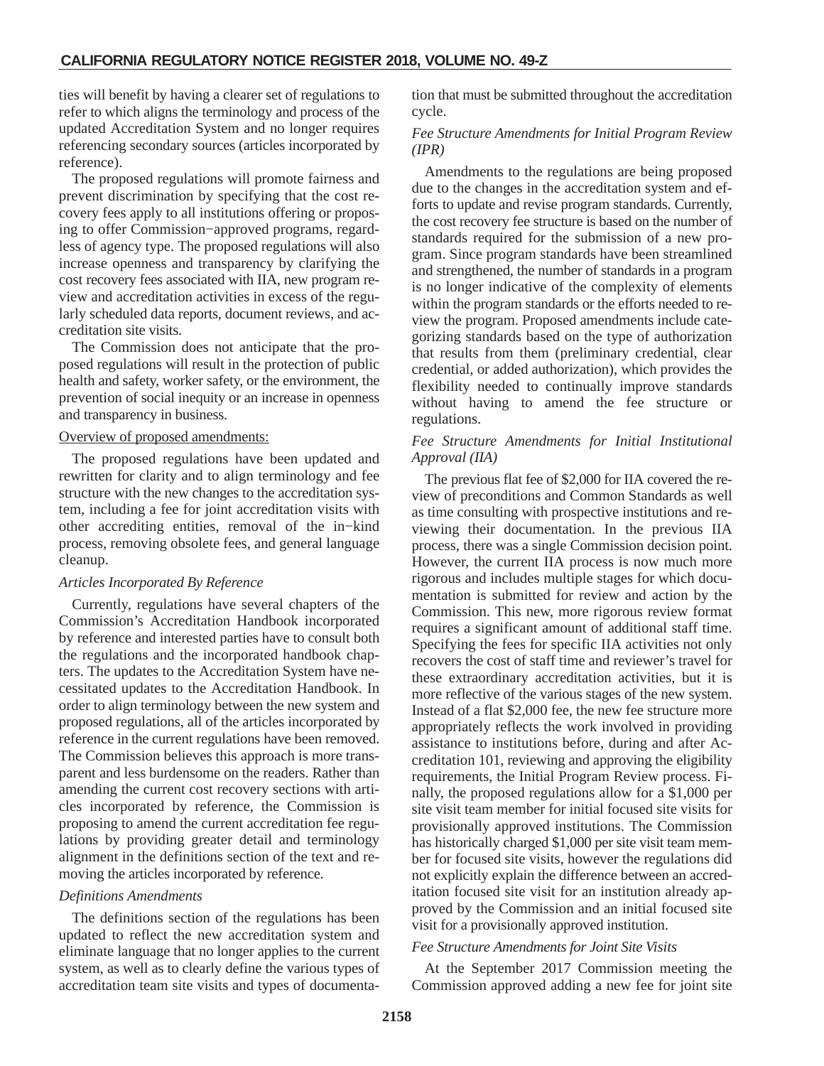ties will benefit by having a clearer set of regulations to refer to which aligns the terminology and process of the updated Accreditation System and no longer requires referencing secondary sources (articles incorporated by reference).

The proposed regulations will promote fairness and prevent discrimination by specifying that the cost recovery fees apply to all institutions offering or proposing to offer Commission−approved programs, regardless of agency type. The proposed regulations will also increase openness and transparency by clarifying the cost recovery fees associated with IIA, new program review and accreditation activities in excess of the regularly scheduled data reports, document reviews, and accreditation site visits.

The Commission does not anticipate that the proposed regulations will result in the protection of public health and safety, worker safety, or the environment, the prevention of social inequity or an increase in openness and transparency in business.

Overview of proposed amendments:

The proposed regulations have been updated and rewritten for clarity and to align terminology and fee structure with the new changes to the accreditation system, including a fee for joint accreditation visits with other accrediting entities, removal of the in−kind process, removing obsolete fees, and general language cleanup.

*Articles Incorporated By Reference*

Currently, regulations have several chapters of the Commission's Accreditation Handbook incorporated by reference and interested parties have to consult both the regulations and the incorporated handbook chapters. The updates to the Accreditation System have necessitated updates to the Accreditation Handbook. In order to align terminology between the new system and proposed regulations, all of the articles incorporated by reference in the current regulations have been removed. The Commission believes this approach is more transparent and less burdensome on the readers. Rather than amending the current cost recovery sections with articles incorporated by reference, the Commission is proposing to amend the current accreditation fee regulations by providing greater detail and terminology alignment in the definitions section of the text and removing the articles incorporated by reference.

*Definitions Amendments*

The definitions section of the regulations has been updated to reflect the new accreditation system and eliminate language that no longer applies to the current system, as well as to clearly define the various types of accreditation team site visits and types of documentation that must be submitted throughout the accreditation cycle.

*Fee Structure Amendments for Initial Program Review (IPR)*

Amendments to the regulations are being proposed due to the changes in the accreditation system and efforts to update and revise program standards. Currently, the cost recovery fee structure is based on the number of standards required for the submission of a new program. Since program standards have been streamlined and strengthened, the number of standards in a program is no longer indicative of the complexity of elements within the program standards or the efforts needed to review the program. Proposed amendments include categorizing standards based on the type of authorization that results from them (preliminary credential, clear credential, or added authorization), which provides the flexibility needed to continually improve standards without having to amend the fee structure or regulations.

*Fee Structure Amendments for Initial Institutional Approval (IIA)*

The previous flat fee of $2,000 for IIA covered the review of preconditions and Common Standards as well as time consulting with prospective institutions and reviewing their documentation. In the previous IIA process, there was a single Commission decision point. However, the current IIA process is now much more rigorous and includes multiple stages for which documentation is submitted for review and action by the Commission. This new, more rigorous review format requires a significant amount of additional staff time. Specifying the fees for specific IIA activities not only recovers the cost of staff time and reviewer's travel for these extraordinary accreditation activities, but it is more reflective of the various stages of the new system. Instead of a flat $2,000 fee, the new fee structure more appropriately reflects the work involved in providing assistance to institutions before, during and after Accreditation 101, reviewing and approving the eligibility requirements, the Initial Program Review process. Finally, the proposed regulations allow for a $1,000 per site visit team member for initial focused site visits for provisionally approved institutions. The Commission has historically charged $1,000 per site visit team member for focused site visits, however the regulations did not explicitly explain the difference between an accreditation focused site visit for an institution already approved by the Commission and an initial focused site visit for a provisionally approved institution.

*Fee Structure Amendments for Joint Site Visits*

At the September 2017 Commission meeting the Commission approved adding a new fee for joint site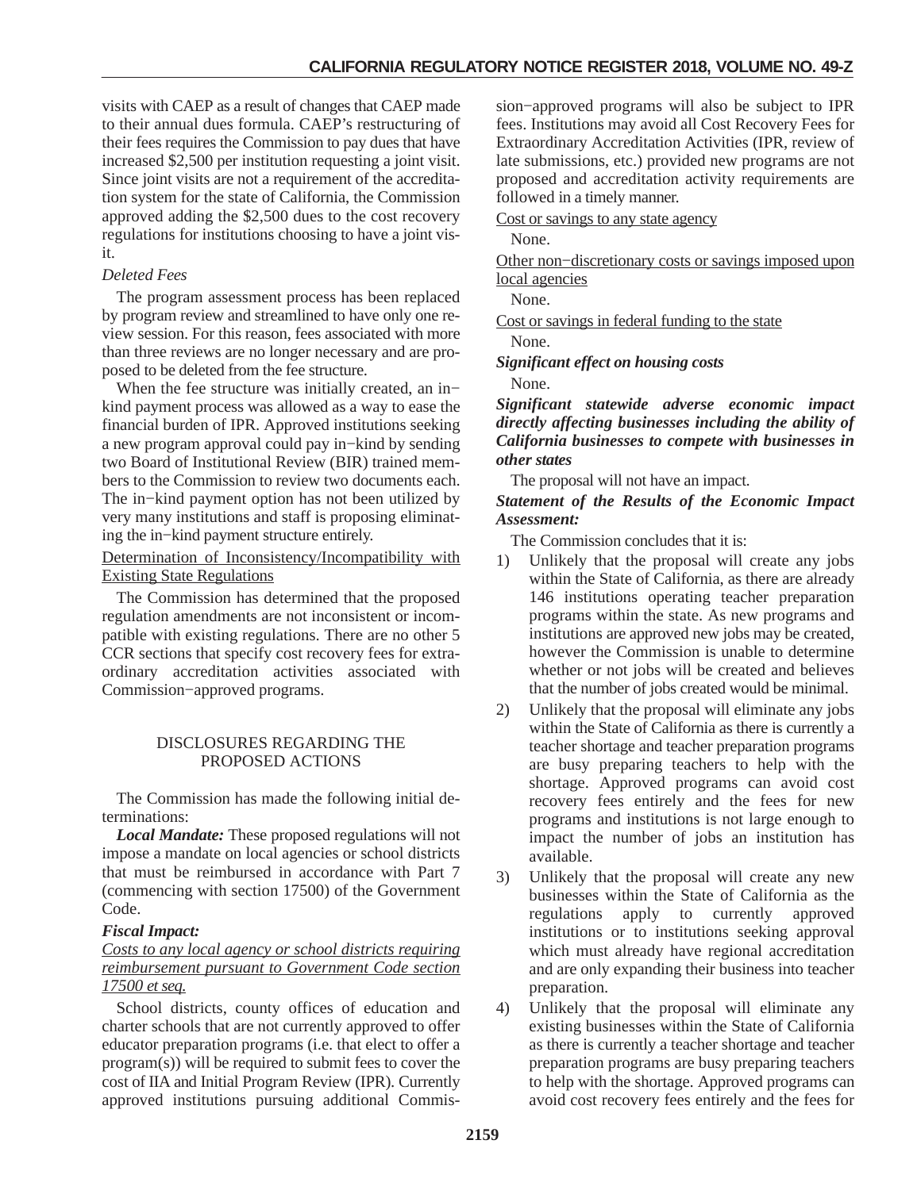visits with CAEP as a result of changes that CAEP made to their annual dues formula. CAEP's restructuring of their fees requires the Commission to pay dues that have increased $2,500 per institution requesting a joint visit. Since joint visits are not a requirement of the accreditation system for the state of California, the Commission approved adding the $2,500 dues to the cost recovery regulations for institutions choosing to have a joint visit.

*Deleted Fees*

The program assessment process has been replaced by program review and streamlined to have only one review session. For this reason, fees associated with more than three reviews are no longer necessary and are proposed to be deleted from the fee structure.

When the fee structure was initially created, an in−kind payment process was allowed as a way to ease the financial burden of IPR. Approved institutions seeking a new program approval could pay in−kind by sending two Board of Institutional Review (BIR) trained members to the Commission to review two documents each. The in−kind payment option has not been utilized by very many institutions and staff is proposing eliminating the in−kind payment structure entirely.

Determination of Inconsistency/Incompatibility with Existing State Regulations

The Commission has determined that the proposed regulation amendments are not inconsistent or incompatible with existing regulations. There are no other 5 CCR sections that specify cost recovery fees for extraordinary accreditation activities associated with Commission−approved programs.

## DISCLOSURES REGARDING THE PROPOSED ACTIONS

The Commission has made the following initial determinations:

***Local Mandate:*** These proposed regulations will not impose a mandate on local agencies or school districts that must be reimbursed in accordance with Part 7 (commencing with section 17500) of the Government Code.

***Fiscal Impact:***

*Costs to any local agency or school districts requiring reimbursement pursuant to Government Code section 17500 et seq.*

School districts, county offices of education and charter schools that are not currently approved to offer educator preparation programs (i.e. that elect to offer a program(s)) will be required to submit fees to cover the cost of IIA and Initial Program Review (IPR). Currently approved institutions pursuing additional Commission−approved programs will also be subject to IPR fees. Institutions may avoid all Cost Recovery Fees for Extraordinary Accreditation Activities (IPR, review of late submissions, etc.) provided new programs are not proposed and accreditation activity requirements are followed in a timely manner.

Cost or savings to any state agency

None.

Other non−discretionary costs or savings imposed upon local agencies

None.

Cost or savings in federal funding to the state

None.

***Significant effect on housing costs***

None.

***Significant statewide adverse economic impact directly affecting businesses including the ability of California businesses to compete with businesses in other states***

The proposal will not have an impact.

***Statement of the Results of the Economic Impact Assessment:***

The Commission concludes that it is:

1) Unlikely that the proposal will create any jobs within the State of California, as there are already 146 institutions operating teacher preparation programs within the state. As new programs and institutions are approved new jobs may be created, however the Commission is unable to determine whether or not jobs will be created and believes that the number of jobs created would be minimal.
2) Unlikely that the proposal will eliminate any jobs within the State of California as there is currently a teacher shortage and teacher preparation programs are busy preparing teachers to help with the shortage. Approved programs can avoid cost recovery fees entirely and the fees for new programs and institutions is not large enough to impact the number of jobs an institution has available.
3) Unlikely that the proposal will create any new businesses within the State of California as the regulations apply to currently approved institutions or to institutions seeking approval which must already have regional accreditation and are only expanding their business into teacher preparation.
4) Unlikely that the proposal will eliminate any existing businesses within the State of California as there is currently a teacher shortage and teacher preparation programs are busy preparing teachers to help with the shortage. Approved programs can avoid cost recovery fees entirely and the fees for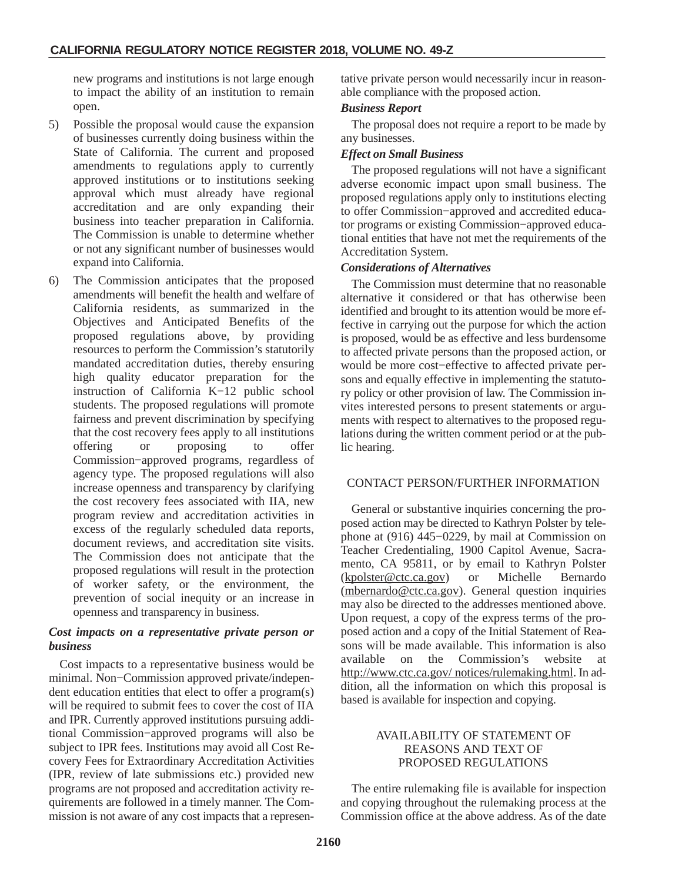new programs and institutions is not large enough to impact the ability of an institution to remain open.

5) Possible the proposal would cause the expansion of businesses currently doing business within the State of California. The current and proposed amendments to regulations apply to currently approved institutions or to institutions seeking approval which must already have regional accreditation and are only expanding their business into teacher preparation in California. The Commission is unable to determine whether or not any significant number of businesses would expand into California.

6) The Commission anticipates that the proposed amendments will benefit the health and welfare of California residents, as summarized in the Objectives and Anticipated Benefits of the proposed regulations above, by providing resources to perform the Commission's statutorily mandated accreditation duties, thereby ensuring high quality educator preparation for the instruction of California K−12 public school students. The proposed regulations will promote fairness and prevent discrimination by specifying that the cost recovery fees apply to all institutions offering or proposing to offer Commission−approved programs, regardless of agency type. The proposed regulations will also increase openness and transparency by clarifying the cost recovery fees associated with IIA, new program review and accreditation activities in excess of the regularly scheduled data reports, document reviews, and accreditation site visits. The Commission does not anticipate that the proposed regulations will result in the protection of worker safety, or the environment, the prevention of social inequity or an increase in openness and transparency in business.

***Cost impacts on a representative private person or business***

Cost impacts to a representative business would be minimal. Non−Commission approved private/independent education entities that elect to offer a program(s) will be required to submit fees to cover the cost of IIA and IPR. Currently approved institutions pursuing additional Commission−approved programs will also be subject to IPR fees. Institutions may avoid all Cost Recovery Fees for Extraordinary Accreditation Activities (IPR, review of late submissions etc.) provided new programs are not proposed and accreditation activity requirements are followed in a timely manner. The Commission is not aware of any cost impacts that a representative private person would necessarily incur in reasonable compliance with the proposed action.

***Business Report***

The proposal does not require a report to be made by any businesses.

***Effect on Small Business***

The proposed regulations will not have a significant adverse economic impact upon small business. The proposed regulations apply only to institutions electing to offer Commission−approved and accredited educator programs or existing Commission−approved educational entities that have not met the requirements of the Accreditation System.

***Considerations of Alternatives***

The Commission must determine that no reasonable alternative it considered or that has otherwise been identified and brought to its attention would be more effective in carrying out the purpose for which the action is proposed, would be as effective and less burdensome to affected private persons than the proposed action, or would be more cost−effective to affected private persons and equally effective in implementing the statutory policy or other provision of law. The Commission invites interested persons to present statements or arguments with respect to alternatives to the proposed regulations during the written comment period or at the public hearing.

## CONTACT PERSON/FURTHER INFORMATION

General or substantive inquiries concerning the proposed action may be directed to Kathryn Polster by telephone at (916) 445−0229, by mail at Commission on Teacher Credentialing, 1900 Capitol Avenue, Sacramento, CA 95811, or by email to Kathryn Polster (kpolster@ctc.ca.gov) or Michelle Bernardo (mbernardo@ctc.ca.gov). General question inquiries may also be directed to the addresses mentioned above. Upon request, a copy of the express terms of the proposed action and a copy of the Initial Statement of Reasons will be made available. This information is also available on the Commission's website at http://www.ctc.ca.gov/ notices/rulemaking.html. In addition, all the information on which this proposal is based is available for inspection and copying.

## AVAILABILITY OF STATEMENT OF REASONS AND TEXT OF PROPOSED REGULATIONS

The entire rulemaking file is available for inspection and copying throughout the rulemaking process at the Commission office at the above address. As of the date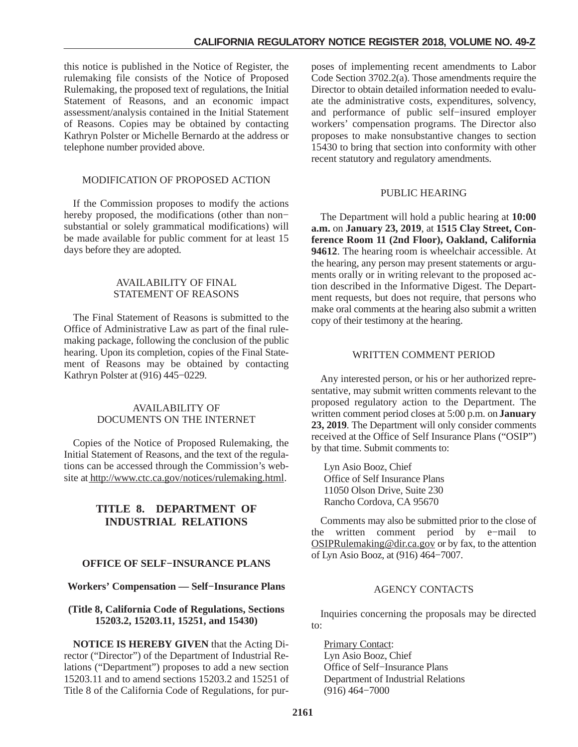this notice is published in the Notice of Register, the rulemaking file consists of the Notice of Proposed Rulemaking, the proposed text of regulations, the Initial Statement of Reasons, and an economic impact assessment/analysis contained in the Initial Statement of Reasons. Copies may be obtained by contacting Kathryn Polster or Michelle Bernardo at the address or telephone number provided above.

MODIFICATION OF PROPOSED ACTION

If the Commission proposes to modify the actions hereby proposed, the modifications (other than non−substantial or solely grammatical modifications) will be made available for public comment for at least 15 days before they are adopted.

AVAILABILITY OF FINAL STATEMENT OF REASONS

The Final Statement of Reasons is submitted to the Office of Administrative Law as part of the final rulemaking package, following the conclusion of the public hearing. Upon its completion, copies of the Final Statement of Reasons may be obtained by contacting Kathryn Polster at (916) 445−0229.

AVAILABILITY OF DOCUMENTS ON THE INTERNET

Copies of the Notice of Proposed Rulemaking, the Initial Statement of Reasons, and the text of the regulations can be accessed through the Commission's website at http://www.ctc.ca.gov/notices/rulemaking.html.

# TITLE 8. DEPARTMENT OF INDUSTRIAL RELATIONS

### OFFICE OF SELF−INSURANCE PLANS

**Workers' Compensation — Self−Insurance Plans**

**(Title 8, California Code of Regulations, Sections 15203.2, 15203.11, 15251, and 15430)**

**NOTICE IS HEREBY GIVEN** that the Acting Director ("Director") of the Department of Industrial Relations ("Department") proposes to add a new section 15203.11 and to amend sections 15203.2 and 15251 of Title 8 of the California Code of Regulations, for purposes of implementing recent amendments to Labor Code Section 3702.2(a). Those amendments require the Director to obtain detailed information needed to evaluate the administrative costs, expenditures, solvency, and performance of public self−insured employer workers' compensation programs. The Director also proposes to make nonsubstantive changes to section 15430 to bring that section into conformity with other recent statutory and regulatory amendments.

PUBLIC HEARING

The Department will hold a public hearing at **10:00 a.m.** on **January 23, 2019**, at **1515 Clay Street, Conference Room 11 (2nd Floor), Oakland, California 94612**. The hearing room is wheelchair accessible. At the hearing, any person may present statements or arguments orally or in writing relevant to the proposed action described in the Informative Digest. The Department requests, but does not require, that persons who make oral comments at the hearing also submit a written copy of their testimony at the hearing.

WRITTEN COMMENT PERIOD

Any interested person, or his or her authorized representative, may submit written comments relevant to the proposed regulatory action to the Department. The written comment period closes at 5:00 p.m. on **January 23, 2019**. The Department will only consider comments received at the Office of Self Insurance Plans ("OSIP") by that time. Submit comments to:

Lyn Asio Booz, Chief
Office of Self Insurance Plans
11050 Olson Drive, Suite 230
Rancho Cordova, CA 95670

Comments may also be submitted prior to the close of the written comment period by e−mail to OSIPRulemaking@dir.ca.gov or by fax, to the attention of Lyn Asio Booz, at (916) 464−7007.

AGENCY CONTACTS

Inquiries concerning the proposals may be directed to:

Primary Contact:
Lyn Asio Booz, Chief
Office of Self−Insurance Plans
Department of Industrial Relations
(916) 464−7000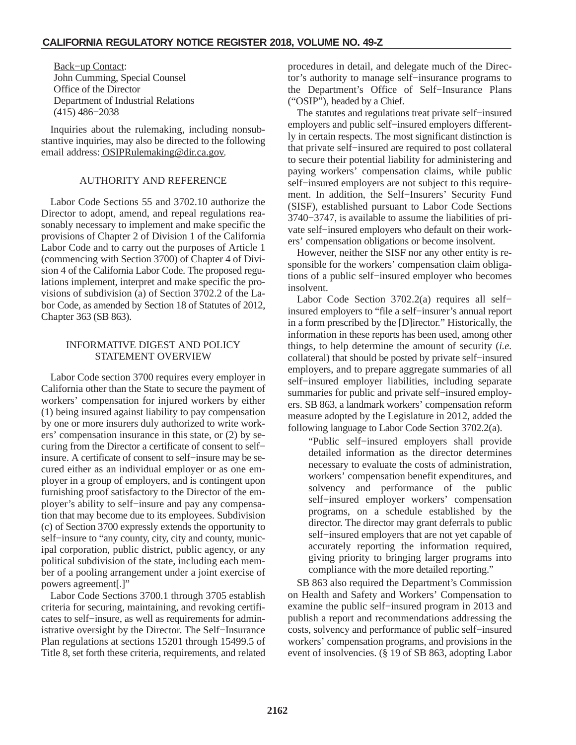Back−up Contact:
John Cumming, Special Counsel
Office of the Director
Department of Industrial Relations
(415) 486−2038

Inquiries about the rulemaking, including nonsubstantive inquiries, may also be directed to the following email address: OSIPRulemaking@dir.ca.gov.

## AUTHORITY AND REFERENCE

Labor Code Sections 55 and 3702.10 authorize the Director to adopt, amend, and repeal regulations reasonably necessary to implement and make specific the provisions of Chapter 2 of Division 1 of the California Labor Code and to carry out the purposes of Article 1 (commencing with Section 3700) of Chapter 4 of Division 4 of the California Labor Code. The proposed regulations implement, interpret and make specific the provisions of subdivision (a) of Section 3702.2 of the Labor Code, as amended by Section 18 of Statutes of 2012, Chapter 363 (SB 863).

## INFORMATIVE DIGEST AND POLICY STATEMENT OVERVIEW

Labor Code section 3700 requires every employer in California other than the State to secure the payment of workers' compensation for injured workers by either (1) being insured against liability to pay compensation by one or more insurers duly authorized to write workers' compensation insurance in this state, or (2) by securing from the Director a certificate of consent to self−insure. A certificate of consent to self−insure may be secured either as an individual employer or as one employer in a group of employers, and is contingent upon furnishing proof satisfactory to the Director of the employer's ability to self−insure and pay any compensation that may become due to its employees. Subdivision (c) of Section 3700 expressly extends the opportunity to self−insure to "any county, city, city and county, municipal corporation, public district, public agency, or any political subdivision of the state, including each member of a pooling arrangement under a joint exercise of powers agreement[.]"

Labor Code Sections 3700.1 through 3705 establish criteria for securing, maintaining, and revoking certificates to self−insure, as well as requirements for administrative oversight by the Director. The Self−Insurance Plan regulations at sections 15201 through 15499.5 of Title 8, set forth these criteria, requirements, and related procedures in detail, and delegate much of the Director's authority to manage self−insurance programs to the Department's Office of Self−Insurance Plans ("OSIP"), headed by a Chief.

The statutes and regulations treat private self−insured employers and public self−insured employers differently in certain respects. The most significant distinction is that private self−insured are required to post collateral to secure their potential liability for administering and paying workers' compensation claims, while public self−insured employers are not subject to this requirement. In addition, the Self−Insurers' Security Fund (SISF), established pursuant to Labor Code Sections 3740−3747, is available to assume the liabilities of private self−insured employers who default on their workers' compensation obligations or become insolvent.

However, neither the SISF nor any other entity is responsible for the workers' compensation claim obligations of a public self−insured employer who becomes insolvent.

Labor Code Section 3702.2(a) requires all self−insured employers to "file a self−insurer's annual report in a form prescribed by the [D]irector." Historically, the information in these reports has been used, among other things, to help determine the amount of security (*i.e.* collateral) that should be posted by private self−insured employers, and to prepare aggregate summaries of all self−insured employer liabilities, including separate summaries for public and private self−insured employers. SB 863, a landmark workers' compensation reform measure adopted by the Legislature in 2012, added the following language to Labor Code Section 3702.2(a).

> "Public self−insured employers shall provide detailed information as the director determines necessary to evaluate the costs of administration, workers' compensation benefit expenditures, and solvency and performance of the public self−insured employer workers' compensation programs, on a schedule established by the director. The director may grant deferrals to public self−insured employers that are not yet capable of accurately reporting the information required, giving priority to bringing larger programs into compliance with the more detailed reporting."

SB 863 also required the Department's Commission on Health and Safety and Workers' Compensation to examine the public self−insured program in 2013 and publish a report and recommendations addressing the costs, solvency and performance of public self−insured workers' compensation programs, and provisions in the event of insolvencies. (§ 19 of SB 863, adopting Labor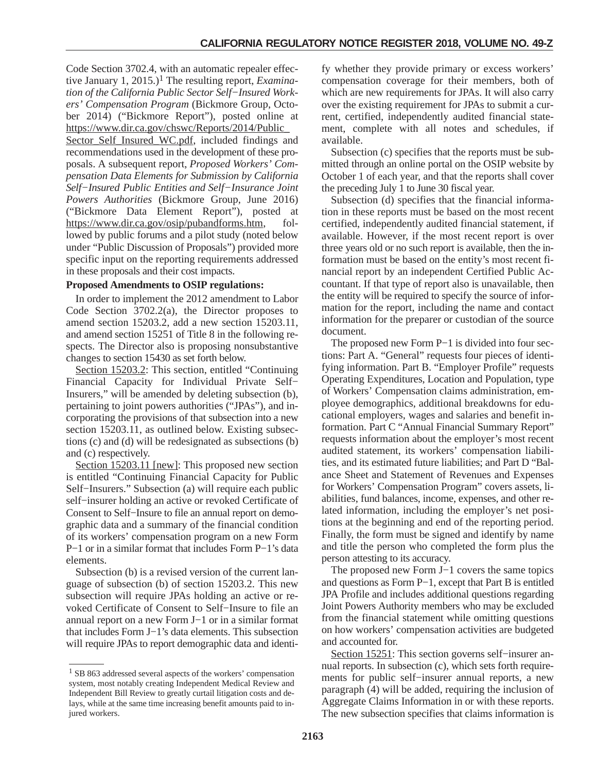Code Section 3702.4, with an automatic repealer effective January 1, 2015.)[1] The resulting report, *Examination of the California Public Sector Self−Insured Workers' Compensation Program* (Bickmore Group, October 2014) ("Bickmore Report"), posted online at https://www.dir.ca.gov/chswc/Reports/2014/Public_Sector_Self_Insured_WC.pdf, included findings and recommendations used in the development of these proposals. A subsequent report, *Proposed Workers' Compensation Data Elements for Submission by California Self−Insured Public Entities and Self−Insurance Joint Powers Authorities* (Bickmore Group, June 2016) ("Bickmore Data Element Report"), posted at https://www.dir.ca.gov/osip/pubandforms.htm, followed by public forums and a pilot study (noted below under "Public Discussion of Proposals") provided more specific input on the reporting requirements addressed in these proposals and their cost impacts.

**Proposed Amendments to OSIP regulations:**

In order to implement the 2012 amendment to Labor Code Section 3702.2(a), the Director proposes to amend section 15203.2, add a new section 15203.11, and amend section 15251 of Title 8 in the following respects. The Director also is proposing nonsubstantive changes to section 15430 as set forth below.

Section 15203.2: This section, entitled "Continuing Financial Capacity for Individual Private Self−Insurers," will be amended by deleting subsection (b), pertaining to joint powers authorities ("JPAs"), and incorporating the provisions of that subsection into a new section 15203.11, as outlined below. Existing subsections (c) and (d) will be redesignated as subsections (b) and (c) respectively.

Section 15203.11 [new]: This proposed new section is entitled "Continuing Financial Capacity for Public Self−Insurers." Subsection (a) will require each public self−insurer holding an active or revoked Certificate of Consent to Self−Insure to file an annual report on demographic data and a summary of the financial condition of its workers' compensation program on a new Form P−1 or in a similar format that includes Form P−1's data elements.

Subsection (b) is a revised version of the current language of subsection (b) of section 15203.2. This new subsection will require JPAs holding an active or revoked Certificate of Consent to Self−Insure to file an annual report on a new Form J−1 or in a similar format that includes Form J−1's data elements. This subsection will require JPAs to report demographic data and identify whether they provide primary or excess workers' compensation coverage for their members, both of which are new requirements for JPAs. It will also carry over the existing requirement for JPAs to submit a current, certified, independently audited financial statement, complete with all notes and schedules, if available.

Subsection (c) specifies that the reports must be submitted through an online portal on the OSIP website by October 1 of each year, and that the reports shall cover the preceding July 1 to June 30 fiscal year.

Subsection (d) specifies that the financial information in these reports must be based on the most recent certified, independently audited financial statement, if available. However, if the most recent report is over three years old or no such report is available, then the information must be based on the entity's most recent financial report by an independent Certified Public Accountant. If that type of report also is unavailable, then the entity will be required to specify the source of information for the report, including the name and contact information for the preparer or custodian of the source document.

The proposed new Form P−1 is divided into four sections: Part A. "General" requests four pieces of identifying information. Part B. "Employer Profile" requests Operating Expenditures, Location and Population, type of Workers' Compensation claims administration, employee demographics, additional breakdowns for educational employers, wages and salaries and benefit information. Part C "Annual Financial Summary Report" requests information about the employer's most recent audited statement, its workers' compensation liabilities, and its estimated future liabilities; and Part D "Balance Sheet and Statement of Revenues and Expenses for Workers' Compensation Program" covers assets, liabilities, fund balances, income, expenses, and other related information, including the employer's net positions at the beginning and end of the reporting period. Finally, the form must be signed and identify by name and title the person who completed the form plus the person attesting to its accuracy.

The proposed new Form J−1 covers the same topics and questions as Form P−1, except that Part B is entitled JPA Profile and includes additional questions regarding Joint Powers Authority members who may be excluded from the financial statement while omitting questions on how workers' compensation activities are budgeted and accounted for.

Section 15251: This section governs self−insurer annual reports. In subsection (c), which sets forth requirements for public self−insurer annual reports, a new paragraph (4) will be added, requiring the inclusion of Aggregate Claims Information in or with these reports. The new subsection specifies that claims information is

[1] SB 863 addressed several aspects of the workers' compensation system, most notably creating Independent Medical Review and Independent Bill Review to greatly curtail litigation costs and delays, while at the same time increasing benefit amounts paid to injured workers.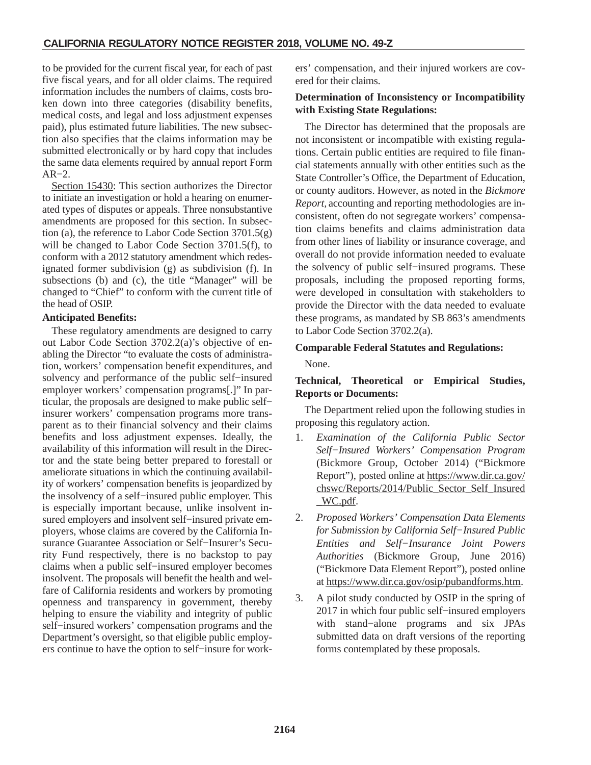to be provided for the current fiscal year, for each of past five fiscal years, and for all older claims. The required information includes the numbers of claims, costs broken down into three categories (disability benefits, medical costs, and legal and loss adjustment expenses paid), plus estimated future liabilities. The new subsection also specifies that the claims information may be submitted electronically or by hard copy that includes the same data elements required by annual report Form AR−2.

Section 15430: This section authorizes the Director to initiate an investigation or hold a hearing on enumerated types of disputes or appeals. Three nonsubstantive amendments are proposed for this section. In subsection (a), the reference to Labor Code Section 3701.5(g) will be changed to Labor Code Section 3701.5(f), to conform with a 2012 statutory amendment which redesignated former subdivision (g) as subdivision (f). In subsections (b) and (c), the title "Manager" will be changed to "Chief" to conform with the current title of the head of OSIP.

**Anticipated Benefits:**

These regulatory amendments are designed to carry out Labor Code Section 3702.2(a)'s objective of enabling the Director "to evaluate the costs of administration, workers' compensation benefit expenditures, and solvency and performance of the public self−insured employer workers' compensation programs[.]" In particular, the proposals are designed to make public self−insurer workers' compensation programs more transparent as to their financial solvency and their claims benefits and loss adjustment expenses. Ideally, the availability of this information will result in the Director and the state being better prepared to forestall or ameliorate situations in which the continuing availability of workers' compensation benefits is jeopardized by the insolvency of a self−insured public employer. This is especially important because, unlike insolvent insured employers and insolvent self−insured private employers, whose claims are covered by the California Insurance Guarantee Association or Self−Insurer's Security Fund respectively, there is no backstop to pay claims when a public self−insured employer becomes insolvent. The proposals will benefit the health and welfare of California residents and workers by promoting openness and transparency in government, thereby helping to ensure the viability and integrity of public self−insured workers' compensation programs and the Department's oversight, so that eligible public employers continue to have the option to self−insure for workers' compensation, and their injured workers are covered for their claims.

**Determination of Inconsistency or Incompatibility with Existing State Regulations:**

The Director has determined that the proposals are not inconsistent or incompatible with existing regulations. Certain public entities are required to file financial statements annually with other entities such as the State Controller's Office, the Department of Education, or county auditors. However, as noted in the *Bickmore Report,* accounting and reporting methodologies are inconsistent, often do not segregate workers' compensation claims benefits and claims administration data from other lines of liability or insurance coverage, and overall do not provide information needed to evaluate the solvency of public self−insured programs. These proposals, including the proposed reporting forms, were developed in consultation with stakeholders to provide the Director with the data needed to evaluate these programs, as mandated by SB 863's amendments to Labor Code Section 3702.2(a).

**Comparable Federal Statutes and Regulations:**

None.

**Technical, Theoretical or Empirical Studies, Reports or Documents:**

The Department relied upon the following studies in proposing this regulatory action.

1. *Examination of the California Public Sector Self−Insured Workers' Compensation Program* (Bickmore Group, October 2014) ("Bickmore Report"), posted online at https://www.dir.ca.gov/chswc/Reports/2014/Public_Sector_Self_Insured_WC.pdf.
2. *Proposed Workers' Compensation Data Elements for Submission by California Self−Insured Public Entities and Self−Insurance Joint Powers Authorities* (Bickmore Group, June 2016) ("Bickmore Data Element Report"), posted online at https://www.dir.ca.gov/osip/pubandforms.htm.
3. A pilot study conducted by OSIP in the spring of 2017 in which four public self−insured employers with stand−alone programs and six JPAs submitted data on draft versions of the reporting forms contemplated by these proposals.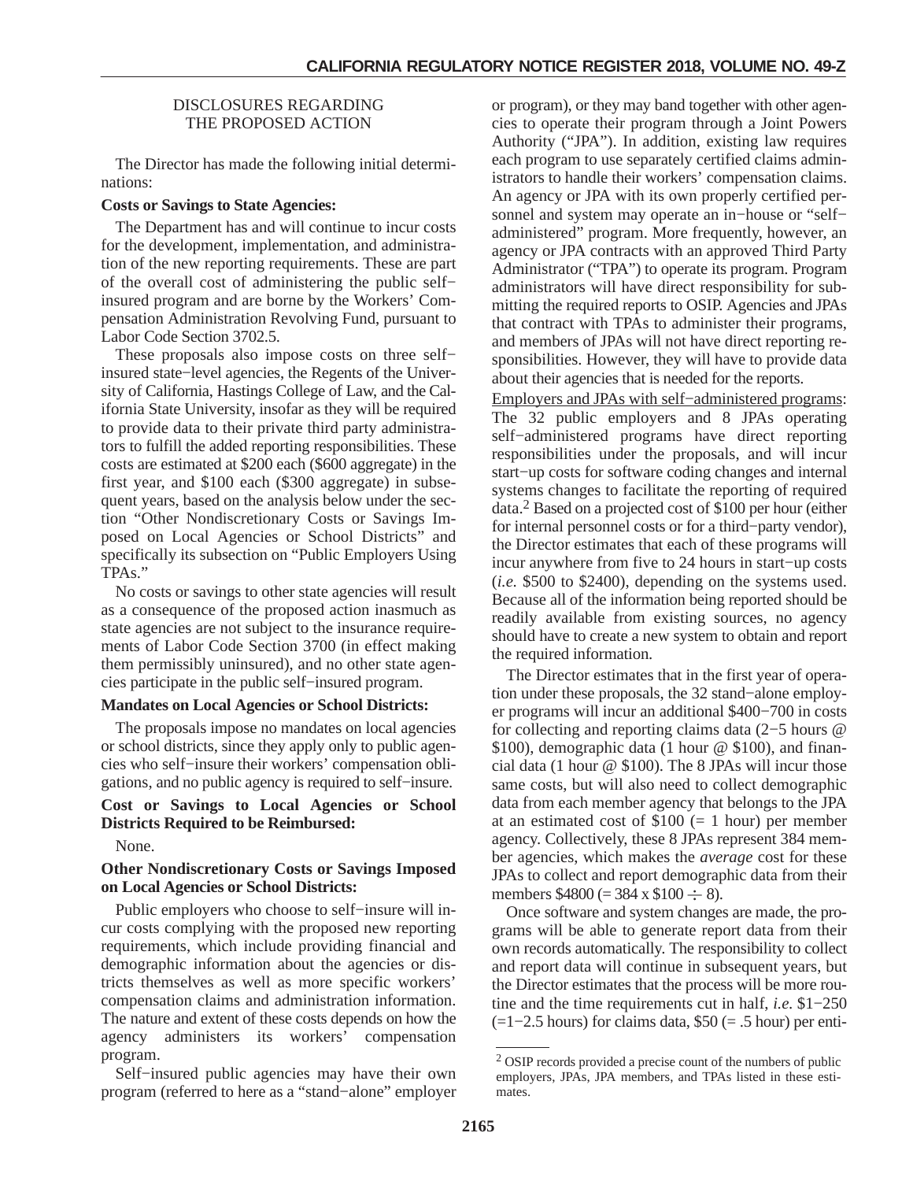DISCLOSURES REGARDING THE PROPOSED ACTION

The Director has made the following initial determinations:

**Costs or Savings to State Agencies:**

The Department has and will continue to incur costs for the development, implementation, and administration of the new reporting requirements. These are part of the overall cost of administering the public self−insured program and are borne by the Workers' Compensation Administration Revolving Fund, pursuant to Labor Code Section 3702.5.

These proposals also impose costs on three self−insured state−level agencies, the Regents of the University of California, Hastings College of Law, and the California State University, insofar as they will be required to provide data to their private third party administrators to fulfill the added reporting responsibilities. These costs are estimated at $200 each ($600 aggregate) in the first year, and $100 each ($300 aggregate) in subsequent years, based on the analysis below under the section "Other Nondiscretionary Costs or Savings Imposed on Local Agencies or School Districts" and specifically its subsection on "Public Employers Using TPAs."

No costs or savings to other state agencies will result as a consequence of the proposed action inasmuch as state agencies are not subject to the insurance requirements of Labor Code Section 3700 (in effect making them permissibly uninsured), and no other state agencies participate in the public self−insured program.

**Mandates on Local Agencies or School Districts:**

The proposals impose no mandates on local agencies or school districts, since they apply only to public agencies who self−insure their workers' compensation obligations, and no public agency is required to self−insure.

**Cost or Savings to Local Agencies or School Districts Required to be Reimbursed:**

None.

**Other Nondiscretionary Costs or Savings Imposed on Local Agencies or School Districts:**

Public employers who choose to self−insure will incur costs complying with the proposed new reporting requirements, which include providing financial and demographic information about the agencies or districts themselves as well as more specific workers' compensation claims and administration information. The nature and extent of these costs depends on how the agency administers its workers' compensation program.

Self−insured public agencies may have their own program (referred to here as a "stand−alone" employer or program), or they may band together with other agencies to operate their program through a Joint Powers Authority ("JPA"). In addition, existing law requires each program to use separately certified claims administrators to handle their workers' compensation claims. An agency or JPA with its own properly certified personnel and system may operate an in−house or "self−administered" program. More frequently, however, an agency or JPA contracts with an approved Third Party Administrator ("TPA") to operate its program. Program administrators will have direct responsibility for submitting the required reports to OSIP. Agencies and JPAs that contract with TPAs to administer their programs, and members of JPAs will not have direct reporting responsibilities. However, they will have to provide data about their agencies that is needed for the reports.

Employers and JPAs with self−administered programs: The 32 public employers and 8 JPAs operating self−administered programs have direct reporting responsibilities under the proposals, and will incur start−up costs for software coding changes and internal systems changes to facilitate the reporting of required data.[2] Based on a projected cost of $100 per hour (either for internal personnel costs or for a third−party vendor), the Director estimates that each of these programs will incur anywhere from five to 24 hours in start−up costs (*i.e.* $500 to $2400), depending on the systems used. Because all of the information being reported should be readily available from existing sources, no agency should have to create a new system to obtain and report the required information.

The Director estimates that in the first year of operation under these proposals, the 32 stand−alone employer programs will incur an additional $400−700 in costs for collecting and reporting claims data (2−5 hours @ $100), demographic data (1 hour @ $100), and financial data (1 hour @ $100). The 8 JPAs will incur those same costs, but will also need to collect demographic data from each member agency that belongs to the JPA at an estimated cost of $100 (= 1 hour) per member agency. Collectively, these 8 JPAs represent 384 member agencies, which makes the *average* cost for these JPAs to collect and report demographic data from their members $4800 (= 384 x $100 ÷ 8).

Once software and system changes are made, the programs will be able to generate report data from their own records automatically. The responsibility to collect and report data will continue in subsequent years, but the Director estimates that the process will be more routine and the time requirements cut in half, *i.e.* $1−250 (=1−2.5 hours) for claims data, $50 (= .5 hour) per enti-

[2] OSIP records provided a precise count of the numbers of public employers, JPAs, JPA members, and TPAs listed in these estimates.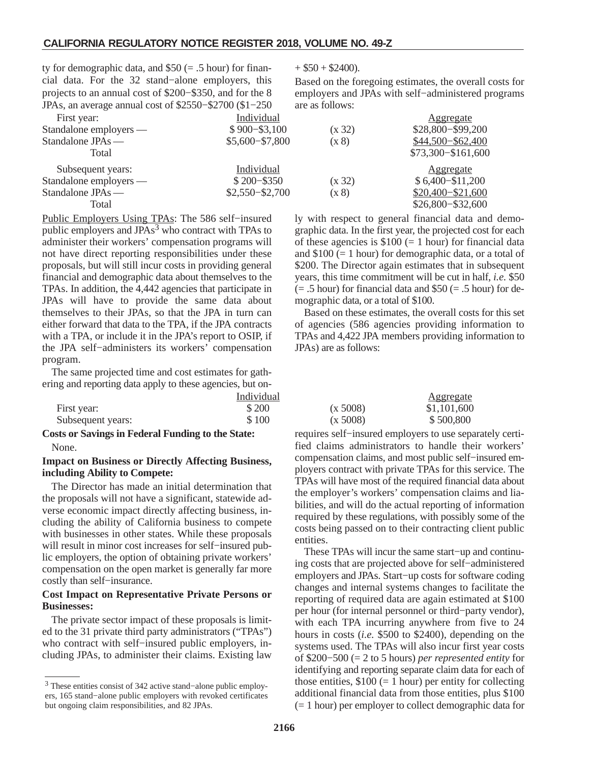ty for demographic data, and \$50 (= .5 hour) for financial data. For the 32 stand−alone employers, this projects to an annual cost of \$200−\$350, and for the 8 JPAs, an average annual cost of \$2550−\$2700 (\$1−250 + \$50 + \$2400).

Based on the foregoing estimates, the overall costs for employers and JPAs with self−administered programs are as follows:

| | Individual | | Aggregate |
|---|---|---|---|
| First year: | | | |
| Standalone employers — | \$ 900−\$3,100 | (x 32) | \$28,800−\$99,200 |
| Standalone JPAs — | \$5,600−\$7,800 | (x 8) | \$44,500−\$62,400 |
| Total | | | \$73,300−\$161,600 |
| Subsequent years: | | | |
| Standalone employers — | \$ 200−\$350 | (x 32) | \$ 6,400−\$11,200 |
| Standalone JPAs — | \$2,550−\$2,700 | (x 8) | \$20,400−\$21,600 |
| Total | | | \$26,800−\$32,600 |

Public Employers Using TPAs: The 586 self−insured public employers and JPAs[3] who contract with TPAs to administer their workers' compensation programs will not have direct reporting responsibilities under these proposals, but will still incur costs in providing general financial and demographic data about themselves to the TPAs. In addition, the 4,442 agencies that participate in JPAs will have to provide the same data about themselves to their JPAs, so that the JPA in turn can either forward that data to the TPA, if the JPA contracts with a TPA, or include it in the JPA's report to OSIP, if the JPA self−administers its workers' compensation program.

The same projected time and cost estimates for gathering and reporting data apply to these agencies, but only with respect to general financial data and demographic data. In the first year, the projected cost for each of these agencies is \$100 (= 1 hour) for financial data and \$100 (= 1 hour) for demographic data, or a total of \$200. The Director again estimates that in subsequent years, this time commitment will be cut in half, *i.e.* \$50 (= .5 hour) for financial data and \$50 (= .5 hour) for demographic data, or a total of \$100.

Based on these estimates, the overall costs for this set of agencies (586 agencies providing information to TPAs and 4,422 JPA members providing information to JPAs) are as follows:

| | Individual | | Aggregate |
|---|---|---|---|
| First year: | \$ 200 | (x 5008) | \$1,101,600 |
| Subsequent years: | \$ 100 | (x 5008) | \$ 500,800 |

**Costs or Savings in Federal Funding to the State:**

None.

**Impact on Business or Directly Affecting Business, including Ability to Compete:**

The Director has made an initial determination that the proposals will not have a significant, statewide adverse economic impact directly affecting business, including the ability of California business to compete with businesses in other states. While these proposals will result in minor cost increases for self−insured public employers, the option of obtaining private workers' compensation on the open market is generally far more costly than self−insurance.

**Cost Impact on Representative Private Persons or Businesses:**

The private sector impact of these proposals is limited to the 31 private third party administrators ("TPAs") who contract with self−insured public employers, including JPAs, to administer their claims. Existing law requires self−insured employers to use separately certified claims administrators to handle their workers' compensation claims, and most public self−insured employers contract with private TPAs for this service. The TPAs will have most of the required financial data about the employer's workers' compensation claims and liabilities, and will do the actual reporting of information required by these regulations, with possibly some of the costs being passed on to their contracting client public entities.

These TPAs will incur the same start−up and continuing costs that are projected above for self−administered employers and JPAs. Start−up costs for software coding changes and internal systems changes to facilitate the reporting of required data are again estimated at \$100 per hour (for internal personnel or third−party vendor), with each TPA incurring anywhere from five to 24 hours in costs (*i.e.* \$500 to \$2400), depending on the systems used. The TPAs will also incur first year costs of \$200−500 (= 2 to 5 hours) *per represented entity* for identifying and reporting separate claim data for each of those entities, \$100 (= 1 hour) per entity for collecting additional financial data from those entities, plus \$100 (= 1 hour) per employer to collect demographic data for

[3] These entities consist of 342 active stand−alone public employers, 165 stand−alone public employers with revoked certificates but ongoing claim responsibilities, and 82 JPAs.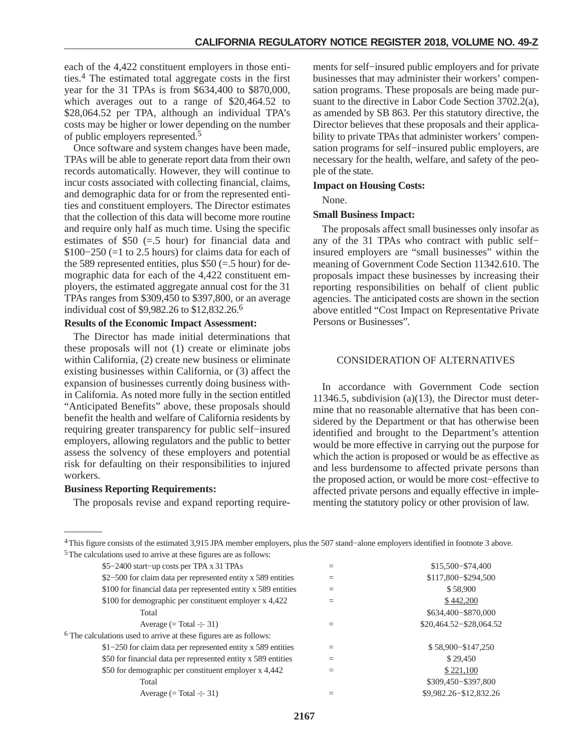each of the 4,422 constituent employers in those entities.[4] The estimated total aggregate costs in the first year for the 31 TPAs is from $634,400 to $870,000, which averages out to a range of $20,464.52 to $28,064.52 per TPA, although an individual TPA's costs may be higher or lower depending on the number of public employers represented.[5]

Once software and system changes have been made, TPAs will be able to generate report data from their own records automatically. However, they will continue to incur costs associated with collecting financial, claims, and demographic data for or from the represented entities and constituent employers. The Director estimates that the collection of this data will become more routine and require only half as much time. Using the specific estimates of $50 (=.5 hour) for financial data and $100−250 (=1 to 2.5 hours) for claims data for each of the 589 represented entities, plus $50 (=.5 hour) for demographic data for each of the 4,422 constituent employers, the estimated aggregate annual cost for the 31 TPAs ranges from $309,450 to $397,800, or an average individual cost of $9,982.26 to $12,832.26.[6]

**Results of the Economic Impact Assessment:**

The Director has made initial determinations that these proposals will not (1) create or eliminate jobs within California, (2) create new business or eliminate existing businesses within California, or (3) affect the expansion of businesses currently doing business within California. As noted more fully in the section entitled "Anticipated Benefits" above, these proposals should benefit the health and welfare of California residents by requiring greater transparency for public self−insured employers, allowing regulators and the public to better assess the solvency of these employers and potential risk for defaulting on their responsibilities to injured workers.

**Business Reporting Requirements:**

The proposals revise and expand reporting requirements for self−insured public employers and for private businesses that may administer their workers' compensation programs. These proposals are being made pursuant to the directive in Labor Code Section 3702.2(a), as amended by SB 863. Per this statutory directive, the Director believes that these proposals and their applicability to private TPAs that administer workers' compensation programs for self−insured public employers, are necessary for the health, welfare, and safety of the people of the state.

**Impact on Housing Costs:**

None.

**Small Business Impact:**

The proposals affect small businesses only insofar as any of the 31 TPAs who contract with public self−insured employers are "small businesses" within the meaning of Government Code Section 11342.610. The proposals impact these businesses by increasing their reporting responsibilities on behalf of client public agencies. The anticipated costs are shown in the section above entitled "Cost Impact on Representative Private Persons or Businesses".

## CONSIDERATION OF ALTERNATIVES

In accordance with Government Code section 11346.5, subdivision (a)(13), the Director must determine that no reasonable alternative that has been considered by the Department or that has otherwise been identified and brought to the Department's attention would be more effective in carrying out the purpose for which the action is proposed or would be as effective as and less burdensome to affected private persons than the proposed action, or would be more cost−effective to affected private persons and equally effective in implementing the statutory policy or other provision of law.

---

[4] This figure consists of the estimated 3,915 JPA member employers, plus the 507 stand−alone employers identified in footnote 3 above.

[5] The calculations used to arrive at these figures are as follows:

| | | |
|---|---|---|
| $5−2400 start−up costs per TPA x 31 TPAs | = | $15,500−$74,400 |
| $2−500 for claim data per represented entity x 589 entities | = | $117,800−$294,500 |
| $100 for financial data per represented entity x 589 entities | = | $ 58,900 |
| $100 for demographic per constituent employer x 4,422 | = | $ 442,200 |
| Total | | $634,400−$870,000 |
| Average (= Total ÷ 31) | = | $20,464.52−$28,064.52 |

[6] The calculations used to arrive at these figures are as follows:

| | | |
|---|---|---|
| $1−250 for claim data per represented entity x 589 entities | = | $ 58,900−$147,250 |
| $50 for financial data per represented entity x 589 entities | = | $ 29,450 |
| $50 for demographic per constituent employer x 4,442 | = | $ 221,100 |
| Total | | $309,450−$397,800 |
| Average (= Total ÷ 31) | = | $9,982.26−$12,832.26 |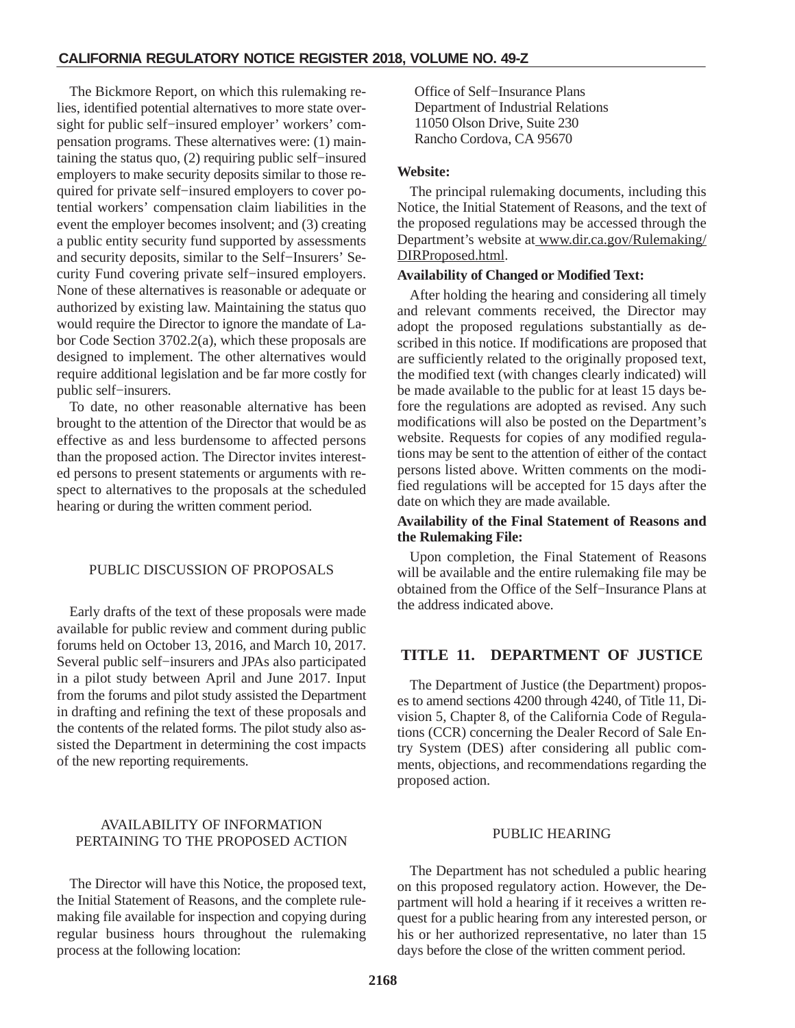The Bickmore Report, on which this rulemaking relies, identified potential alternatives to more state oversight for public self−insured employer' workers' compensation programs. These alternatives were: (1) maintaining the status quo, (2) requiring public self−insured employers to make security deposits similar to those required for private self−insured employers to cover potential workers' compensation claim liabilities in the event the employer becomes insolvent; and (3) creating a public entity security fund supported by assessments and security deposits, similar to the Self−Insurers' Security Fund covering private self−insured employers. None of these alternatives is reasonable or adequate or authorized by existing law. Maintaining the status quo would require the Director to ignore the mandate of Labor Code Section 3702.2(a), which these proposals are designed to implement. The other alternatives would require additional legislation and be far more costly for public self−insurers.

To date, no other reasonable alternative has been brought to the attention of the Director that would be as effective as and less burdensome to affected persons than the proposed action. The Director invites interested persons to present statements or arguments with respect to alternatives to the proposals at the scheduled hearing or during the written comment period.

PUBLIC DISCUSSION OF PROPOSALS

Early drafts of the text of these proposals were made available for public review and comment during public forums held on October 13, 2016, and March 10, 2017. Several public self−insurers and JPAs also participated in a pilot study between April and June 2017. Input from the forums and pilot study assisted the Department in drafting and refining the text of these proposals and the contents of the related forms. The pilot study also assisted the Department in determining the cost impacts of the new reporting requirements.

AVAILABILITY OF INFORMATION PERTAINING TO THE PROPOSED ACTION

The Director will have this Notice, the proposed text, the Initial Statement of Reasons, and the complete rulemaking file available for inspection and copying during regular business hours throughout the rulemaking process at the following location:

Office of Self−Insurance Plans
Department of Industrial Relations
11050 Olson Drive, Suite 230
Rancho Cordova, CA 95670

**Website:**

The principal rulemaking documents, including this Notice, the Initial Statement of Reasons, and the text of the proposed regulations may be accessed through the Department's website at www.dir.ca.gov/Rulemaking/DIRProposed.html.

**Availability of Changed or Modified Text:**

After holding the hearing and considering all timely and relevant comments received, the Director may adopt the proposed regulations substantially as described in this notice. If modifications are proposed that are sufficiently related to the originally proposed text, the modified text (with changes clearly indicated) will be made available to the public for at least 15 days before the regulations are adopted as revised. Any such modifications will also be posted on the Department's website. Requests for copies of any modified regulations may be sent to the attention of either of the contact persons listed above. Written comments on the modified regulations will be accepted for 15 days after the date on which they are made available.

**Availability of the Final Statement of Reasons and the Rulemaking File:**

Upon completion, the Final Statement of Reasons will be available and the entire rulemaking file may be obtained from the Office of the Self−Insurance Plans at the address indicated above.

## TITLE 11. DEPARTMENT OF JUSTICE

The Department of Justice (the Department) proposes to amend sections 4200 through 4240, of Title 11, Division 5, Chapter 8, of the California Code of Regulations (CCR) concerning the Dealer Record of Sale Entry System (DES) after considering all public comments, objections, and recommendations regarding the proposed action.

PUBLIC HEARING

The Department has not scheduled a public hearing on this proposed regulatory action. However, the Department will hold a hearing if it receives a written request for a public hearing from any interested person, or his or her authorized representative, no later than 15 days before the close of the written comment period.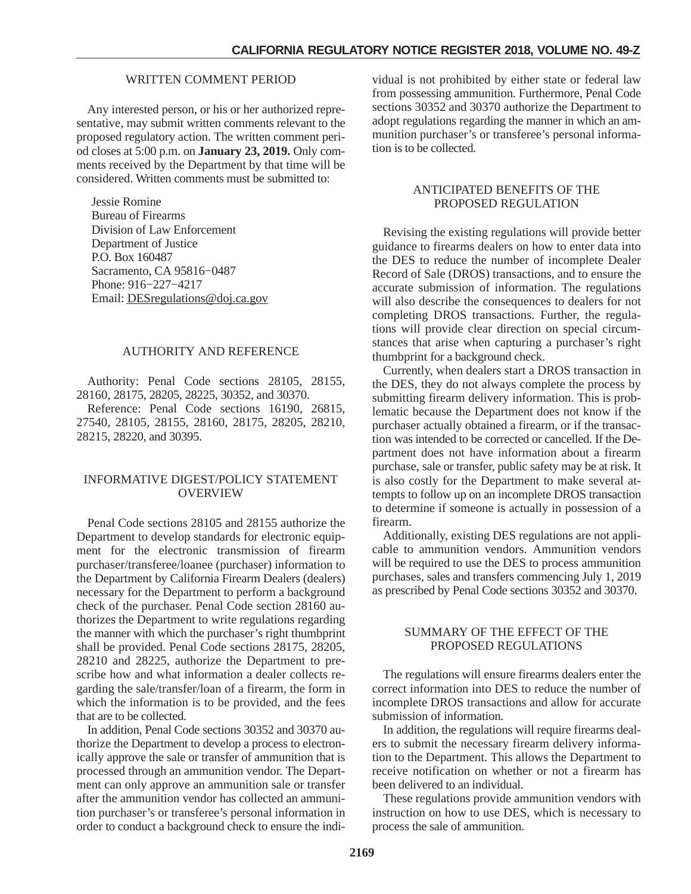## WRITTEN COMMENT PERIOD

Any interested person, or his or her authorized representative, may submit written comments relevant to the proposed regulatory action. The written comment period closes at 5:00 p.m. on **January 23, 2019.** Only comments received by the Department by that time will be considered. Written comments must be submitted to:

Jessie Romine
Bureau of Firearms
Division of Law Enforcement
Department of Justice
P.O. Box 160487
Sacramento, CA 95816−0487
Phone: 916−227−4217
Email: DESregulations@doj.ca.gov

## AUTHORITY AND REFERENCE

Authority: Penal Code sections 28105, 28155, 28160, 28175, 28205, 28225, 30352, and 30370.

Reference: Penal Code sections 16190, 26815, 27540, 28105, 28155, 28160, 28175, 28205, 28210, 28215, 28220, and 30395.

## INFORMATIVE DIGEST/POLICY STATEMENT OVERVIEW

Penal Code sections 28105 and 28155 authorize the Department to develop standards for electronic equipment for the electronic transmission of firearm purchaser/transferee/loanee (purchaser) information to the Department by California Firearm Dealers (dealers) necessary for the Department to perform a background check of the purchaser. Penal Code section 28160 authorizes the Department to write regulations regarding the manner with which the purchaser's right thumbprint shall be provided. Penal Code sections 28175, 28205, 28210 and 28225, authorize the Department to prescribe how and what information a dealer collects regarding the sale/transfer/loan of a firearm, the form in which the information is to be provided, and the fees that are to be collected.

In addition, Penal Code sections 30352 and 30370 authorize the Department to develop a process to electronically approve the sale or transfer of ammunition that is processed through an ammunition vendor. The Department can only approve an ammunition sale or transfer after the ammunition vendor has collected an ammunition purchaser's or transferee's personal information in order to conduct a background check to ensure the individual is not prohibited by either state or federal law from possessing ammunition. Furthermore, Penal Code sections 30352 and 30370 authorize the Department to adopt regulations regarding the manner in which an ammunition purchaser's or transferee's personal information is to be collected.

## ANTICIPATED BENEFITS OF THE PROPOSED REGULATION

Revising the existing regulations will provide better guidance to firearms dealers on how to enter data into the DES to reduce the number of incomplete Dealer Record of Sale (DROS) transactions, and to ensure the accurate submission of information. The regulations will also describe the consequences to dealers for not completing DROS transactions. Further, the regulations will provide clear direction on special circumstances that arise when capturing a purchaser's right thumbprint for a background check.

Currently, when dealers start a DROS transaction in the DES, they do not always complete the process by submitting firearm delivery information. This is problematic because the Department does not know if the purchaser actually obtained a firearm, or if the transaction was intended to be corrected or cancelled. If the Department does not have information about a firearm purchase, sale or transfer, public safety may be at risk. It is also costly for the Department to make several attempts to follow up on an incomplete DROS transaction to determine if someone is actually in possession of a firearm.

Additionally, existing DES regulations are not applicable to ammunition vendors. Ammunition vendors will be required to use the DES to process ammunition purchases, sales and transfers commencing July 1, 2019 as prescribed by Penal Code sections 30352 and 30370.

## SUMMARY OF THE EFFECT OF THE PROPOSED REGULATIONS

The regulations will ensure firearms dealers enter the correct information into DES to reduce the number of incomplete DROS transactions and allow for accurate submission of information.

In addition, the regulations will require firearms dealers to submit the necessary firearm delivery information to the Department. This allows the Department to receive notification on whether or not a firearm has been delivered to an individual.

These regulations provide ammunition vendors with instruction on how to use DES, which is necessary to process the sale of ammunition.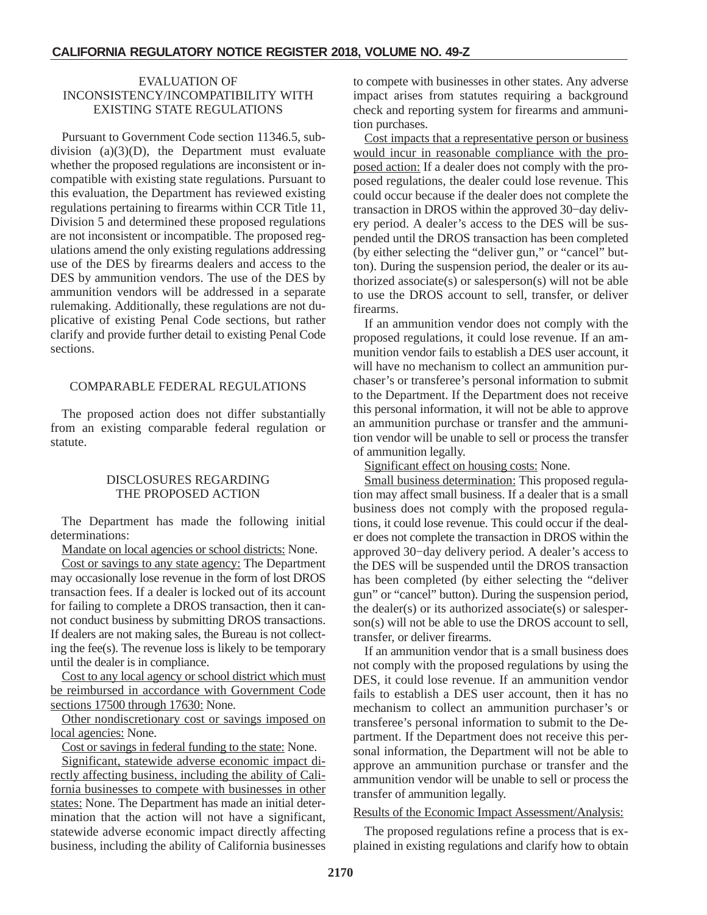### EVALUATION OF INCONSISTENCY/INCOMPATIBILITY WITH EXISTING STATE REGULATIONS

Pursuant to Government Code section 11346.5, subdivision (a)(3)(D), the Department must evaluate whether the proposed regulations are inconsistent or incompatible with existing state regulations. Pursuant to this evaluation, the Department has reviewed existing regulations pertaining to firearms within CCR Title 11, Division 5 and determined these proposed regulations are not inconsistent or incompatible. The proposed regulations amend the only existing regulations addressing use of the DES by firearms dealers and access to the DES by ammunition vendors. The use of the DES by ammunition vendors will be addressed in a separate rulemaking. Additionally, these regulations are not duplicative of existing Penal Code sections, but rather clarify and provide further detail to existing Penal Code sections.

### COMPARABLE FEDERAL REGULATIONS

The proposed action does not differ substantially from an existing comparable federal regulation or statute.

### DISCLOSURES REGARDING THE PROPOSED ACTION

The Department has made the following initial determinations:

Mandate on local agencies or school districts: None.

Cost or savings to any state agency: The Department may occasionally lose revenue in the form of lost DROS transaction fees. If a dealer is locked out of its account for failing to complete a DROS transaction, then it cannot conduct business by submitting DROS transactions. If dealers are not making sales, the Bureau is not collecting the fee(s). The revenue loss is likely to be temporary until the dealer is in compliance.

Cost to any local agency or school district which must be reimbursed in accordance with Government Code sections 17500 through 17630: None.

Other nondiscretionary cost or savings imposed on local agencies: None.

Cost or savings in federal funding to the state: None.

Significant, statewide adverse economic impact directly affecting business, including the ability of California businesses to compete with businesses in other states: None. The Department has made an initial determination that the action will not have a significant, statewide adverse economic impact directly affecting business, including the ability of California businesses to compete with businesses in other states. Any adverse impact arises from statutes requiring a background check and reporting system for firearms and ammunition purchases.

Cost impacts that a representative person or business would incur in reasonable compliance with the proposed action: If a dealer does not comply with the proposed regulations, the dealer could lose revenue. This could occur because if the dealer does not complete the transaction in DROS within the approved 30−day delivery period. A dealer's access to the DES will be suspended until the DROS transaction has been completed (by either selecting the "deliver gun," or "cancel" button). During the suspension period, the dealer or its authorized associate(s) or salesperson(s) will not be able to use the DROS account to sell, transfer, or deliver firearms.

If an ammunition vendor does not comply with the proposed regulations, it could lose revenue. If an ammunition vendor fails to establish a DES user account, it will have no mechanism to collect an ammunition purchaser's or transferee's personal information to submit to the Department. If the Department does not receive this personal information, it will not be able to approve an ammunition purchase or transfer and the ammunition vendor will be unable to sell or process the transfer of ammunition legally.

Significant effect on housing costs: None.

Small business determination: This proposed regulation may affect small business. If a dealer that is a small business does not comply with the proposed regulations, it could lose revenue. This could occur if the dealer does not complete the transaction in DROS within the approved 30−day delivery period. A dealer's access to the DES will be suspended until the DROS transaction has been completed (by either selecting the "deliver gun" or "cancel" button). During the suspension period, the dealer(s) or its authorized associate(s) or salesperson(s) will not be able to use the DROS account to sell, transfer, or deliver firearms.

If an ammunition vendor that is a small business does not comply with the proposed regulations by using the DES, it could lose revenue. If an ammunition vendor fails to establish a DES user account, then it has no mechanism to collect an ammunition purchaser's or transferee's personal information to submit to the Department. If the Department does not receive this personal information, the Department will not be able to approve an ammunition purchase or transfer and the ammunition vendor will be unable to sell or process the transfer of ammunition legally.

Results of the Economic Impact Assessment/Analysis:

The proposed regulations refine a process that is explained in existing regulations and clarify how to obtain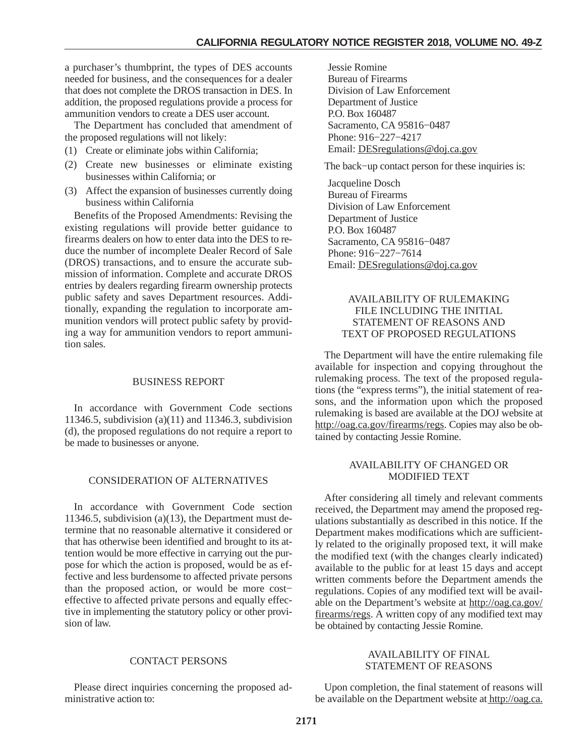a purchaser's thumbprint, the types of DES accounts needed for business, and the consequences for a dealer that does not complete the DROS transaction in DES. In addition, the proposed regulations provide a process for ammunition vendors to create a DES user account.

The Department has concluded that amendment of the proposed regulations will not likely:

(1) Create or eliminate jobs within California;

(2) Create new businesses or eliminate existing businesses within California; or

(3) Affect the expansion of businesses currently doing business within California

Benefits of the Proposed Amendments: Revising the existing regulations will provide better guidance to firearms dealers on how to enter data into the DES to reduce the number of incomplete Dealer Record of Sale (DROS) transactions, and to ensure the accurate submission of information. Complete and accurate DROS entries by dealers regarding firearm ownership protects public safety and saves Department resources. Additionally, expanding the regulation to incorporate ammunition vendors will protect public safety by providing a way for ammunition vendors to report ammunition sales.

## BUSINESS REPORT

In accordance with Government Code sections 11346.5, subdivision (a)(11) and 11346.3, subdivision (d), the proposed regulations do not require a report to be made to businesses or anyone.

## CONSIDERATION OF ALTERNATIVES

In accordance with Government Code section 11346.5, subdivision (a)(13), the Department must determine that no reasonable alternative it considered or that has otherwise been identified and brought to its attention would be more effective in carrying out the purpose for which the action is proposed, would be as effective and less burdensome to affected private persons than the proposed action, or would be more cost−effective to affected private persons and equally effective in implementing the statutory policy or other provision of law.

## CONTACT PERSONS

Please direct inquiries concerning the proposed administrative action to:

Jessie Romine
Bureau of Firearms
Division of Law Enforcement
Department of Justice
P.O. Box 160487
Sacramento, CA 95816−0487
Phone: 916−227−4217
Email: DESregulations@doj.ca.gov

The back−up contact person for these inquiries is:

Jacqueline Dosch
Bureau of Firearms
Division of Law Enforcement
Department of Justice
P.O. Box 160487
Sacramento, CA 95816−0487
Phone: 916−227−7614
Email: DESregulations@doj.ca.gov

## AVAILABILITY OF RULEMAKING FILE INCLUDING THE INITIAL STATEMENT OF REASONS AND TEXT OF PROPOSED REGULATIONS

The Department will have the entire rulemaking file available for inspection and copying throughout the rulemaking process. The text of the proposed regulations (the "express terms"), the initial statement of reasons, and the information upon which the proposed rulemaking is based are available at the DOJ website at http://oag.ca.gov/firearms/regs. Copies may also be obtained by contacting Jessie Romine.

## AVAILABILITY OF CHANGED OR MODIFIED TEXT

After considering all timely and relevant comments received, the Department may amend the proposed regulations substantially as described in this notice. If the Department makes modifications which are sufficiently related to the originally proposed text, it will make the modified text (with the changes clearly indicated) available to the public for at least 15 days and accept written comments before the Department amends the regulations. Copies of any modified text will be available on the Department's website at http://oag.ca.gov/firearms/regs. A written copy of any modified text may be obtained by contacting Jessie Romine.

## AVAILABILITY OF FINAL STATEMENT OF REASONS

Upon completion, the final statement of reasons will be available on the Department website at http://oag.ca.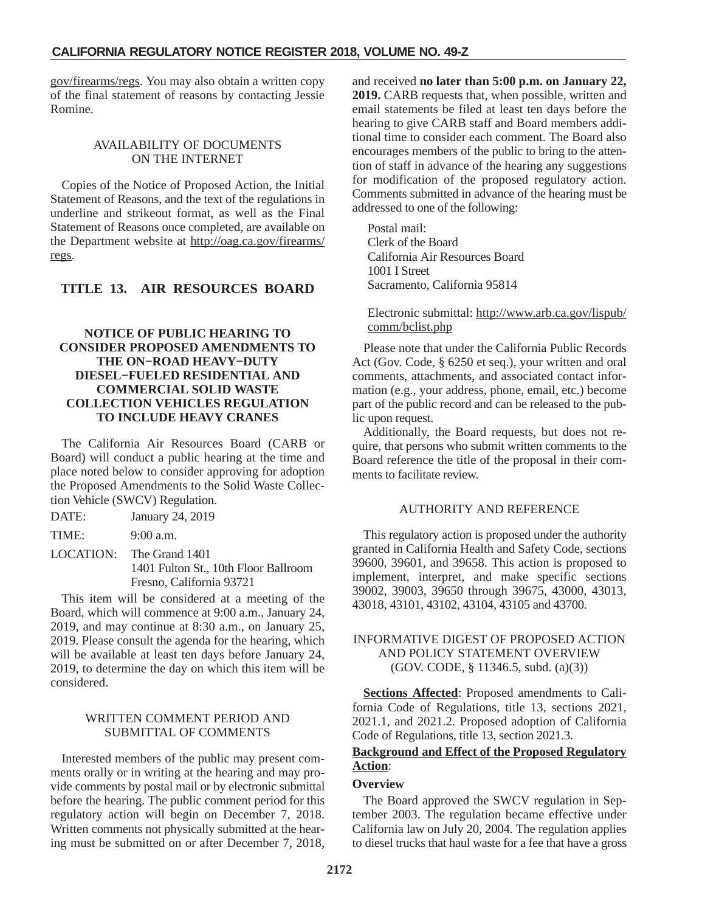gov/firearms/regs. You may also obtain a written copy of the final statement of reasons by contacting Jessie Romine.

AVAILABILITY OF DOCUMENTS ON THE INTERNET

Copies of the Notice of Proposed Action, the Initial Statement of Reasons, and the text of the regulations in underline and strikeout format, as well as the Final Statement of Reasons once completed, are available on the Department website at http://oag.ca.gov/firearms/regs.

## TITLE 13. AIR RESOURCES BOARD

### NOTICE OF PUBLIC HEARING TO CONSIDER PROPOSED AMENDMENTS TO THE ON−ROAD HEAVY−DUTY DIESEL−FUELED RESIDENTIAL AND COMMERCIAL SOLID WASTE COLLECTION VEHICLES REGULATION TO INCLUDE HEAVY CRANES

The California Air Resources Board (CARB or Board) will conduct a public hearing at the time and place noted below to consider approving for adoption the Proposed Amendments to the Solid Waste Collection Vehicle (SWCV) Regulation.

DATE: January 24, 2019

TIME: 9:00 a.m.

LOCATION: The Grand 1401
1401 Fulton St., 10th Floor Ballroom
Fresno, California 93721

This item will be considered at a meeting of the Board, which will commence at 9:00 a.m., January 24, 2019, and may continue at 8:30 a.m., on January 25, 2019. Please consult the agenda for the hearing, which will be available at least ten days before January 24, 2019, to determine the day on which this item will be considered.

WRITTEN COMMENT PERIOD AND SUBMITTAL OF COMMENTS

Interested members of the public may present comments orally or in writing at the hearing and may provide comments by postal mail or by electronic submittal before the hearing. The public comment period for this regulatory action will begin on December 7, 2018. Written comments not physically submitted at the hearing must be submitted on or after December 7, 2018, and received **no later than 5:00 p.m. on January 22, 2019.** CARB requests that, when possible, written and email statements be filed at least ten days before the hearing to give CARB staff and Board members additional time to consider each comment. The Board also encourages members of the public to bring to the attention of staff in advance of the hearing any suggestions for modification of the proposed regulatory action. Comments submitted in advance of the hearing must be addressed to one of the following:

Postal mail:
Clerk of the Board
California Air Resources Board
1001 I Street
Sacramento, California 95814

Electronic submittal: http://www.arb.ca.gov/lispub/comm/bclist.php

Please note that under the California Public Records Act (Gov. Code, § 6250 et seq.), your written and oral comments, attachments, and associated contact information (e.g., your address, phone, email, etc.) become part of the public record and can be released to the public upon request.

Additionally, the Board requests, but does not require, that persons who submit written comments to the Board reference the title of the proposal in their comments to facilitate review.

AUTHORITY AND REFERENCE

This regulatory action is proposed under the authority granted in California Health and Safety Code, sections 39600, 39601, and 39658. This action is proposed to implement, interpret, and make specific sections 39002, 39003, 39650 through 39675, 43000, 43013, 43018, 43101, 43102, 43104, 43105 and 43700.

INFORMATIVE DIGEST OF PROPOSED ACTION AND POLICY STATEMENT OVERVIEW (GOV. CODE, § 11346.5, subd. (a)(3))

**Sections Affected**: Proposed amendments to California Code of Regulations, title 13, sections 2021, 2021.1, and 2021.2. Proposed adoption of California Code of Regulations, title 13, section 2021.3.

**Background and Effect of the Proposed Regulatory Action**:

**Overview**

The Board approved the SWCV regulation in September 2003. The regulation became effective under California law on July 20, 2004. The regulation applies to diesel trucks that haul waste for a fee that have a gross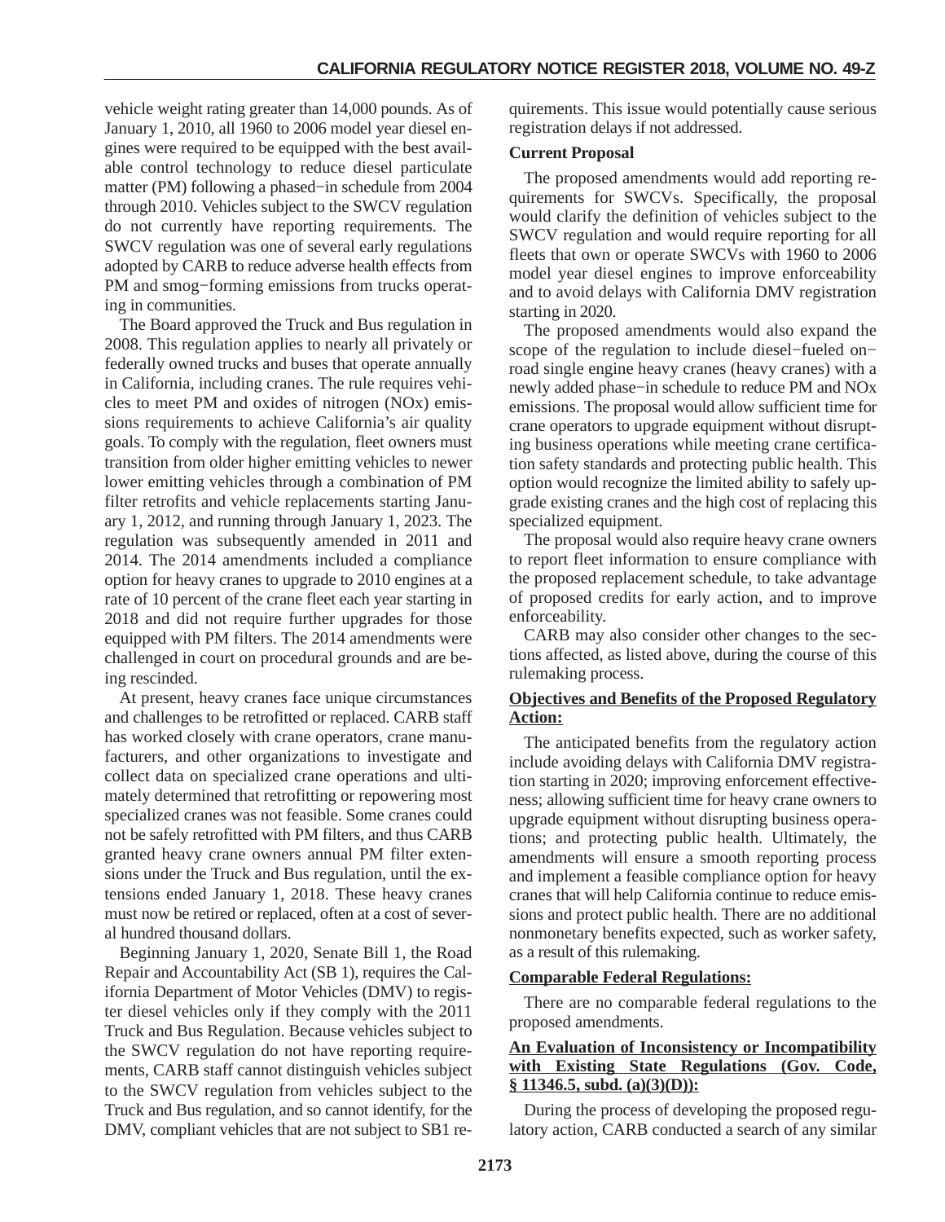vehicle weight rating greater than 14,000 pounds. As of January 1, 2010, all 1960 to 2006 model year diesel engines were required to be equipped with the best available control technology to reduce diesel particulate matter (PM) following a phased−in schedule from 2004 through 2010. Vehicles subject to the SWCV regulation do not currently have reporting requirements. The SWCV regulation was one of several early regulations adopted by CARB to reduce adverse health effects from PM and smog−forming emissions from trucks operating in communities.

The Board approved the Truck and Bus regulation in 2008. This regulation applies to nearly all privately or federally owned trucks and buses that operate annually in California, including cranes. The rule requires vehicles to meet PM and oxides of nitrogen (NOx) emissions requirements to achieve California's air quality goals. To comply with the regulation, fleet owners must transition from older higher emitting vehicles to newer lower emitting vehicles through a combination of PM filter retrofits and vehicle replacements starting January 1, 2012, and running through January 1, 2023. The regulation was subsequently amended in 2011 and 2014. The 2014 amendments included a compliance option for heavy cranes to upgrade to 2010 engines at a rate of 10 percent of the crane fleet each year starting in 2018 and did not require further upgrades for those equipped with PM filters. The 2014 amendments were challenged in court on procedural grounds and are being rescinded.

At present, heavy cranes face unique circumstances and challenges to be retrofitted or replaced. CARB staff has worked closely with crane operators, crane manufacturers, and other organizations to investigate and collect data on specialized crane operations and ultimately determined that retrofitting or repowering most specialized cranes was not feasible. Some cranes could not be safely retrofitted with PM filters, and thus CARB granted heavy crane owners annual PM filter extensions under the Truck and Bus regulation, until the extensions ended January 1, 2018. These heavy cranes must now be retired or replaced, often at a cost of several hundred thousand dollars.

Beginning January 1, 2020, Senate Bill 1, the Road Repair and Accountability Act (SB 1), requires the California Department of Motor Vehicles (DMV) to register diesel vehicles only if they comply with the 2011 Truck and Bus Regulation. Because vehicles subject to the SWCV regulation do not have reporting requirements, CARB staff cannot distinguish vehicles subject to the SWCV regulation from vehicles subject to the Truck and Bus regulation, and so cannot identify, for the DMV, compliant vehicles that are not subject to SB1 requirements. This issue would potentially cause serious registration delays if not addressed.

**Current Proposal**

The proposed amendments would add reporting requirements for SWCVs. Specifically, the proposal would clarify the definition of vehicles subject to the SWCV regulation and would require reporting for all fleets that own or operate SWCVs with 1960 to 2006 model year diesel engines to improve enforceability and to avoid delays with California DMV registration starting in 2020.

The proposed amendments would also expand the scope of the regulation to include diesel−fueled on−road single engine heavy cranes (heavy cranes) with a newly added phase−in schedule to reduce PM and NOx emissions. The proposal would allow sufficient time for crane operators to upgrade equipment without disrupting business operations while meeting crane certification safety standards and protecting public health. This option would recognize the limited ability to safely upgrade existing cranes and the high cost of replacing this specialized equipment.

The proposal would also require heavy crane owners to report fleet information to ensure compliance with the proposed replacement schedule, to take advantage of proposed credits for early action, and to improve enforceability.

CARB may also consider other changes to the sections affected, as listed above, during the course of this rulemaking process.

**Objectives and Benefits of the Proposed Regulatory Action:**

The anticipated benefits from the regulatory action include avoiding delays with California DMV registration starting in 2020; improving enforcement effectiveness; allowing sufficient time for heavy crane owners to upgrade equipment without disrupting business operations; and protecting public health. Ultimately, the amendments will ensure a smooth reporting process and implement a feasible compliance option for heavy cranes that will help California continue to reduce emissions and protect public health. There are no additional nonmonetary benefits expected, such as worker safety, as a result of this rulemaking.

**Comparable Federal Regulations:**

There are no comparable federal regulations to the proposed amendments.

**An Evaluation of Inconsistency or Incompatibility with Existing State Regulations (Gov. Code, § 11346.5, subd. (a)(3)(D)):**

During the process of developing the proposed regulatory action, CARB conducted a search of any similar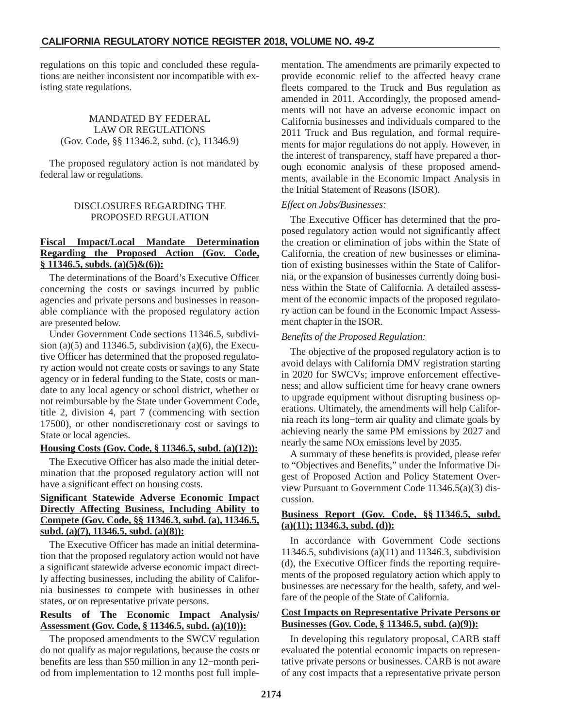regulations on this topic and concluded these regulations are neither inconsistent nor incompatible with existing state regulations.

MANDATED BY FEDERAL LAW OR REGULATIONS
(Gov. Code, §§ 11346.2, subd. (c), 11346.9)

The proposed regulatory action is not mandated by federal law or regulations.

DISCLOSURES REGARDING THE PROPOSED REGULATION

**Fiscal Impact/Local Mandate Determination Regarding the Proposed Action (Gov. Code, § 11346.5, subds. (a)(5)&(6)):**

The determinations of the Board's Executive Officer concerning the costs or savings incurred by public agencies and private persons and businesses in reasonable compliance with the proposed regulatory action are presented below.

Under Government Code sections 11346.5, subdivision (a)(5) and 11346.5, subdivision (a)(6), the Executive Officer has determined that the proposed regulatory action would not create costs or savings to any State agency or in federal funding to the State, costs or mandate to any local agency or school district, whether or not reimbursable by the State under Government Code, title 2, division 4, part 7 (commencing with section 17500), or other nondiscretionary cost or savings to State or local agencies.

**Housing Costs (Gov. Code, § 11346.5, subd. (a)(12)):**

The Executive Officer has also made the initial determination that the proposed regulatory action will not have a significant effect on housing costs.

**Significant Statewide Adverse Economic Impact Directly Affecting Business, Including Ability to Compete (Gov. Code, §§ 11346.3, subd. (a), 11346.5, subd. (a)(7), 11346.5, subd. (a)(8)):**

The Executive Officer has made an initial determination that the proposed regulatory action would not have a significant statewide adverse economic impact directly affecting businesses, including the ability of California businesses to compete with businesses in other states, or on representative private persons.

**Results of The Economic Impact Analysis/Assessment (Gov. Code, § 11346.5, subd. (a)(10)):**

The proposed amendments to the SWCV regulation do not qualify as major regulations, because the costs or benefits are less than $50 million in any 12−month period from implementation to 12 months post full implementation. The amendments are primarily expected to provide economic relief to the affected heavy crane fleets compared to the Truck and Bus regulation as amended in 2011. Accordingly, the proposed amendments will not have an adverse economic impact on California businesses and individuals compared to the 2011 Truck and Bus regulation, and formal requirements for major regulations do not apply. However, in the interest of transparency, staff have prepared a thorough economic analysis of these proposed amendments, available in the Economic Impact Analysis in the Initial Statement of Reasons (ISOR).

*Effect on Jobs/Businesses:*

The Executive Officer has determined that the proposed regulatory action would not significantly affect the creation or elimination of jobs within the State of California, the creation of new businesses or elimination of existing businesses within the State of California, or the expansion of businesses currently doing business within the State of California. A detailed assessment of the economic impacts of the proposed regulatory action can be found in the Economic Impact Assessment chapter in the ISOR.

*Benefits of the Proposed Regulation:*

The objective of the proposed regulatory action is to avoid delays with California DMV registration starting in 2020 for SWCVs; improve enforcement effectiveness; and allow sufficient time for heavy crane owners to upgrade equipment without disrupting business operations. Ultimately, the amendments will help California reach its long−term air quality and climate goals by achieving nearly the same PM emissions by 2027 and nearly the same NOx emissions level by 2035.

A summary of these benefits is provided, please refer to "Objectives and Benefits," under the Informative Digest of Proposed Action and Policy Statement Overview Pursuant to Government Code 11346.5(a)(3) discussion.

**Business Report (Gov. Code, §§ 11346.5, subd. (a)(11); 11346.3, subd. (d)):**

In accordance with Government Code sections 11346.5, subdivisions (a)(11) and 11346.3, subdivision (d), the Executive Officer finds the reporting requirements of the proposed regulatory action which apply to businesses are necessary for the health, safety, and welfare of the people of the State of California.

**Cost Impacts on Representative Private Persons or Businesses (Gov. Code, § 11346.5, subd. (a)(9)):**

In developing this regulatory proposal, CARB staff evaluated the potential economic impacts on representative private persons or businesses. CARB is not aware of any cost impacts that a representative private person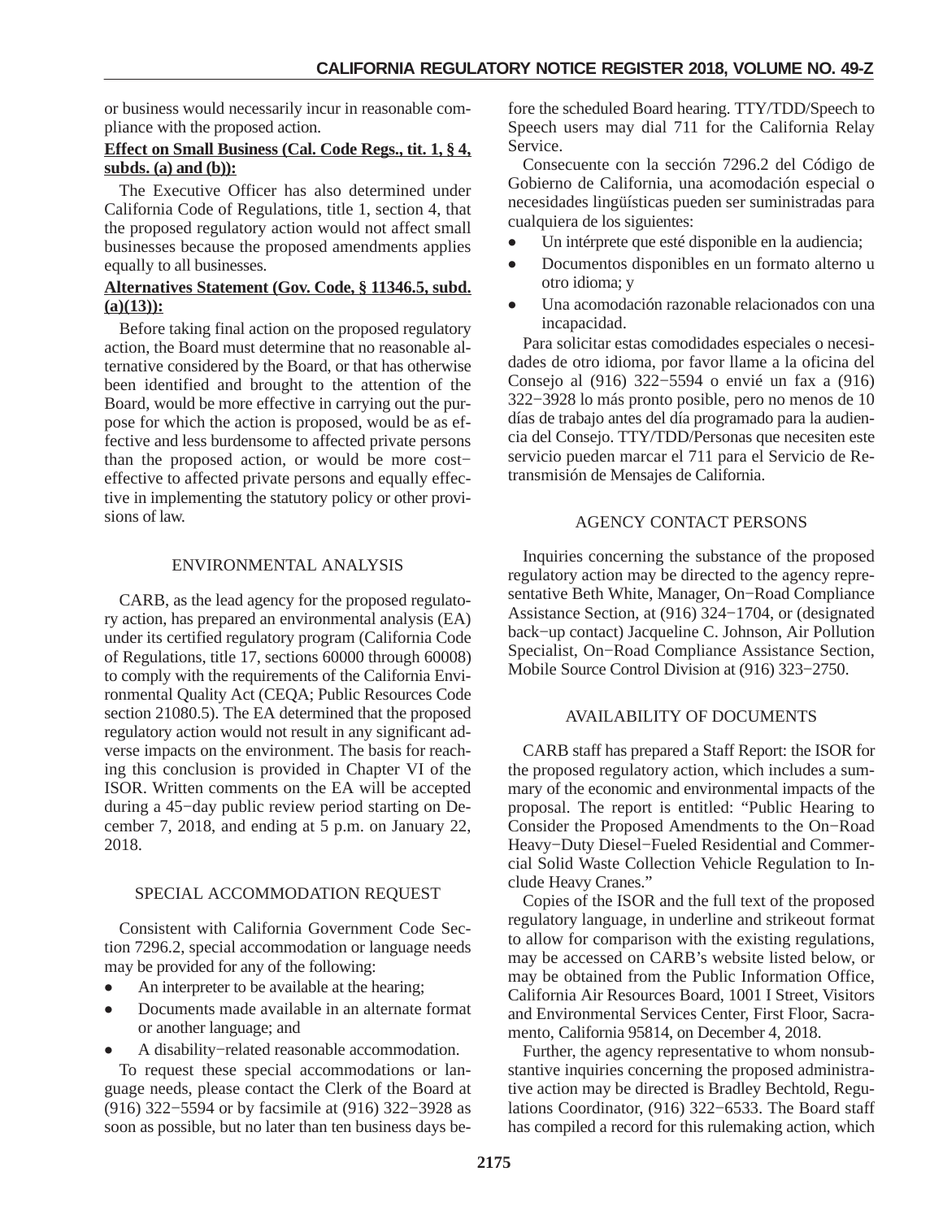or business would necessarily incur in reasonable compliance with the proposed action.

**Effect on Small Business (Cal. Code Regs., tit. 1, § 4, subds. (a) and (b)):**

The Executive Officer has also determined under California Code of Regulations, title 1, section 4, that the proposed regulatory action would not affect small businesses because the proposed amendments applies equally to all businesses.

**Alternatives Statement (Gov. Code, § 11346.5, subd. (a)(13)):**

Before taking final action on the proposed regulatory action, the Board must determine that no reasonable alternative considered by the Board, or that has otherwise been identified and brought to the attention of the Board, would be more effective in carrying out the purpose for which the action is proposed, would be as effective and less burdensome to affected private persons than the proposed action, or would be more cost−effective to affected private persons and equally effective in implementing the statutory policy or other provisions of law.

## ENVIRONMENTAL ANALYSIS

CARB, as the lead agency for the proposed regulatory action, has prepared an environmental analysis (EA) under its certified regulatory program (California Code of Regulations, title 17, sections 60000 through 60008) to comply with the requirements of the California Environmental Quality Act (CEQA; Public Resources Code section 21080.5). The EA determined that the proposed regulatory action would not result in any significant adverse impacts on the environment. The basis for reaching this conclusion is provided in Chapter VI of the ISOR. Written comments on the EA will be accepted during a 45−day public review period starting on December 7, 2018, and ending at 5 p.m. on January 22, 2018.

## SPECIAL ACCOMMODATION REQUEST

Consistent with California Government Code Section 7296.2, special accommodation or language needs may be provided for any of the following:

- An interpreter to be available at the hearing;
- Documents made available in an alternate format or another language; and
- A disability−related reasonable accommodation.

To request these special accommodations or language needs, please contact the Clerk of the Board at (916) 322−5594 or by facsimile at (916) 322−3928 as soon as possible, but no later than ten business days before the scheduled Board hearing. TTY/TDD/Speech to Speech users may dial 711 for the California Relay Service.

Consecuente con la sección 7296.2 del Código de Gobierno de California, una acomodación especial o necesidades lingüísticas pueden ser suministradas para cualquiera de los siguientes:

- Un intérprete que esté disponible en la audiencia;
- Documentos disponibles en un formato alterno u otro idioma; y
- Una acomodación razonable relacionados con una incapacidad.

Para solicitar estas comodidades especiales o necesidades de otro idioma, por favor llame a la oficina del Consejo al (916) 322−5594 o envié un fax a (916) 322−3928 lo más pronto posible, pero no menos de 10 días de trabajo antes del día programado para la audiencia del Consejo. TTY/TDD/Personas que necesiten este servicio pueden marcar el 711 para el Servicio de Retransmisión de Mensajes de California.

## AGENCY CONTACT PERSONS

Inquiries concerning the substance of the proposed regulatory action may be directed to the agency representative Beth White, Manager, On−Road Compliance Assistance Section, at (916) 324−1704, or (designated back−up contact) Jacqueline C. Johnson, Air Pollution Specialist, On−Road Compliance Assistance Section, Mobile Source Control Division at (916) 323−2750.

## AVAILABILITY OF DOCUMENTS

CARB staff has prepared a Staff Report: the ISOR for the proposed regulatory action, which includes a summary of the economic and environmental impacts of the proposal. The report is entitled: "Public Hearing to Consider the Proposed Amendments to the On−Road Heavy−Duty Diesel−Fueled Residential and Commercial Solid Waste Collection Vehicle Regulation to Include Heavy Cranes."

Copies of the ISOR and the full text of the proposed regulatory language, in underline and strikeout format to allow for comparison with the existing regulations, may be accessed on CARB's website listed below, or may be obtained from the Public Information Office, California Air Resources Board, 1001 I Street, Visitors and Environmental Services Center, First Floor, Sacramento, California 95814, on December 4, 2018.

Further, the agency representative to whom nonsubstantive inquiries concerning the proposed administrative action may be directed is Bradley Bechtold, Regulations Coordinator, (916) 322−6533. The Board staff has compiled a record for this rulemaking action, which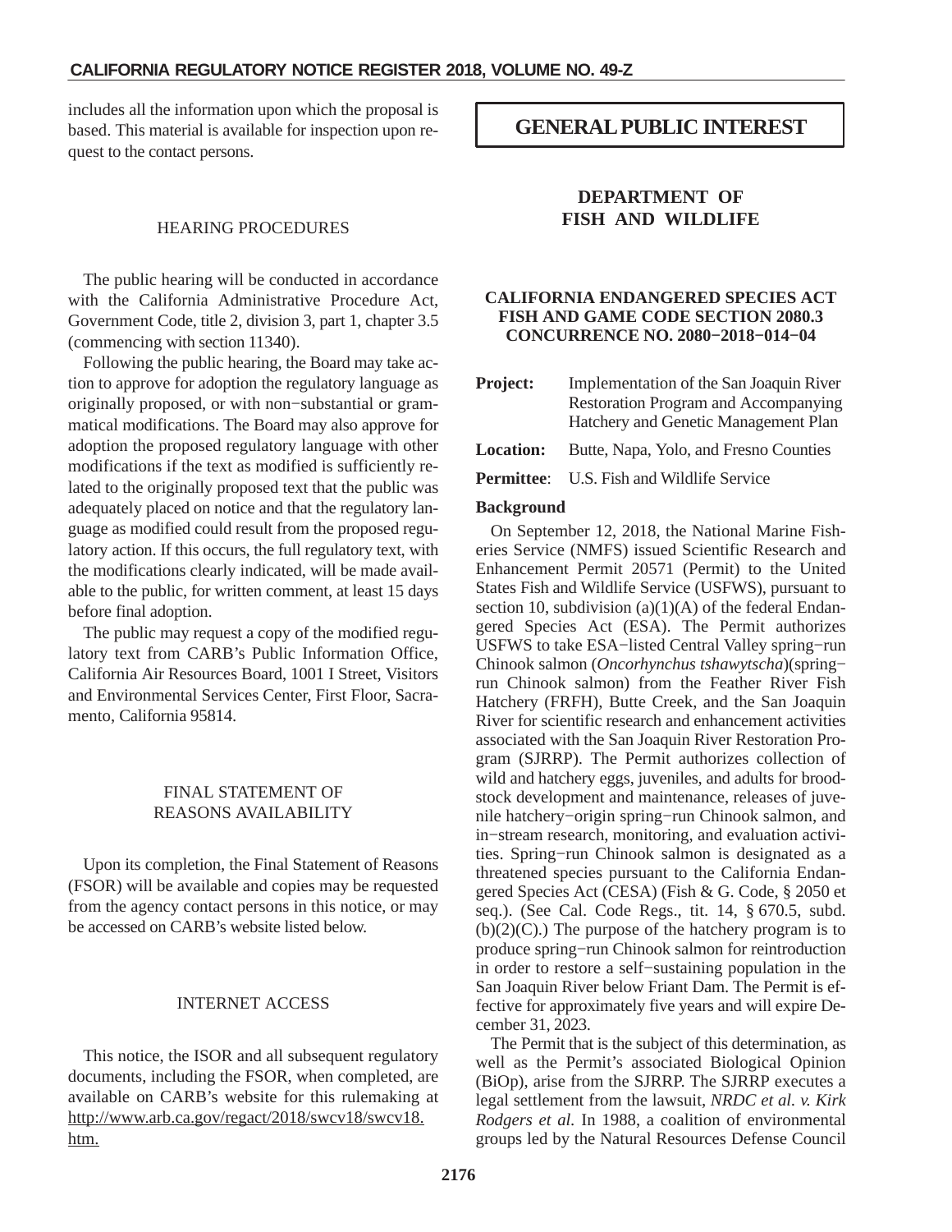includes all the information upon which the proposal is based. This material is available for inspection upon request to the contact persons.

### HEARING PROCEDURES

The public hearing will be conducted in accordance with the California Administrative Procedure Act, Government Code, title 2, division 3, part 1, chapter 3.5 (commencing with section 11340).

Following the public hearing, the Board may take action to approve for adoption the regulatory language as originally proposed, or with non−substantial or grammatical modifications. The Board may also approve for adoption the proposed regulatory language with other modifications if the text as modified is sufficiently related to the originally proposed text that the public was adequately placed on notice and that the regulatory language as modified could result from the proposed regulatory action. If this occurs, the full regulatory text, with the modifications clearly indicated, will be made available to the public, for written comment, at least 15 days before final adoption.

The public may request a copy of the modified regulatory text from CARB's Public Information Office, California Air Resources Board, 1001 I Street, Visitors and Environmental Services Center, First Floor, Sacramento, California 95814.

### FINAL STATEMENT OF REASONS AVAILABILITY

Upon its completion, the Final Statement of Reasons (FSOR) will be available and copies may be requested from the agency contact persons in this notice, or may be accessed on CARB's website listed below.

### INTERNET ACCESS

This notice, the ISOR and all subsequent regulatory documents, including the FSOR, when completed, are available on CARB's website for this rulemaking at http://www.arb.ca.gov/regact/2018/swcv18/swcv18.htm.

# GENERAL PUBLIC INTEREST

## DEPARTMENT OF FISH AND WILDLIFE

### CALIFORNIA ENDANGERED SPECIES ACT FISH AND GAME CODE SECTION 2080.3 CONCURRENCE NO. 2080−2018−014−04

**Project:** Implementation of the San Joaquin River Restoration Program and Accompanying Hatchery and Genetic Management Plan

**Location:** Butte, Napa, Yolo, and Fresno Counties

**Permittee**: U.S. Fish and Wildlife Service

**Background**

On September 12, 2018, the National Marine Fisheries Service (NMFS) issued Scientific Research and Enhancement Permit 20571 (Permit) to the United States Fish and Wildlife Service (USFWS), pursuant to section 10, subdivision (a)(1)(A) of the federal Endangered Species Act (ESA). The Permit authorizes USFWS to take ESA−listed Central Valley spring−run Chinook salmon (*Oncorhynchus tshawytscha*)(spring−run Chinook salmon) from the Feather River Fish Hatchery (FRFH), Butte Creek, and the San Joaquin River for scientific research and enhancement activities associated with the San Joaquin River Restoration Program (SJRRP). The Permit authorizes collection of wild and hatchery eggs, juveniles, and adults for broodstock development and maintenance, releases of juvenile hatchery−origin spring−run Chinook salmon, and in−stream research, monitoring, and evaluation activities. Spring−run Chinook salmon is designated as a threatened species pursuant to the California Endangered Species Act (CESA) (Fish & G. Code, § 2050 et seq.). (See Cal. Code Regs., tit. 14, § 670.5, subd. (b)(2)(C).) The purpose of the hatchery program is to produce spring−run Chinook salmon for reintroduction in order to restore a self−sustaining population in the San Joaquin River below Friant Dam. The Permit is effective for approximately five years and will expire December 31, 2023.

The Permit that is the subject of this determination, as well as the Permit's associated Biological Opinion (BiOp), arise from the SJRRP. The SJRRP executes a legal settlement from the lawsuit, *NRDC et al. v. Kirk Rodgers et al.* In 1988, a coalition of environmental groups led by the Natural Resources Defense Council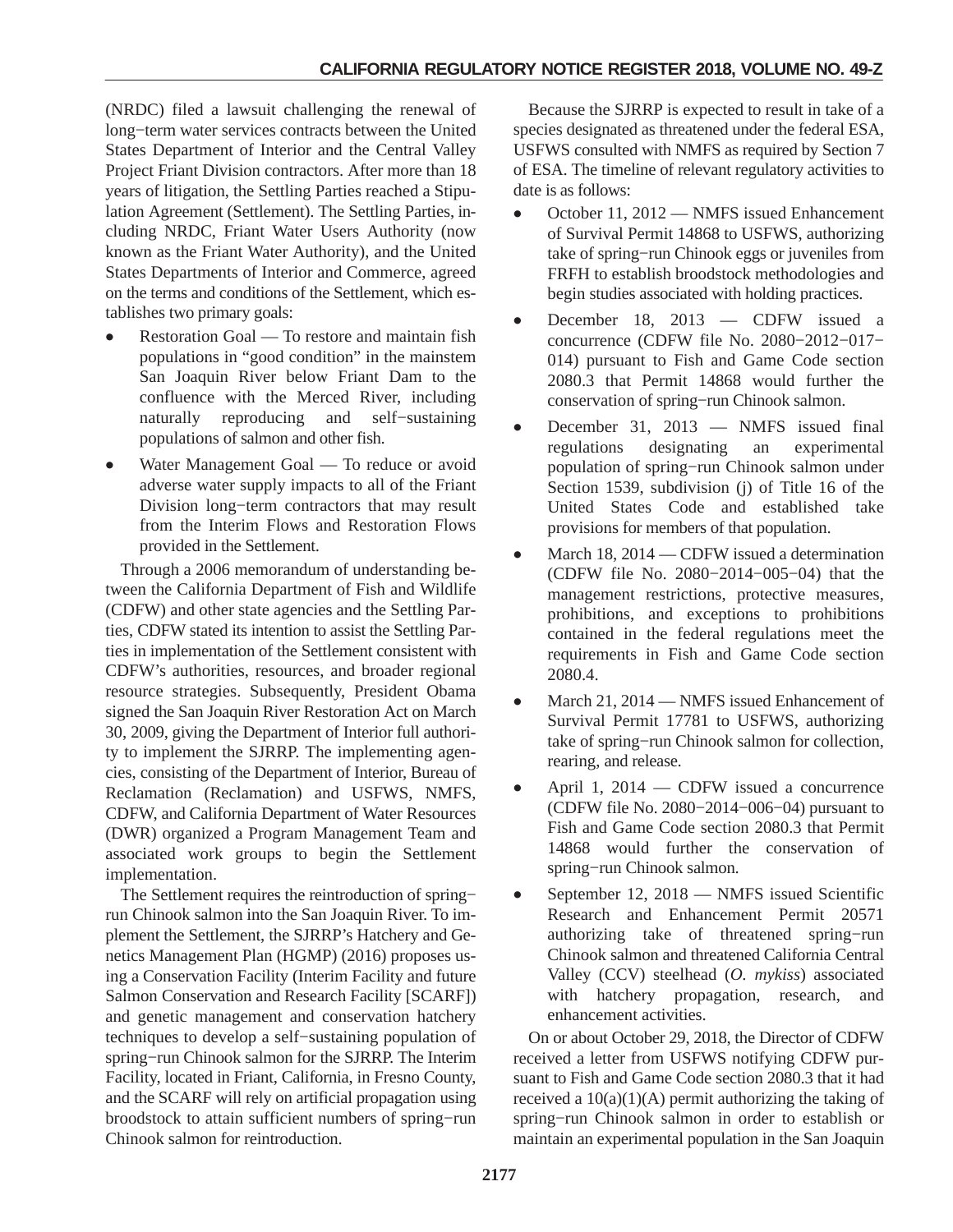(NRDC) filed a lawsuit challenging the renewal of long−term water services contracts between the United States Department of Interior and the Central Valley Project Friant Division contractors. After more than 18 years of litigation, the Settling Parties reached a Stipulation Agreement (Settlement). The Settling Parties, including NRDC, Friant Water Users Authority (now known as the Friant Water Authority), and the United States Departments of Interior and Commerce, agreed on the terms and conditions of the Settlement, which establishes two primary goals:

- Restoration Goal — To restore and maintain fish populations in "good condition" in the mainstem San Joaquin River below Friant Dam to the confluence with the Merced River, including naturally reproducing and self−sustaining populations of salmon and other fish.
- Water Management Goal — To reduce or avoid adverse water supply impacts to all of the Friant Division long−term contractors that may result from the Interim Flows and Restoration Flows provided in the Settlement.

Through a 2006 memorandum of understanding between the California Department of Fish and Wildlife (CDFW) and other state agencies and the Settling Parties, CDFW stated its intention to assist the Settling Parties in implementation of the Settlement consistent with CDFW's authorities, resources, and broader regional resource strategies. Subsequently, President Obama signed the San Joaquin River Restoration Act on March 30, 2009, giving the Department of Interior full authority to implement the SJRRP. The implementing agencies, consisting of the Department of Interior, Bureau of Reclamation (Reclamation) and USFWS, NMFS, CDFW, and California Department of Water Resources (DWR) organized a Program Management Team and associated work groups to begin the Settlement implementation.

The Settlement requires the reintroduction of spring−run Chinook salmon into the San Joaquin River. To implement the Settlement, the SJRRP's Hatchery and Genetics Management Plan (HGMP) (2016) proposes using a Conservation Facility (Interim Facility and future Salmon Conservation and Research Facility [SCARF]) and genetic management and conservation hatchery techniques to develop a self−sustaining population of spring−run Chinook salmon for the SJRRP. The Interim Facility, located in Friant, California, in Fresno County, and the SCARF will rely on artificial propagation using broodstock to attain sufficient numbers of spring−run Chinook salmon for reintroduction.

Because the SJRRP is expected to result in take of a species designated as threatened under the federal ESA, USFWS consulted with NMFS as required by Section 7 of ESA. The timeline of relevant regulatory activities to date is as follows:

- October 11, 2012 — NMFS issued Enhancement of Survival Permit 14868 to USFWS, authorizing take of spring−run Chinook eggs or juveniles from FRFH to establish broodstock methodologies and begin studies associated with holding practices.
- December 18, 2013 — CDFW issued a concurrence (CDFW file No. 2080−2012−017−014) pursuant to Fish and Game Code section 2080.3 that Permit 14868 would further the conservation of spring−run Chinook salmon.
- December 31, 2013 — NMFS issued final regulations designating an experimental population of spring−run Chinook salmon under Section 1539, subdivision (j) of Title 16 of the United States Code and established take provisions for members of that population.
- March 18, 2014 — CDFW issued a determination (CDFW file No. 2080−2014−005−04) that the management restrictions, protective measures, prohibitions, and exceptions to prohibitions contained in the federal regulations meet the requirements in Fish and Game Code section 2080.4.
- March 21, 2014 — NMFS issued Enhancement of Survival Permit 17781 to USFWS, authorizing take of spring−run Chinook salmon for collection, rearing, and release.
- April 1, 2014 — CDFW issued a concurrence (CDFW file No. 2080−2014−006−04) pursuant to Fish and Game Code section 2080.3 that Permit 14868 would further the conservation of spring−run Chinook salmon.
- September 12, 2018 — NMFS issued Scientific Research and Enhancement Permit 20571 authorizing take of threatened spring−run Chinook salmon and threatened California Central Valley (CCV) steelhead (*O. mykiss*) associated with hatchery propagation, research, and enhancement activities.

On or about October 29, 2018, the Director of CDFW received a letter from USFWS notifying CDFW pursuant to Fish and Game Code section 2080.3 that it had received a 10(a)(1)(A) permit authorizing the taking of spring−run Chinook salmon in order to establish or maintain an experimental population in the San Joaquin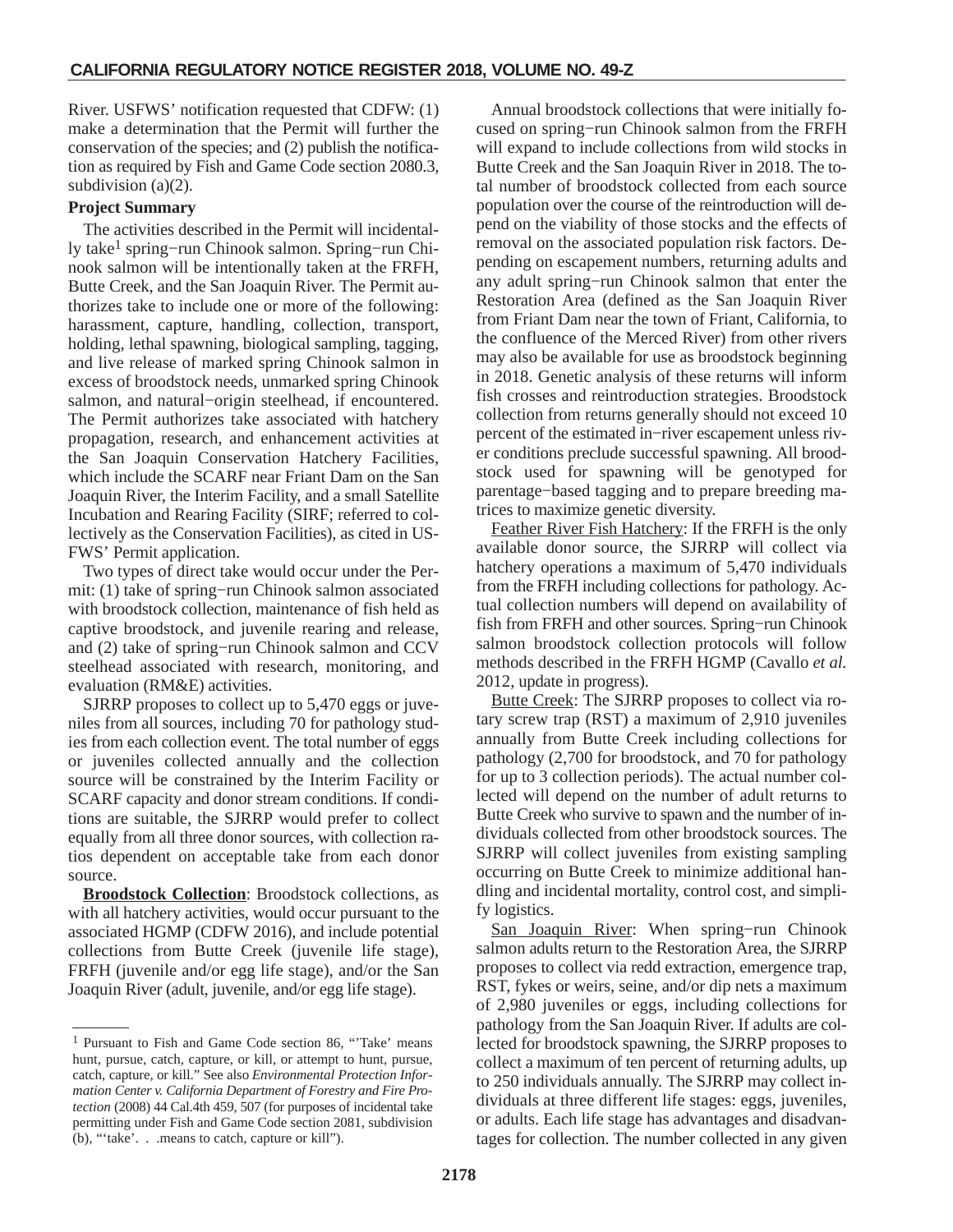River. USFWS' notification requested that CDFW: (1) make a determination that the Permit will further the conservation of the species; and (2) publish the notification as required by Fish and Game Code section 2080.3, subdivision (a)(2).

**Project Summary**

The activities described in the Permit will incidentally take[1] spring−run Chinook salmon. Spring−run Chinook salmon will be intentionally taken at the FRFH, Butte Creek, and the San Joaquin River. The Permit authorizes take to include one or more of the following: harassment, capture, handling, collection, transport, holding, lethal spawning, biological sampling, tagging, and live release of marked spring Chinook salmon in excess of broodstock needs, unmarked spring Chinook salmon, and natural−origin steelhead, if encountered. The Permit authorizes take associated with hatchery propagation, research, and enhancement activities at the San Joaquin Conservation Hatchery Facilities, which include the SCARF near Friant Dam on the San Joaquin River, the Interim Facility, and a small Satellite Incubation and Rearing Facility (SIRF; referred to collectively as the Conservation Facilities), as cited in USFWS' Permit application.

Two types of direct take would occur under the Permit: (1) take of spring−run Chinook salmon associated with broodstock collection, maintenance of fish held as captive broodstock, and juvenile rearing and release, and (2) take of spring−run Chinook salmon and CCV steelhead associated with research, monitoring, and evaluation (RM&E) activities.

SJRRP proposes to collect up to 5,470 eggs or juveniles from all sources, including 70 for pathology studies from each collection event. The total number of eggs or juveniles collected annually and the collection source will be constrained by the Interim Facility or SCARF capacity and donor stream conditions. If conditions are suitable, the SJRRP would prefer to collect equally from all three donor sources, with collection ratios dependent on acceptable take from each donor source.

**Broodstock Collection**: Broodstock collections, as with all hatchery activities, would occur pursuant to the associated HGMP (CDFW 2016), and include potential collections from Butte Creek (juvenile life stage), FRFH (juvenile and/or egg life stage), and/or the San Joaquin River (adult, juvenile, and/or egg life stage).

Annual broodstock collections that were initially focused on spring−run Chinook salmon from the FRFH will expand to include collections from wild stocks in Butte Creek and the San Joaquin River in 2018. The total number of broodstock collected from each source population over the course of the reintroduction will depend on the viability of those stocks and the effects of removal on the associated population risk factors. Depending on escapement numbers, returning adults and any adult spring−run Chinook salmon that enter the Restoration Area (defined as the San Joaquin River from Friant Dam near the town of Friant, California, to the confluence of the Merced River) from other rivers may also be available for use as broodstock beginning in 2018. Genetic analysis of these returns will inform fish crosses and reintroduction strategies. Broodstock collection from returns generally should not exceed 10 percent of the estimated in−river escapement unless river conditions preclude successful spawning. All broodstock used for spawning will be genotyped for parentage−based tagging and to prepare breeding matrices to maximize genetic diversity.

Feather River Fish Hatchery: If the FRFH is the only available donor source, the SJRRP will collect via hatchery operations a maximum of 5,470 individuals from the FRFH including collections for pathology. Actual collection numbers will depend on availability of fish from FRFH and other sources. Spring−run Chinook salmon broodstock collection protocols will follow methods described in the FRFH HGMP (Cavallo *et al.* 2012, update in progress).

Butte Creek: The SJRRP proposes to collect via rotary screw trap (RST) a maximum of 2,910 juveniles annually from Butte Creek including collections for pathology (2,700 for broodstock, and 70 for pathology for up to 3 collection periods). The actual number collected will depend on the number of adult returns to Butte Creek who survive to spawn and the number of individuals collected from other broodstock sources. The SJRRP will collect juveniles from existing sampling occurring on Butte Creek to minimize additional handling and incidental mortality, control cost, and simplify logistics.

San Joaquin River: When spring−run Chinook salmon adults return to the Restoration Area, the SJRRP proposes to collect via redd extraction, emergence trap, RST, fykes or weirs, seine, and/or dip nets a maximum of 2,980 juveniles or eggs, including collections for pathology from the San Joaquin River. If adults are collected for broodstock spawning, the SJRRP proposes to collect a maximum of ten percent of returning adults, up to 250 individuals annually. The SJRRP may collect individuals at three different life stages: eggs, juveniles, or adults. Each life stage has advantages and disadvantages for collection. The number collected in any given

---

[1] Pursuant to Fish and Game Code section 86, "'Take' means hunt, pursue, catch, capture, or kill, or attempt to hunt, pursue, catch, capture, or kill." See also *Environmental Protection Information Center v. California Department of Forestry and Fire Protection* (2008) 44 Cal.4th 459, 507 (for purposes of incidental take permitting under Fish and Game Code section 2081, subdivision (b), "'take'. . .means to catch, capture or kill").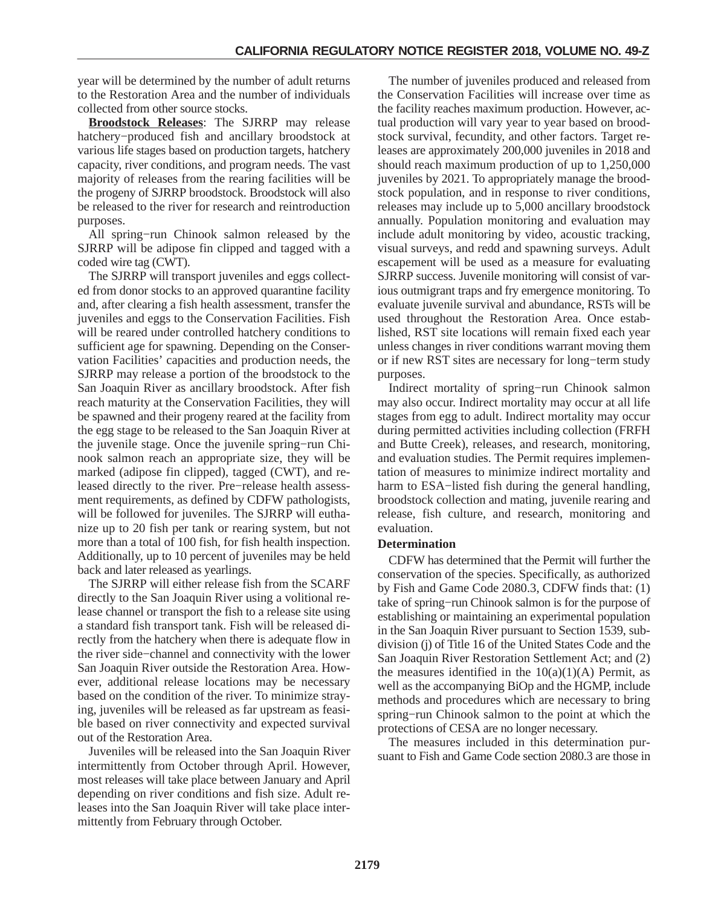year will be determined by the number of adult returns to the Restoration Area and the number of individuals collected from other source stocks.

**Broodstock Releases**: The SJRRP may release hatchery−produced fish and ancillary broodstock at various life stages based on production targets, hatchery capacity, river conditions, and program needs. The vast majority of releases from the rearing facilities will be the progeny of SJRRP broodstock. Broodstock will also be released to the river for research and reintroduction purposes.

All spring−run Chinook salmon released by the SJRRP will be adipose fin clipped and tagged with a coded wire tag (CWT).

The SJRRP will transport juveniles and eggs collected from donor stocks to an approved quarantine facility and, after clearing a fish health assessment, transfer the juveniles and eggs to the Conservation Facilities. Fish will be reared under controlled hatchery conditions to sufficient age for spawning. Depending on the Conservation Facilities' capacities and production needs, the SJRRP may release a portion of the broodstock to the San Joaquin River as ancillary broodstock. After fish reach maturity at the Conservation Facilities, they will be spawned and their progeny reared at the facility from the egg stage to be released to the San Joaquin River at the juvenile stage. Once the juvenile spring−run Chinook salmon reach an appropriate size, they will be marked (adipose fin clipped), tagged (CWT), and released directly to the river. Pre−release health assessment requirements, as defined by CDFW pathologists, will be followed for juveniles. The SJRRP will euthanize up to 20 fish per tank or rearing system, but not more than a total of 100 fish, for fish health inspection. Additionally, up to 10 percent of juveniles may be held back and later released as yearlings.

The SJRRP will either release fish from the SCARF directly to the San Joaquin River using a volitional release channel or transport the fish to a release site using a standard fish transport tank. Fish will be released directly from the hatchery when there is adequate flow in the river side−channel and connectivity with the lower San Joaquin River outside the Restoration Area. However, additional release locations may be necessary based on the condition of the river. To minimize straying, juveniles will be released as far upstream as feasible based on river connectivity and expected survival out of the Restoration Area.

Juveniles will be released into the San Joaquin River intermittently from October through April. However, most releases will take place between January and April depending on river conditions and fish size. Adult releases into the San Joaquin River will take place intermittently from February through October.

The number of juveniles produced and released from the Conservation Facilities will increase over time as the facility reaches maximum production. However, actual production will vary year to year based on broodstock survival, fecundity, and other factors. Target releases are approximately 200,000 juveniles in 2018 and should reach maximum production of up to 1,250,000 juveniles by 2021. To appropriately manage the broodstock population, and in response to river conditions, releases may include up to 5,000 ancillary broodstock annually. Population monitoring and evaluation may include adult monitoring by video, acoustic tracking, visual surveys, and redd and spawning surveys. Adult escapement will be used as a measure for evaluating SJRRP success. Juvenile monitoring will consist of various outmigrant traps and fry emergence monitoring. To evaluate juvenile survival and abundance, RSTs will be used throughout the Restoration Area. Once established, RST site locations will remain fixed each year unless changes in river conditions warrant moving them or if new RST sites are necessary for long−term study purposes.

Indirect mortality of spring−run Chinook salmon may also occur. Indirect mortality may occur at all life stages from egg to adult. Indirect mortality may occur during permitted activities including collection (FRFH and Butte Creek), releases, and research, monitoring, and evaluation studies. The Permit requires implementation of measures to minimize indirect mortality and harm to ESA−listed fish during the general handling, broodstock collection and mating, juvenile rearing and release, fish culture, and research, monitoring and evaluation.

**Determination**

CDFW has determined that the Permit will further the conservation of the species. Specifically, as authorized by Fish and Game Code 2080.3, CDFW finds that: (1) take of spring−run Chinook salmon is for the purpose of establishing or maintaining an experimental population in the San Joaquin River pursuant to Section 1539, subdivision (j) of Title 16 of the United States Code and the San Joaquin River Restoration Settlement Act; and (2) the measures identified in the 10(a)(1)(A) Permit, as well as the accompanying BiOp and the HGMP, include methods and procedures which are necessary to bring spring−run Chinook salmon to the point at which the protections of CESA are no longer necessary.

The measures included in this determination pursuant to Fish and Game Code section 2080.3 are those in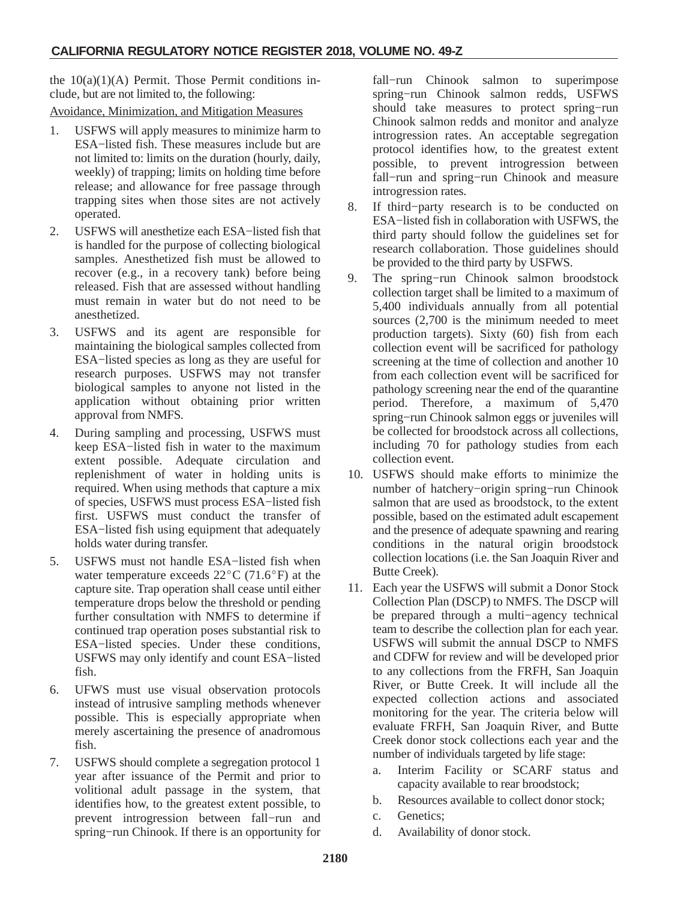the 10(a)(1)(A) Permit. Those Permit conditions include, but are not limited to, the following:

Avoidance, Minimization, and Mitigation Measures

1. USFWS will apply measures to minimize harm to ESA−listed fish. These measures include but are not limited to: limits on the duration (hourly, daily, weekly) of trapping; limits on holding time before release; and allowance for free passage through trapping sites when those sites are not actively operated.
2. USFWS will anesthetize each ESA−listed fish that is handled for the purpose of collecting biological samples. Anesthetized fish must be allowed to recover (e.g., in a recovery tank) before being released. Fish that are assessed without handling must remain in water but do not need to be anesthetized.
3. USFWS and its agent are responsible for maintaining the biological samples collected from ESA−listed species as long as they are useful for research purposes. USFWS may not transfer biological samples to anyone not listed in the application without obtaining prior written approval from NMFS.
4. During sampling and processing, USFWS must keep ESA−listed fish in water to the maximum extent possible. Adequate circulation and replenishment of water in holding units is required. When using methods that capture a mix of species, USFWS must process ESA−listed fish first. USFWS must conduct the transfer of ESA−listed fish using equipment that adequately holds water during transfer.
5. USFWS must not handle ESA−listed fish when water temperature exceeds 22°C (71.6°F) at the capture site. Trap operation shall cease until either temperature drops below the threshold or pending further consultation with NMFS to determine if continued trap operation poses substantial risk to ESA−listed species. Under these conditions, USFWS may only identify and count ESA−listed fish.
6. UFWS must use visual observation protocols instead of intrusive sampling methods whenever possible. This is especially appropriate when merely ascertaining the presence of anadromous fish.
7. USFWS should complete a segregation protocol 1 year after issuance of the Permit and prior to volitional adult passage in the system, that identifies how, to the greatest extent possible, to prevent introgression between fall−run and spring−run Chinook. If there is an opportunity for fall−run Chinook salmon to superimpose spring−run Chinook salmon redds, USFWS should take measures to protect spring−run Chinook salmon redds and monitor and analyze introgression rates. An acceptable segregation protocol identifies how, to the greatest extent possible, to prevent introgression between fall−run and spring−run Chinook and measure introgression rates.
8. If third−party research is to be conducted on ESA−listed fish in collaboration with USFWS, the third party should follow the guidelines set for research collaboration. Those guidelines should be provided to the third party by USFWS.
9. The spring−run Chinook salmon broodstock collection target shall be limited to a maximum of 5,400 individuals annually from all potential sources (2,700 is the minimum needed to meet production targets). Sixty (60) fish from each collection event will be sacrificed for pathology screening at the time of collection and another 10 from each collection event will be sacrificed for pathology screening near the end of the quarantine period. Therefore, a maximum of 5,470 spring−run Chinook salmon eggs or juveniles will be collected for broodstock across all collections, including 70 for pathology studies from each collection event.
10. USFWS should make efforts to minimize the number of hatchery−origin spring−run Chinook salmon that are used as broodstock, to the extent possible, based on the estimated adult escapement and the presence of adequate spawning and rearing conditions in the natural origin broodstock collection locations (i.e. the San Joaquin River and Butte Creek).
11. Each year the USFWS will submit a Donor Stock Collection Plan (DSCP) to NMFS. The DSCP will be prepared through a multi−agency technical team to describe the collection plan for each year. USFWS will submit the annual DSCP to NMFS and CDFW for review and will be developed prior to any collections from the FRFH, San Joaquin River, or Butte Creek. It will include all the expected collection actions and associated monitoring for the year. The criteria below will evaluate FRFH, San Joaquin River, and Butte Creek donor stock collections each year and the number of individuals targeted by life stage:
    a. Interim Facility or SCARF status and capacity available to rear broodstock;
    b. Resources available to collect donor stock;
    c. Genetics;
    d. Availability of donor stock.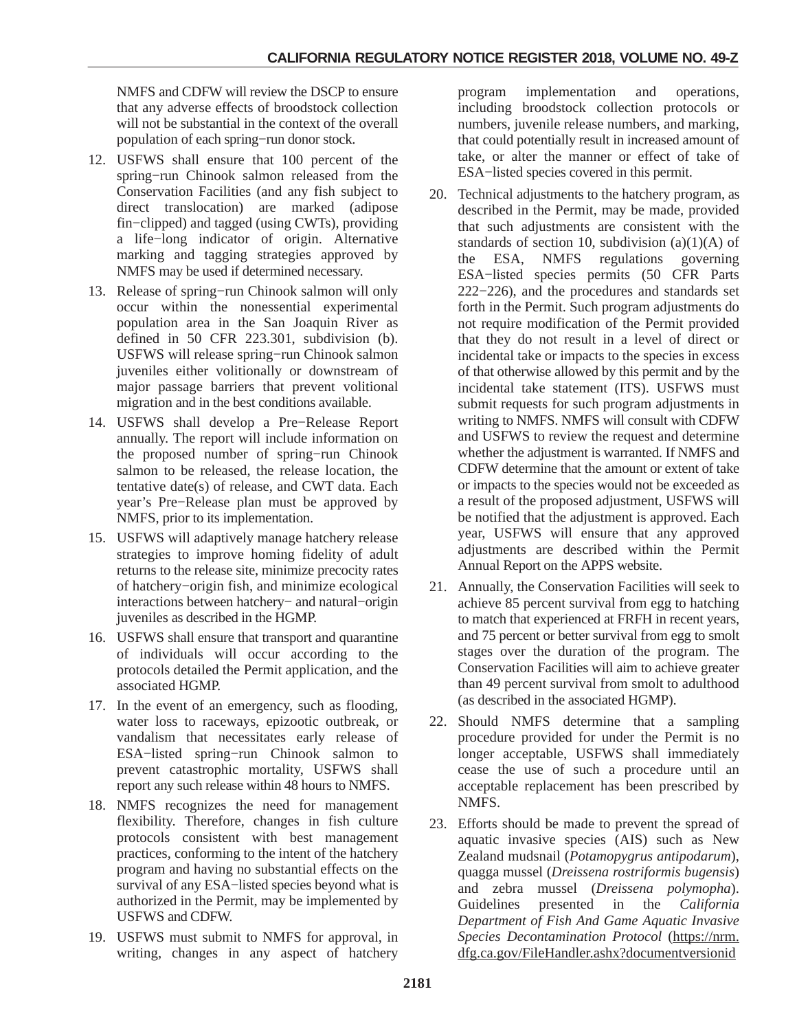NMFS and CDFW will review the DSCP to ensure that any adverse effects of broodstock collection will not be substantial in the context of the overall population of each spring−run donor stock.

12. USFWS shall ensure that 100 percent of the spring−run Chinook salmon released from the Conservation Facilities (and any fish subject to direct translocation) are marked (adipose fin−clipped) and tagged (using CWTs), providing a life−long indicator of origin. Alternative marking and tagging strategies approved by NMFS may be used if determined necessary.
13. Release of spring−run Chinook salmon will only occur within the nonessential experimental population area in the San Joaquin River as defined in 50 CFR 223.301, subdivision (b). USFWS will release spring−run Chinook salmon juveniles either volitionally or downstream of major passage barriers that prevent volitional migration and in the best conditions available.
14. USFWS shall develop a Pre−Release Report annually. The report will include information on the proposed number of spring−run Chinook salmon to be released, the release location, the tentative date(s) of release, and CWT data. Each year's Pre−Release plan must be approved by NMFS, prior to its implementation.
15. USFWS will adaptively manage hatchery release strategies to improve homing fidelity of adult returns to the release site, minimize precocity rates of hatchery−origin fish, and minimize ecological interactions between hatchery− and natural−origin juveniles as described in the HGMP.
16. USFWS shall ensure that transport and quarantine of individuals will occur according to the protocols detailed the Permit application, and the associated HGMP.
17. In the event of an emergency, such as flooding, water loss to raceways, epizootic outbreak, or vandalism that necessitates early release of ESA−listed spring−run Chinook salmon to prevent catastrophic mortality, USFWS shall report any such release within 48 hours to NMFS.
18. NMFS recognizes the need for management flexibility. Therefore, changes in fish culture protocols consistent with best management practices, conforming to the intent of the hatchery program and having no substantial effects on the survival of any ESA−listed species beyond what is authorized in the Permit, may be implemented by USFWS and CDFW.
19. USFWS must submit to NMFS for approval, in writing, changes in any aspect of hatchery program implementation and operations, including broodstock collection protocols or numbers, juvenile release numbers, and marking, that could potentially result in increased amount of take, or alter the manner or effect of take of ESA−listed species covered in this permit.
20. Technical adjustments to the hatchery program, as described in the Permit, may be made, provided that such adjustments are consistent with the standards of section 10, subdivision (a)(1)(A) of the ESA, NMFS regulations governing ESA−listed species permits (50 CFR Parts 222−226), and the procedures and standards set forth in the Permit. Such program adjustments do not require modification of the Permit provided that they do not result in a level of direct or incidental take or impacts to the species in excess of that otherwise allowed by this permit and by the incidental take statement (ITS). USFWS must submit requests for such program adjustments in writing to NMFS. NMFS will consult with CDFW and USFWS to review the request and determine whether the adjustment is warranted. If NMFS and CDFW determine that the amount or extent of take or impacts to the species would not be exceeded as a result of the proposed adjustment, USFWS will be notified that the adjustment is approved. Each year, USFWS will ensure that any approved adjustments are described within the Permit Annual Report on the APPS website.
21. Annually, the Conservation Facilities will seek to achieve 85 percent survival from egg to hatching to match that experienced at FRFH in recent years, and 75 percent or better survival from egg to smolt stages over the duration of the program. The Conservation Facilities will aim to achieve greater than 49 percent survival from smolt to adulthood (as described in the associated HGMP).
22. Should NMFS determine that a sampling procedure provided for under the Permit is no longer acceptable, USFWS shall immediately cease the use of such a procedure until an acceptable replacement has been prescribed by NMFS.
23. Efforts should be made to prevent the spread of aquatic invasive species (AIS) such as New Zealand mudsnail (*Potamopygrus antipodarum*), quagga mussel (*Dreissena rostriformis bugensis*) and zebra mussel (*Dreissena polymopha*). Guidelines presented in the *California Department of Fish And Game Aquatic Invasive Species Decontamination Protocol* (https://nrm.dfg.ca.gov/FileHandler.ashx?documentversionid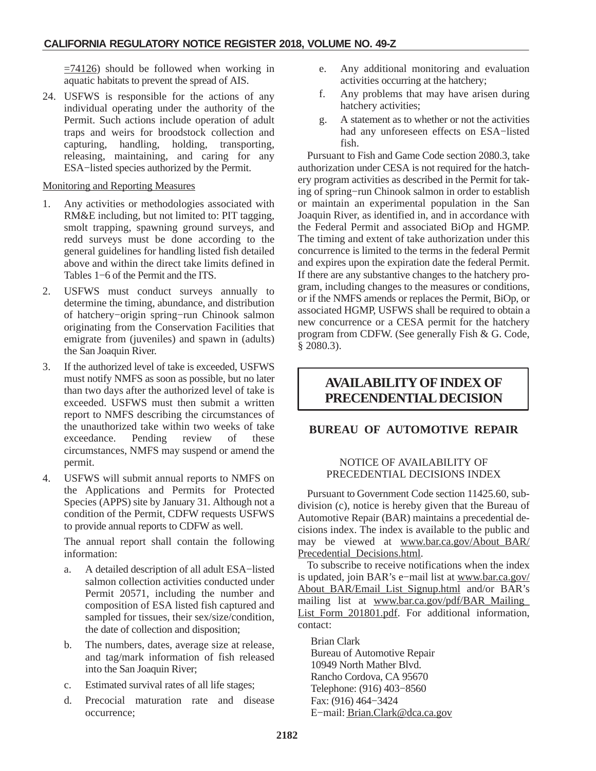=74126) should be followed when working in aquatic habitats to prevent the spread of AIS.

24. USFWS is responsible for the actions of any individual operating under the authority of the Permit. Such actions include operation of adult traps and weirs for broodstock collection and capturing, handling, holding, transporting, releasing, maintaining, and caring for any ESA−listed species authorized by the Permit.

Monitoring and Reporting Measures

1. Any activities or methodologies associated with RM&E including, but not limited to: PIT tagging, smolt trapping, spawning ground surveys, and redd surveys must be done according to the general guidelines for handling listed fish detailed above and within the direct take limits defined in Tables 1−6 of the Permit and the ITS.
2. USFWS must conduct surveys annually to determine the timing, abundance, and distribution of hatchery−origin spring−run Chinook salmon originating from the Conservation Facilities that emigrate from (juveniles) and spawn in (adults) the San Joaquin River.
3. If the authorized level of take is exceeded, USFWS must notify NMFS as soon as possible, but no later than two days after the authorized level of take is exceeded. USFWS must then submit a written report to NMFS describing the circumstances of the unauthorized take within two weeks of take exceedance. Pending review of these circumstances, NMFS may suspend or amend the permit.
4. USFWS will submit annual reports to NMFS on the Applications and Permits for Protected Species (APPS) site by January 31. Although not a condition of the Permit, CDFW requests USFWS to provide annual reports to CDFW as well.

   The annual report shall contain the following information:

   a. A detailed description of all adult ESA−listed salmon collection activities conducted under Permit 20571, including the number and composition of ESA listed fish captured and sampled for tissues, their sex/size/condition, the date of collection and disposition;
   b. The numbers, dates, average size at release, and tag/mark information of fish released into the San Joaquin River;
   c. Estimated survival rates of all life stages;
   d. Precocial maturation rate and disease occurrence;
   e. Any additional monitoring and evaluation activities occurring at the hatchery;
   f. Any problems that may have arisen during hatchery activities;
   g. A statement as to whether or not the activities had any unforeseen effects on ESA−listed fish.

Pursuant to Fish and Game Code section 2080.3, take authorization under CESA is not required for the hatchery program activities as described in the Permit for taking of spring−run Chinook salmon in order to establish or maintain an experimental population in the San Joaquin River, as identified in, and in accordance with the Federal Permit and associated BiOp and HGMP. The timing and extent of take authorization under this concurrence is limited to the terms in the federal Permit and expires upon the expiration date the federal Permit. If there are any substantive changes to the hatchery program, including changes to the measures or conditions, or if the NMFS amends or replaces the Permit, BiOp, or associated HGMP, USFWS shall be required to obtain a new concurrence or a CESA permit for the hatchery program from CDFW. (See generally Fish & G. Code, § 2080.3).

# AVAILABILITY OF INDEX OF PRECENDENTIAL DECISION

## BUREAU OF AUTOMOTIVE REPAIR

NOTICE OF AVAILABILITY OF PRECEDENTIAL DECISIONS INDEX

Pursuant to Government Code section 11425.60, subdivision (c), notice is hereby given that the Bureau of Automotive Repair (BAR) maintains a precedential decisions index. The index is available to the public and may be viewed at www.bar.ca.gov/About_BAR/Precedential_Decisions.html.

To subscribe to receive notifications when the index is updated, join BAR's e−mail list at www.bar.ca.gov/About_BAR/Email_List_Signup.html and/or BAR's mailing list at www.bar.ca.gov/pdf/BAR_Mailing_List_Form_201801.pdf. For additional information, contact:

Brian Clark
Bureau of Automotive Repair
10949 North Mather Blvd.
Rancho Cordova, CA 95670
Telephone: (916) 403−8560
Fax: (916) 464−3424
E−mail: Brian.Clark@dca.ca.gov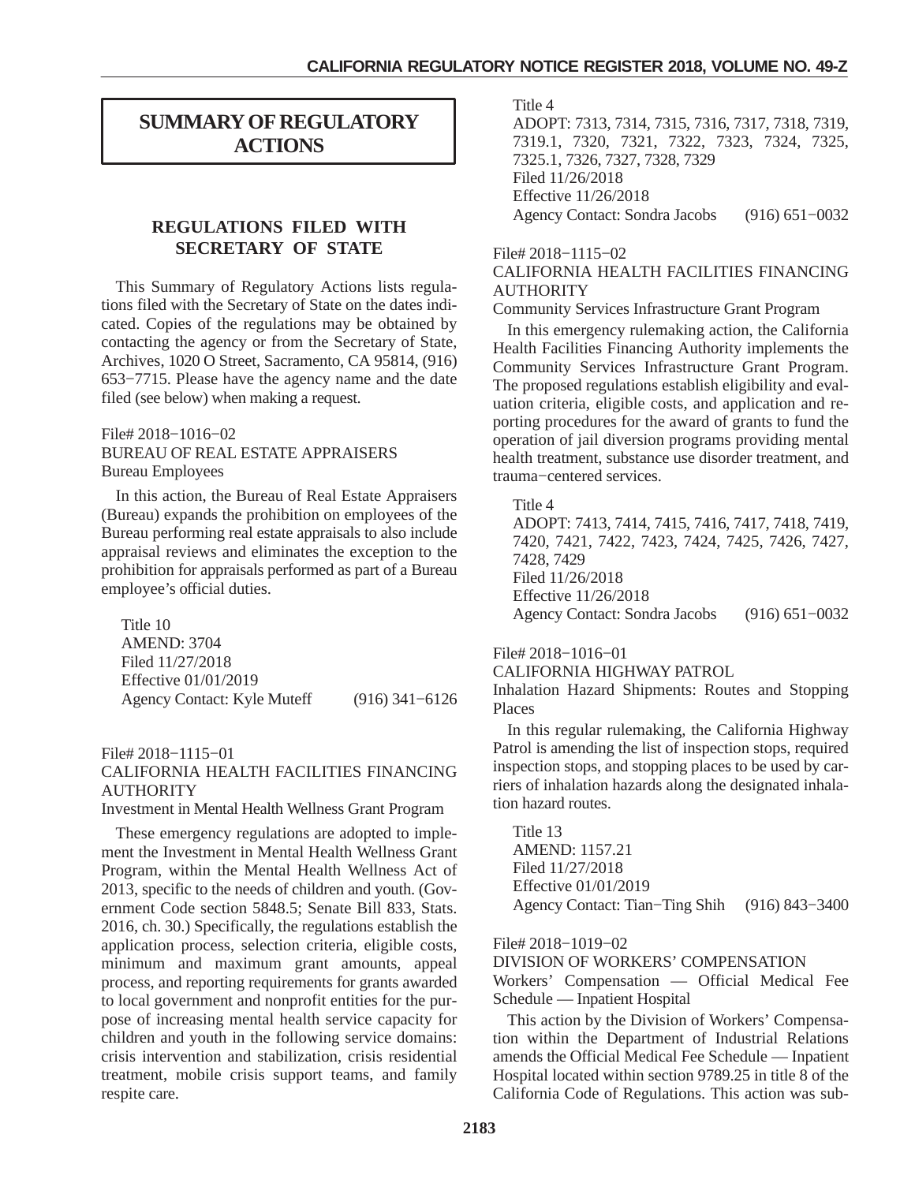# SUMMARY OF REGULATORY ACTIONS

## REGULATIONS FILED WITH SECRETARY OF STATE

This Summary of Regulatory Actions lists regulations filed with the Secretary of State on the dates indicated. Copies of the regulations may be obtained by contacting the agency or from the Secretary of State, Archives, 1020 O Street, Sacramento, CA 95814, (916) 653−7715. Please have the agency name and the date filed (see below) when making a request.

File# 2018−1016−02
BUREAU OF REAL ESTATE APPRAISERS
Bureau Employees

In this action, the Bureau of Real Estate Appraisers (Bureau) expands the prohibition on employees of the Bureau performing real estate appraisals to also include appraisal reviews and eliminates the exception to the prohibition for appraisals performed as part of a Bureau employee's official duties.

Title 10
AMEND: 3704
Filed 11/27/2018
Effective 01/01/2019
Agency Contact: Kyle Muteff (916) 341−6126

File# 2018−1115−01
CALIFORNIA HEALTH FACILITIES FINANCING AUTHORITY
Investment in Mental Health Wellness Grant Program

These emergency regulations are adopted to implement the Investment in Mental Health Wellness Grant Program, within the Mental Health Wellness Act of 2013, specific to the needs of children and youth. (Government Code section 5848.5; Senate Bill 833, Stats. 2016, ch. 30.) Specifically, the regulations establish the application process, selection criteria, eligible costs, minimum and maximum grant amounts, appeal process, and reporting requirements for grants awarded to local government and nonprofit entities for the purpose of increasing mental health service capacity for children and youth in the following service domains: crisis intervention and stabilization, crisis residential treatment, mobile crisis support teams, and family respite care.

Title 4
ADOPT: 7313, 7314, 7315, 7316, 7317, 7318, 7319, 7319.1, 7320, 7321, 7322, 7323, 7324, 7325, 7325.1, 7326, 7327, 7328, 7329
Filed 11/26/2018
Effective 11/26/2018
Agency Contact: Sondra Jacobs (916) 651−0032

File# 2018−1115−02
CALIFORNIA HEALTH FACILITIES FINANCING AUTHORITY
Community Services Infrastructure Grant Program

In this emergency rulemaking action, the California Health Facilities Financing Authority implements the Community Services Infrastructure Grant Program. The proposed regulations establish eligibility and evaluation criteria, eligible costs, and application and reporting procedures for the award of grants to fund the operation of jail diversion programs providing mental health treatment, substance use disorder treatment, and trauma−centered services.

Title 4
ADOPT: 7413, 7414, 7415, 7416, 7417, 7418, 7419, 7420, 7421, 7422, 7423, 7424, 7425, 7426, 7427, 7428, 7429
Filed 11/26/2018
Effective 11/26/2018
Agency Contact: Sondra Jacobs (916) 651−0032

File# 2018−1016−01
CALIFORNIA HIGHWAY PATROL
Inhalation Hazard Shipments: Routes and Stopping Places

In this regular rulemaking, the California Highway Patrol is amending the list of inspection stops, required inspection stops, and stopping places to be used by carriers of inhalation hazards along the designated inhalation hazard routes.

Title 13
AMEND: 1157.21
Filed 11/27/2018
Effective 01/01/2019
Agency Contact: Tian−Ting Shih (916) 843−3400

File# 2018−1019−02
DIVISION OF WORKERS' COMPENSATION
Workers' Compensation — Official Medical Fee Schedule — Inpatient Hospital

This action by the Division of Workers' Compensation within the Department of Industrial Relations amends the Official Medical Fee Schedule — Inpatient Hospital located within section 9789.25 in title 8 of the California Code of Regulations. This action was sub-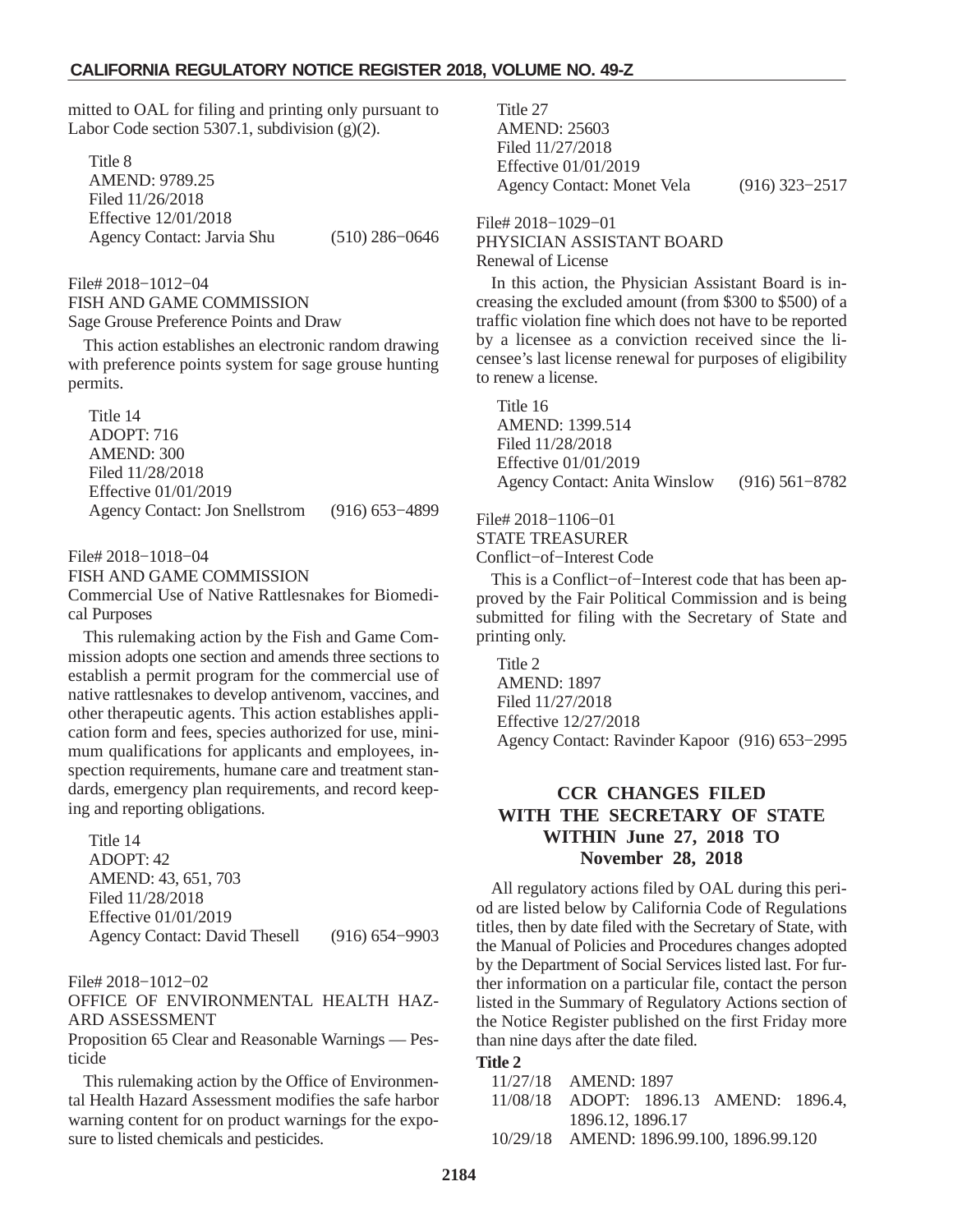mitted to OAL for filing and printing only pursuant to Labor Code section 5307.1, subdivision (g)(2).

Title 8
AMEND: 9789.25
Filed 11/26/2018
Effective 12/01/2018
Agency Contact: Jarvia Shu (510) 286−0646

File# 2018−1012−04
FISH AND GAME COMMISSION
Sage Grouse Preference Points and Draw

This action establishes an electronic random drawing with preference points system for sage grouse hunting permits.

Title 14
ADOPT: 716
AMEND: 300
Filed 11/28/2018
Effective 01/01/2019
Agency Contact: Jon Snellstrom (916) 653−4899

File# 2018−1018−04
FISH AND GAME COMMISSION
Commercial Use of Native Rattlesnakes for Biomedical Purposes

This rulemaking action by the Fish and Game Commission adopts one section and amends three sections to establish a permit program for the commercial use of native rattlesnakes to develop antivenom, vaccines, and other therapeutic agents. This action establishes application form and fees, species authorized for use, minimum qualifications for applicants and employees, inspection requirements, humane care and treatment standards, emergency plan requirements, and record keeping and reporting obligations.

Title 14
ADOPT: 42
AMEND: 43, 651, 703
Filed 11/28/2018
Effective 01/01/2019
Agency Contact: David Thesell (916) 654−9903

File# 2018−1012−02
OFFICE OF ENVIRONMENTAL HEALTH HAZARD ASSESSMENT
Proposition 65 Clear and Reasonable Warnings — Pesticide

This rulemaking action by the Office of Environmental Health Hazard Assessment modifies the safe harbor warning content for on product warnings for the exposure to listed chemicals and pesticides.

Title 27
AMEND: 25603
Filed 11/27/2018
Effective 01/01/2019
Agency Contact: Monet Vela (916) 323−2517

File# 2018−1029−01
PHYSICIAN ASSISTANT BOARD
Renewal of License

In this action, the Physician Assistant Board is increasing the excluded amount (from $300 to $500) of a traffic violation fine which does not have to be reported by a licensee as a conviction received since the licensee's last license renewal for purposes of eligibility to renew a license.

Title 16
AMEND: 1399.514
Filed 11/28/2018
Effective 01/01/2019
Agency Contact: Anita Winslow (916) 561−8782

File# 2018−1106−01
STATE TREASURER
Conflict−of−Interest Code

This is a Conflict−of−Interest code that has been approved by the Fair Political Commission and is being submitted for filing with the Secretary of State and printing only.

Title 2
AMEND: 1897
Filed 11/27/2018
Effective 12/27/2018
Agency Contact: Ravinder Kapoor (916) 653−2995

## CCR CHANGES FILED WITH THE SECRETARY OF STATE WITHIN June 27, 2018 TO November 28, 2018

All regulatory actions filed by OAL during this period are listed below by California Code of Regulations titles, then by date filed with the Secretary of State, with the Manual of Policies and Procedures changes adopted by the Department of Social Services listed last. For further information on a particular file, contact the person listed in the Summary of Regulatory Actions section of the Notice Register published on the first Friday more than nine days after the date filed.

**Title 2**

11/27/18 AMEND: 1897
11/08/18 ADOPT: 1896.13 AMEND: 1896.4, 1896.12, 1896.17
10/29/18 AMEND: 1896.99.100, 1896.99.120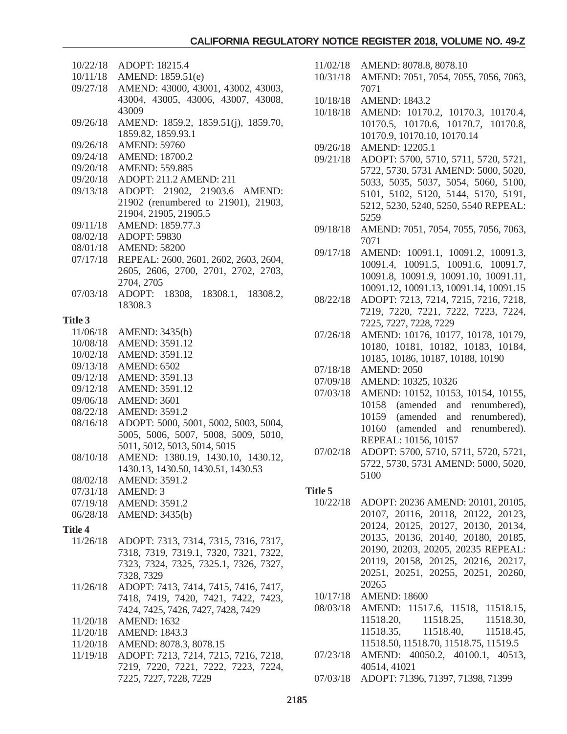10/22/18 ADOPT: 18215.4
10/11/18 AMEND: 1859.51(e)
09/27/18 AMEND: 43000, 43001, 43002, 43003, 43004, 43005, 43006, 43007, 43008, 43009
09/26/18 AMEND: 1859.2, 1859.51(j), 1859.70, 1859.82, 1859.93.1
09/26/18 AMEND: 59760
09/24/18 AMEND: 18700.2
09/20/18 AMEND: 559.885
09/20/18 ADOPT: 211.2 AMEND: 211
09/13/18 ADOPT: 21902, 21903.6 AMEND: 21902 (renumbered to 21901), 21903, 21904, 21905, 21905.5
09/11/18 AMEND: 1859.77.3
08/02/18 ADOPT: 59830
08/01/18 AMEND: 58200
07/17/18 REPEAL: 2600, 2601, 2602, 2603, 2604, 2605, 2606, 2700, 2701, 2702, 2703, 2704, 2705
07/03/18 ADOPT: 18308, 18308.1, 18308.2, 18308.3

**Title 3**

11/06/18 AMEND: 3435(b)
10/08/18 AMEND: 3591.12
10/02/18 AMEND: 3591.12
09/13/18 AMEND: 6502
09/12/18 AMEND: 3591.13
09/12/18 AMEND: 3591.12
09/06/18 AMEND: 3601
08/22/18 AMEND: 3591.2
08/16/18 ADOPT: 5000, 5001, 5002, 5003, 5004, 5005, 5006, 5007, 5008, 5009, 5010, 5011, 5012, 5013, 5014, 5015
08/10/18 AMEND: 1380.19, 1430.10, 1430.12, 1430.13, 1430.50, 1430.51, 1430.53
08/02/18 AMEND: 3591.2
07/31/18 AMEND: 3
07/19/18 AMEND: 3591.2
06/28/18 AMEND: 3435(b)

**Title 4**

11/26/18 ADOPT: 7313, 7314, 7315, 7316, 7317, 7318, 7319, 7319.1, 7320, 7321, 7322, 7323, 7324, 7325, 7325.1, 7326, 7327, 7328, 7329
11/26/18 ADOPT: 7413, 7414, 7415, 7416, 7417, 7418, 7419, 7420, 7421, 7422, 7423, 7424, 7425, 7426, 7427, 7428, 7429
11/20/18 AMEND: 1632
11/20/18 AMEND: 1843.3
11/20/18 AMEND: 8078.3, 8078.15
11/19/18 ADOPT: 7213, 7214, 7215, 7216, 7218, 7219, 7220, 7221, 7222, 7223, 7224, 7225, 7227, 7228, 7229
11/02/18 AMEND: 8078.8, 8078.10
10/31/18 AMEND: 7051, 7054, 7055, 7056, 7063, 7071
10/18/18 AMEND: 1843.2
10/18/18 AMEND: 10170.2, 10170.3, 10170.4, 10170.5, 10170.6, 10170.7, 10170.8, 10170.9, 10170.10, 10170.14
09/26/18 AMEND: 12205.1
09/21/18 ADOPT: 5700, 5710, 5711, 5720, 5721, 5722, 5730, 5731 AMEND: 5000, 5020, 5033, 5035, 5037, 5054, 5060, 5100, 5101, 5102, 5120, 5144, 5170, 5191, 5212, 5230, 5240, 5250, 5540 REPEAL: 5259
09/18/18 AMEND: 7051, 7054, 7055, 7056, 7063, 7071
09/17/18 AMEND: 10091.1, 10091.2, 10091.3, 10091.4, 10091.5, 10091.6, 10091.7, 10091.8, 10091.9, 10091.10, 10091.11, 10091.12, 10091.13, 10091.14, 10091.15
08/22/18 ADOPT: 7213, 7214, 7215, 7216, 7218, 7219, 7220, 7221, 7222, 7223, 7224, 7225, 7227, 7228, 7229
07/26/18 AMEND: 10176, 10177, 10178, 10179, 10180, 10181, 10182, 10183, 10184, 10185, 10186, 10187, 10188, 10190
07/18/18 AMEND: 2050
07/09/18 AMEND: 10325, 10326
07/03/18 AMEND: 10152, 10153, 10154, 10155, 10158 (amended and renumbered), 10159 (amended and renumbered), 10160 (amended and renumbered). REPEAL: 10156, 10157
07/02/18 ADOPT: 5700, 5710, 5711, 5720, 5721, 5722, 5730, 5731 AMEND: 5000, 5020, 5100

**Title 5**

10/22/18 ADOPT: 20236 AMEND: 20101, 20105, 20107, 20116, 20118, 20122, 20123, 20124, 20125, 20127, 20130, 20134, 20135, 20136, 20140, 20180, 20185, 20190, 20203, 20205, 20235 REPEAL: 20119, 20158, 20125, 20216, 20217, 20251, 20251, 20255, 20251, 20260, 20265
10/17/18 AMEND: 18600
08/03/18 AMEND: 11517.6, 11518, 11518.15, 11518.20, 11518.25, 11518.30, 11518.35, 11518.40, 11518.45, 11518.50, 11518.70, 11518.75, 11519.5
07/23/18 AMEND: 40050.2, 40100.1, 40513, 40514, 41021
07/03/18 ADOPT: 71396, 71397, 71398, 71399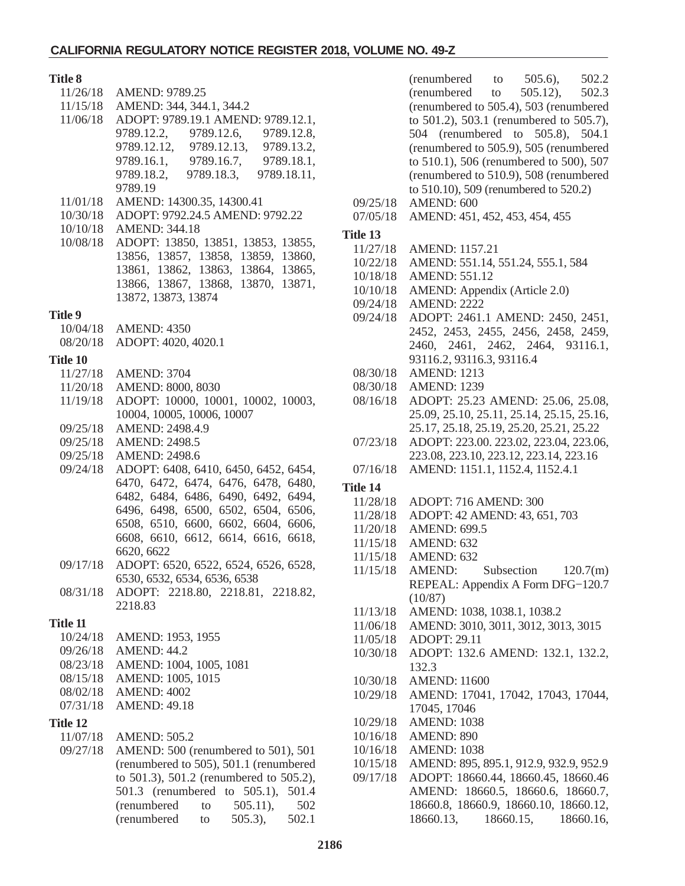**Title 8**

| | |
|---|---|
| 11/26/18 | AMEND: 9789.25 |
| 11/15/18 | AMEND: 344, 344.1, 344.2 |
| 11/06/18 | ADOPT: 9789.19.1 AMEND: 9789.12.1, 9789.12.2, 9789.12.6, 9789.12.8, 9789.12.12, 9789.12.13, 9789.13.2, 9789.16.1, 9789.16.7, 9789.18.1, 9789.18.2, 9789.18.3, 9789.18.11, 9789.19 |
| 11/01/18 | AMEND: 14300.35, 14300.41 |
| 10/30/18 | ADOPT: 9792.24.5 AMEND: 9792.22 |
| 10/10/18 | AMEND: 344.18 |
| 10/08/18 | ADOPT: 13850, 13851, 13853, 13855, 13856, 13857, 13858, 13859, 13860, 13861, 13862, 13863, 13864, 13865, 13866, 13867, 13868, 13870, 13871, 13872, 13873, 13874 |

**Title 9**

| | |
|---|---|
| 10/04/18 | AMEND: 4350 |
| 08/20/18 | ADOPT: 4020, 4020.1 |

**Title 10**

| | |
|---|---|
| 11/27/18 | AMEND: 3704 |
| 11/20/18 | AMEND: 8000, 8030 |
| 11/19/18 | ADOPT: 10000, 10001, 10002, 10003, 10004, 10005, 10006, 10007 |
| 09/25/18 | AMEND: 2498.4.9 |
| 09/25/18 | AMEND: 2498.5 |
| 09/25/18 | AMEND: 2498.6 |
| 09/24/18 | ADOPT: 6408, 6410, 6450, 6452, 6454, 6470, 6472, 6474, 6476, 6478, 6480, 6482, 6484, 6486, 6490, 6492, 6494, 6496, 6498, 6500, 6502, 6504, 6506, 6508, 6510, 6600, 6602, 6604, 6606, 6608, 6610, 6612, 6614, 6616, 6618, 6620, 6622 |
| 09/17/18 | ADOPT: 6520, 6522, 6524, 6526, 6528, 6530, 6532, 6534, 6536, 6538 |
| 08/31/18 | ADOPT: 2218.80, 2218.81, 2218.82, 2218.83 |

**Title 11**

| | |
|---|---|
| 10/24/18 | AMEND: 1953, 1955 |
| 09/26/18 | AMEND: 44.2 |
| 08/23/18 | AMEND: 1004, 1005, 1081 |
| 08/15/18 | AMEND: 1005, 1015 |
| 08/02/18 | AMEND: 4002 |
| 07/31/18 | AMEND: 49.18 |

**Title 12**

| | |
|---|---|
| 11/07/18 | AMEND: 505.2 |
| 09/27/18 | AMEND: 500 (renumbered to 501), 501 (renumbered to 505), 501.1 (renumbered to 501.3), 501.2 (renumbered to 505.2), 501.3 (renumbered to 505.1), 501.4 (renumbered to 505.11), 502 (renumbered to 505.3), 502.1 (renumbered to 505.6), 502.2 (renumbered to 505.12), 502.3 (renumbered to 505.4), 503 (renumbered to 501.2), 503.1 (renumbered to 505.7), 504 (renumbered to 505.8), 504.1 (renumbered to 505.9), 505 (renumbered to 510.1), 506 (renumbered to 500), 507 (renumbered to 510.9), 508 (renumbered to 510.10), 509 (renumbered to 520.2) |
| 09/25/18 | AMEND: 600 |
| 07/05/18 | AMEND: 451, 452, 453, 454, 455 |

**Title 13**

| | |
|---|---|
| 11/27/18 | AMEND: 1157.21 |
| 10/22/18 | AMEND: 551.14, 551.24, 555.1, 584 |
| 10/18/18 | AMEND: 551.12 |
| 10/10/18 | AMEND: Appendix (Article 2.0) |
| 09/24/18 | AMEND: 2222 |
| 09/24/18 | ADOPT: 2461.1 AMEND: 2450, 2451, 2452, 2453, 2455, 2456, 2458, 2459, 2460, 2461, 2462, 2464, 93116.1, 93116.2, 93116.3, 93116.4 |
| 08/30/18 | AMEND: 1213 |
| 08/30/18 | AMEND: 1239 |
| 08/16/18 | ADOPT: 25.23 AMEND: 25.06, 25.08, 25.09, 25.10, 25.11, 25.14, 25.15, 25.16, 25.17, 25.18, 25.19, 25.20, 25.21, 25.22 |
| 07/23/18 | ADOPT: 223.00. 223.02, 223.04, 223.06, 223.08, 223.10, 223.12, 223.14, 223.16 |
| 07/16/18 | AMEND: 1151.1, 1152.4, 1152.4.1 |

**Title 14**

| | |
|---|---|
| 11/28/18 | ADOPT: 716 AMEND: 300 |
| 11/28/18 | ADOPT: 42 AMEND: 43, 651, 703 |
| 11/20/18 | AMEND: 699.5 |
| 11/15/18 | AMEND: 632 |
| 11/15/18 | AMEND: 632 |
| 11/15/18 | AMEND: Subsection 120.7(m) REPEAL: Appendix A Form DFG−120.7 (10/87) |
| 11/13/18 | AMEND: 1038, 1038.1, 1038.2 |
| 11/06/18 | AMEND: 3010, 3011, 3012, 3013, 3015 |
| 11/05/18 | ADOPT: 29.11 |
| 10/30/18 | ADOPT: 132.6 AMEND: 132.1, 132.2, 132.3 |
| 10/30/18 | AMEND: 11600 |
| 10/29/18 | AMEND: 17041, 17042, 17043, 17044, 17045, 17046 |
| 10/29/18 | AMEND: 1038 |
| 10/16/18 | AMEND: 890 |
| 10/16/18 | AMEND: 1038 |
| 10/15/18 | AMEND: 895, 895.1, 912.9, 932.9, 952.9 |
| 09/17/18 | ADOPT: 18660.44, 18660.45, 18660.46 AMEND: 18660.5, 18660.6, 18660.7, 18660.8, 18660.9, 18660.10, 18660.12, 18660.13, 18660.15, 18660.16, |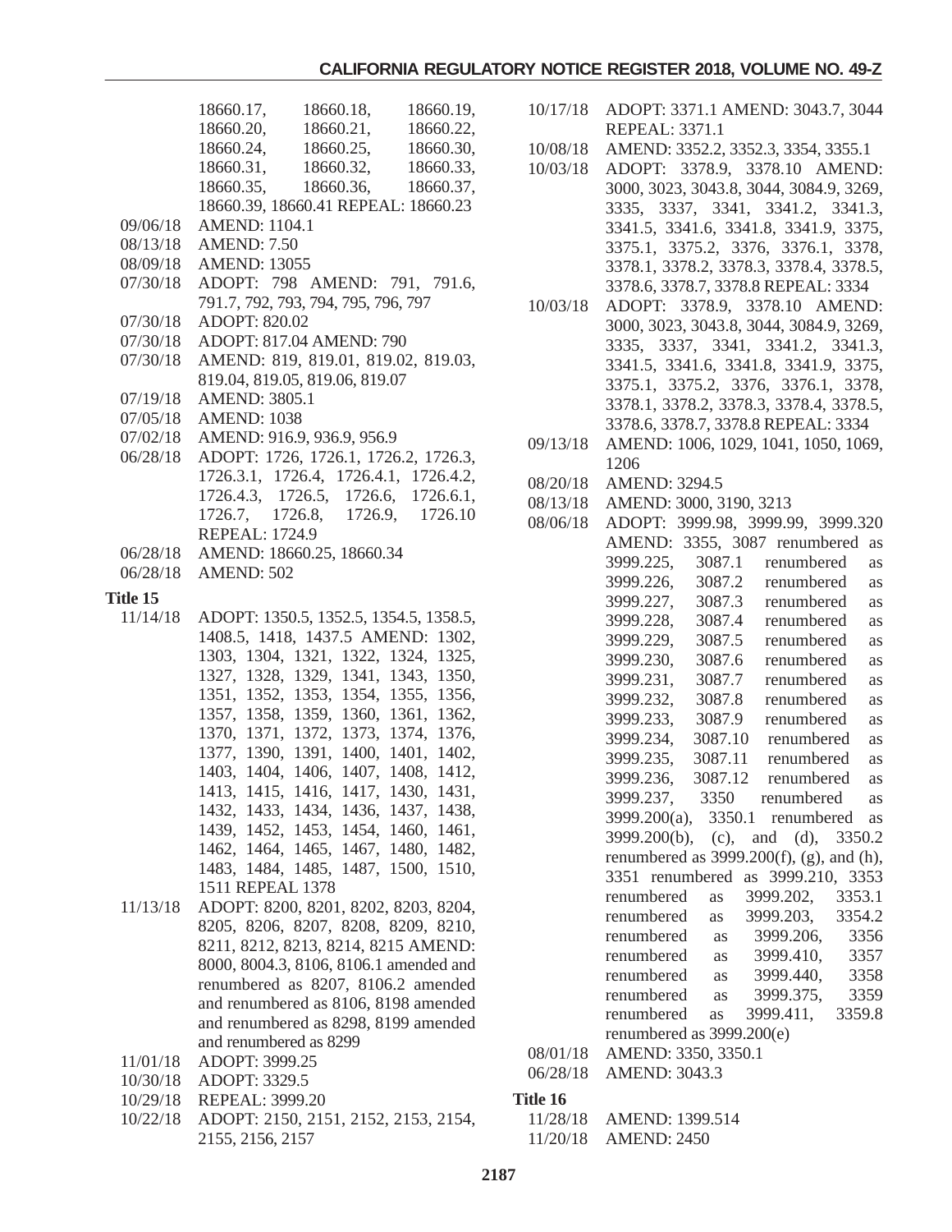18660.17, 18660.18, 18660.19, 18660.20, 18660.21, 18660.22, 18660.24, 18660.25, 18660.30, 18660.31, 18660.32, 18660.33, 18660.35, 18660.36, 18660.37, 18660.39, 18660.41 REPEAL: 18660.23

09/06/18 AMEND: 1104.1

08/13/18 AMEND: 7.50

08/09/18 AMEND: 13055

07/30/18 ADOPT: 798 AMEND: 791, 791.6, 791.7, 792, 793, 794, 795, 796, 797

07/30/18 ADOPT: 820.02

07/30/18 ADOPT: 817.04 AMEND: 790

07/30/18 AMEND: 819, 819.01, 819.02, 819.03, 819.04, 819.05, 819.06, 819.07

07/19/18 AMEND: 3805.1

07/05/18 AMEND: 1038

07/02/18 AMEND: 916.9, 936.9, 956.9

06/28/18 ADOPT: 1726, 1726.1, 1726.2, 1726.3, 1726.3.1, 1726.4, 1726.4.1, 1726.4.2, 1726.4.3, 1726.5, 1726.6, 1726.6.1, 1726.7, 1726.8, 1726.9, 1726.10 REPEAL: 1724.9

06/28/18 AMEND: 18660.25, 18660.34

06/28/18 AMEND: 502

**Title 15**

11/14/18 ADOPT: 1350.5, 1352.5, 1354.5, 1358.5, 1408.5, 1418, 1437.5 AMEND: 1302, 1303, 1304, 1321, 1322, 1324, 1325, 1327, 1328, 1329, 1341, 1343, 1350, 1351, 1352, 1353, 1354, 1355, 1356, 1357, 1358, 1359, 1360, 1361, 1362, 1370, 1371, 1372, 1373, 1374, 1376, 1377, 1390, 1391, 1400, 1401, 1402, 1403, 1404, 1406, 1407, 1408, 1412, 1413, 1415, 1416, 1417, 1430, 1431, 1432, 1433, 1434, 1436, 1437, 1438, 1439, 1452, 1453, 1454, 1460, 1461, 1462, 1464, 1465, 1467, 1480, 1482, 1483, 1484, 1485, 1487, 1500, 1510, 1511 REPEAL 1378

11/13/18 ADOPT: 8200, 8201, 8202, 8203, 8204, 8205, 8206, 8207, 8208, 8209, 8210, 8211, 8212, 8213, 8214, 8215 AMEND: 8000, 8004.3, 8106, 8106.1 amended and renumbered as 8207, 8106.2 amended and renumbered as 8106, 8198 amended and renumbered as 8298, 8199 amended and renumbered as 8299

11/01/18 ADOPT: 3999.25

10/30/18 ADOPT: 3329.5

10/29/18 REPEAL: 3999.20

10/22/18 ADOPT: 2150, 2151, 2152, 2153, 2154, 2155, 2156, 2157

10/17/18 ADOPT: 3371.1 AMEND: 3043.7, 3044 REPEAL: 3371.1

10/08/18 AMEND: 3352.2, 3352.3, 3354, 3355.1

10/03/18 ADOPT: 3378.9, 3378.10 AMEND: 3000, 3023, 3043.8, 3044, 3084.9, 3269, 3335, 3337, 3341, 3341.2, 3341.3, 3341.5, 3341.6, 3341.8, 3341.9, 3375, 3375.1, 3375.2, 3376, 3376.1, 3378, 3378.1, 3378.2, 3378.3, 3378.4, 3378.5, 3378.6, 3378.7, 3378.8 REPEAL: 3334

10/03/18 ADOPT: 3378.9, 3378.10 AMEND: 3000, 3023, 3043.8, 3044, 3084.9, 3269, 3335, 3337, 3341, 3341.2, 3341.3, 3341.5, 3341.6, 3341.8, 3341.9, 3375, 3375.1, 3375.2, 3376, 3376.1, 3378, 3378.1, 3378.2, 3378.3, 3378.4, 3378.5, 3378.6, 3378.7, 3378.8 REPEAL: 3334

09/13/18 AMEND: 1006, 1029, 1041, 1050, 1069, 1206

08/20/18 AMEND: 3294.5

08/13/18 AMEND: 3000, 3190, 3213

08/06/18 ADOPT: 3999.98, 3999.99, 3999.320 AMEND: 3355, 3087 renumbered as 3999.225, 3087.1 renumbered as 3999.226, 3087.2 renumbered as 3999.227, 3087.3 renumbered as 3999.228, 3087.4 renumbered as 3999.229, 3087.5 renumbered as 3999.230, 3087.6 renumbered as 3999.231, 3087.7 renumbered as 3999.232, 3087.8 renumbered as 3999.233, 3087.9 renumbered as 3999.234, 3087.10 renumbered as 3999.235, 3087.11 renumbered as 3999.236, 3087.12 renumbered as 3999.237, 3350 renumbered as 3999.200(a), 3350.1 renumbered as 3999.200(b), (c), and (d), 3350.2 renumbered as 3999.200(f), (g), and (h), 3351 renumbered as 3999.210, 3353 renumbered as 3999.202, 3353.1 renumbered as 3999.203, 3354.2 renumbered as 3999.206, 3356 renumbered as 3999.410, 3357 renumbered as 3999.440, 3358 renumbered as 3999.375, 3359 renumbered as 3999.411, 3359.8 renumbered as 3999.200(e)

08/01/18 AMEND: 3350, 3350.1

06/28/18 AMEND: 3043.3

**Title 16**

11/28/18 AMEND: 1399.514

11/20/18 AMEND: 2450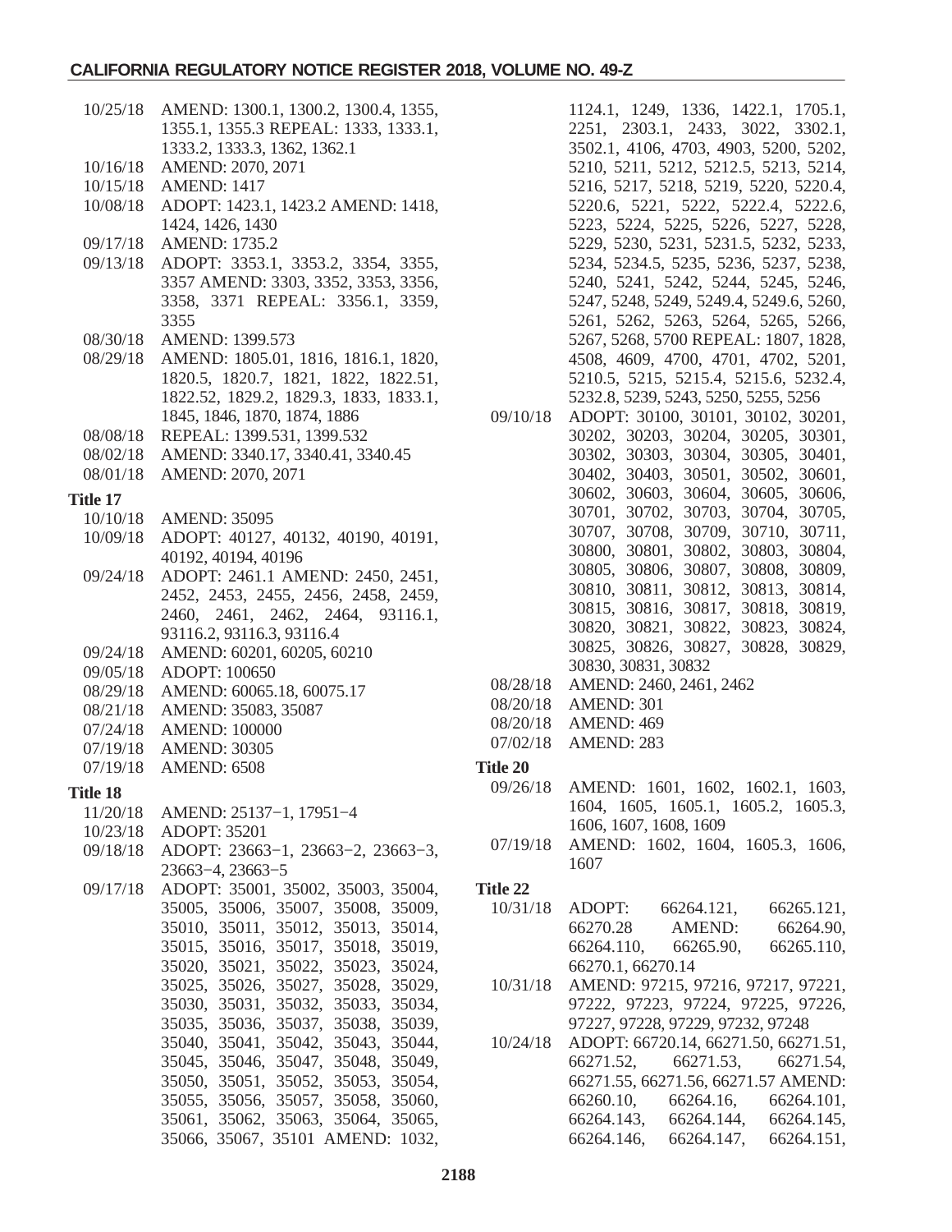10/25/18 AMEND: 1300.1, 1300.2, 1300.4, 1355, 1355.1, 1355.3 REPEAL: 1333, 1333.1, 1333.2, 1333.3, 1362, 1362.1
10/16/18 AMEND: 2070, 2071
10/15/18 AMEND: 1417
10/08/18 ADOPT: 1423.1, 1423.2 AMEND: 1418, 1424, 1426, 1430
09/17/18 AMEND: 1735.2
09/13/18 ADOPT: 3353.1, 3353.2, 3354, 3355, 3357 AMEND: 3303, 3352, 3353, 3356, 3358, 3371 REPEAL: 3356.1, 3359, 3355
08/30/18 AMEND: 1399.573
08/29/18 AMEND: 1805.01, 1816, 1816.1, 1820, 1820.5, 1820.7, 1821, 1822, 1822.51, 1822.52, 1829.2, 1829.3, 1833, 1833.1, 1845, 1846, 1870, 1874, 1886
08/08/18 REPEAL: 1399.531, 1399.532
08/02/18 AMEND: 3340.17, 3340.41, 3340.45
08/01/18 AMEND: 2070, 2071

**Title 17**

10/10/18 AMEND: 35095
10/09/18 ADOPT: 40127, 40132, 40190, 40191, 40192, 40194, 40196
09/24/18 ADOPT: 2461.1 AMEND: 2450, 2451, 2452, 2453, 2455, 2456, 2458, 2459, 2460, 2461, 2462, 2464, 93116.1, 93116.2, 93116.3, 93116.4
09/24/18 AMEND: 60201, 60205, 60210
09/05/18 ADOPT: 100650
08/29/18 AMEND: 60065.18, 60075.17
08/21/18 AMEND: 35083, 35087
07/24/18 AMEND: 100000
07/19/18 AMEND: 30305
07/19/18 AMEND: 6508

**Title 18**

11/20/18 AMEND: 25137−1, 17951−4
10/23/18 ADOPT: 35201
09/18/18 ADOPT: 23663−1, 23663−2, 23663−3, 23663−4, 23663−5
09/17/18 ADOPT: 35001, 35002, 35003, 35004, 35005, 35006, 35007, 35008, 35009, 35010, 35011, 35012, 35013, 35014, 35015, 35016, 35017, 35018, 35019, 35020, 35021, 35022, 35023, 35024, 35025, 35026, 35027, 35028, 35029, 35030, 35031, 35032, 35033, 35034, 35035, 35036, 35037, 35038, 35039, 35040, 35041, 35042, 35043, 35044, 35045, 35046, 35047, 35048, 35049, 35050, 35051, 35052, 35053, 35054, 35055, 35056, 35057, 35058, 35060, 35061, 35062, 35063, 35064, 35065, 35066, 35067, 35101 AMEND: 1032, 1124.1, 1249, 1336, 1422.1, 1705.1, 2251, 2303.1, 2433, 3022, 3302.1, 3502.1, 4106, 4703, 4903, 5200, 5202, 5210, 5211, 5212, 5212.5, 5213, 5214, 5216, 5217, 5218, 5219, 5220, 5220.4, 5220.6, 5221, 5222, 5222.4, 5222.6, 5223, 5224, 5225, 5226, 5227, 5228, 5229, 5230, 5231, 5231.5, 5232, 5233, 5234, 5234.5, 5235, 5236, 5237, 5238, 5240, 5241, 5242, 5244, 5245, 5246, 5247, 5248, 5249, 5249.4, 5249.6, 5260, 5261, 5262, 5263, 5264, 5265, 5266, 5267, 5268, 5700 REPEAL: 1807, 1828, 4508, 4609, 4700, 4701, 4702, 5201, 5210.5, 5215, 5215.4, 5215.6, 5232.4, 5232.8, 5239, 5243, 5250, 5255, 5256
09/10/18 ADOPT: 30100, 30101, 30102, 30201, 30202, 30203, 30204, 30205, 30301, 30302, 30303, 30304, 30305, 30401, 30402, 30403, 30501, 30502, 30601, 30602, 30603, 30604, 30605, 30606, 30701, 30702, 30703, 30704, 30705, 30707, 30708, 30709, 30710, 30711, 30800, 30801, 30802, 30803, 30804, 30805, 30806, 30807, 30808, 30809, 30810, 30811, 30812, 30813, 30814, 30815, 30816, 30817, 30818, 30819, 30820, 30821, 30822, 30823, 30824, 30825, 30826, 30827, 30828, 30829, 30830, 30831, 30832
08/28/18 AMEND: 2460, 2461, 2462
08/20/18 AMEND: 301
08/20/18 AMEND: 469
07/02/18 AMEND: 283

**Title 20**

09/26/18 AMEND: 1601, 1602, 1602.1, 1603, 1604, 1605, 1605.1, 1605.2, 1605.3, 1606, 1607, 1608, 1609
07/19/18 AMEND: 1602, 1604, 1605.3, 1606, 1607

**Title 22**

10/31/18 ADOPT: 66264.121, 66265.121, 66270.28 AMEND: 66264.90, 66264.110, 66265.90, 66265.110, 66270.1, 66270.14
10/31/18 AMEND: 97215, 97216, 97217, 97221, 97222, 97223, 97224, 97225, 97226, 97227, 97228, 97229, 97232, 97248
10/24/18 ADOPT: 66720.14, 66271.50, 66271.51, 66271.52, 66271.53, 66271.54, 66271.55, 66271.56, 66271.57 AMEND: 66260.10, 66264.16, 66264.101, 66264.143, 66264.144, 66264.145, 66264.146, 66264.147, 66264.151,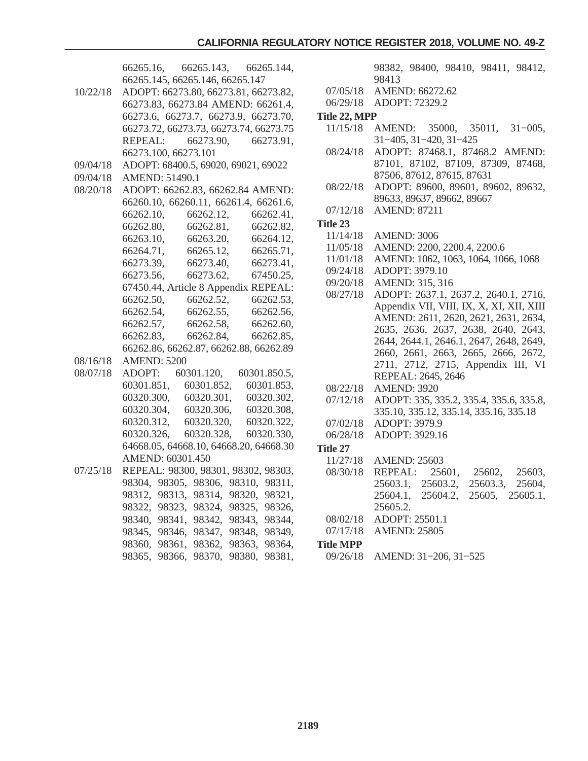66265.16, 66265.143, 66265.144, 66265.145, 66265.146, 66265.147

10/22/18 ADOPT: 66273.80, 66273.81, 66273.82, 66273.83, 66273.84 AMEND: 66261.4, 66273.6, 66273.7, 66273.9, 66273.70, 66273.72, 66273.73, 66273.74, 66273.75 REPEAL: 66273.90, 66273.91, 66273.100, 66273.101

09/04/18 ADOPT: 68400.5, 69020, 69021, 69022

09/04/18 AMEND: 51490.1

08/20/18 ADOPT: 66262.83, 66262.84 AMEND: 66260.10, 66260.11, 66261.4, 66261.6, 66262.10, 66262.12, 66262.41, 66262.80, 66262.81, 66262.82, 66263.10, 66263.20, 66264.12, 66264.71, 66265.12, 66265.71, 66273.39, 66273.40, 66273.41, 66273.56, 66273.62, 67450.25, 67450.44, Article 8 Appendix REPEAL: 66262.50, 66262.52, 66262.53, 66262.54, 66262.55, 66262.56, 66262.57, 66262.58, 66262.60, 66262.83, 66262.84, 66262.85, 66262.86, 66262.87, 66262.88, 66262.89

08/16/18 AMEND: 5200

08/07/18 ADOPT: 60301.120, 60301.850.5, 60301.851, 60301.852, 60301.853, 60320.300, 60320.301, 60320.302, 60320.304, 60320.306, 60320.308, 60320.312, 60320.320, 60320.322, 60320.326, 60320.328, 60320.330, 64668.05, 64668.10, 64668.20, 64668.30 AMEND: 60301.450

07/25/18 REPEAL: 98300, 98301, 98302, 98303, 98304, 98305, 98306, 98310, 98311, 98312, 98313, 98314, 98320, 98321, 98322, 98323, 98324, 98325, 98326, 98340, 98341, 98342, 98343, 98344, 98345, 98346, 98347, 98348, 98349, 98360, 98361, 98362, 98363, 98364, 98365, 98366, 98370, 98380, 98381, 98382, 98400, 98410, 98411, 98412, 98413

07/05/18 AMEND: 66272.62

06/29/18 ADOPT: 72329.2

**Title 22, MPP**

11/15/18 AMEND: 35000, 35011, 31−005, 31−405, 31−420, 31−425

08/24/18 ADOPT: 87468.1, 87468.2 AMEND: 87101, 87102, 87109, 87309, 87468, 87506, 87612, 87615, 87631

08/22/18 ADOPT: 89600, 89601, 89602, 89632, 89633, 89637, 89662, 89667

07/12/18 AMEND: 87211

**Title 23**

11/14/18 AMEND: 3006

11/05/18 AMEND: 2200, 2200.4, 2200.6

11/01/18 AMEND: 1062, 1063, 1064, 1066, 1068

09/24/18 ADOPT: 3979.10

09/20/18 AMEND: 315, 316

08/27/18 ADOPT: 2637.1, 2637.2, 2640.1, 2716, Appendix VII, VIII, IX, X, XI, XII, XIII AMEND: 2611, 2620, 2621, 2631, 2634, 2635, 2636, 2637, 2638, 2640, 2643, 2644, 2644.1, 2646.1, 2647, 2648, 2649, 2660, 2661, 2663, 2665, 2666, 2672, 2711, 2712, 2715, Appendix III, VI REPEAL: 2645, 2646

08/22/18 AMEND: 3920

07/12/18 ADOPT: 335, 335.2, 335.4, 335.6, 335.8, 335.10, 335.12, 335.14, 335.16, 335.18

07/02/18 ADOPT: 3979.9

06/28/18 ADOPT: 3929.16

**Title 27**

11/27/18 AMEND: 25603

08/30/18 REPEAL: 25601, 25602, 25603, 25603.1, 25603.2, 25603.3, 25604, 25604.1, 25604.2, 25605, 25605.1, 25605.2.

08/02/18 ADOPT: 25501.1

07/17/18 AMEND: 25805

**Title MPP**

09/26/18 AMEND: 31−206, 31−525